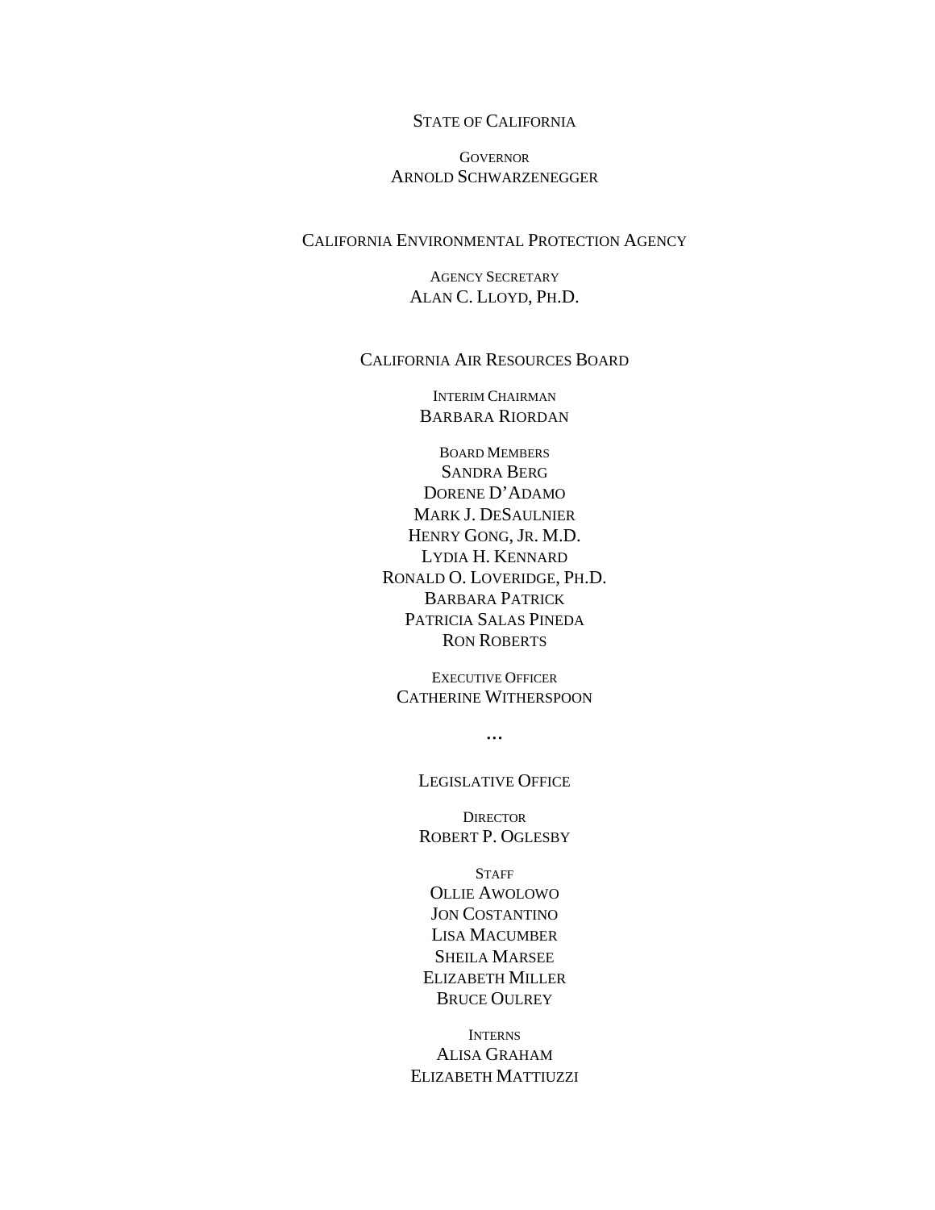STATE OF CALIFORNIA

GOVERNOR
ARNOLD SCHWARZENEGGER

CALIFORNIA ENVIRONMENTAL PROTECTION AGENCY

AGENCY SECRETARY
ALAN C. LLOYD, PH.D.

CALIFORNIA AIR RESOURCES BOARD

INTERIM CHAIRMAN
BARBARA RIORDAN

BOARD MEMBERS
SANDRA BERG
DORENE D'ADAMO
MARK J. DESAULNIER
HENRY GONG, JR. M.D.
LYDIA H. KENNARD
RONALD O. LOVERIDGE, PH.D.
BARBARA PATRICK
PATRICIA SALAS PINEDA
RON ROBERTS

EXECUTIVE OFFICER
CATHERINE WITHERSPOON

...

LEGISLATIVE OFFICE

DIRECTOR
ROBERT P. OGLESBY

STAFF
OLLIE AWOLOWO
JON COSTANTINO
LISA MACUMBER
SHEILA MARSEE
ELIZABETH MILLER
BRUCE OULREY

INTERNS
ALISA GRAHAM
ELIZABETH MATTIUZZI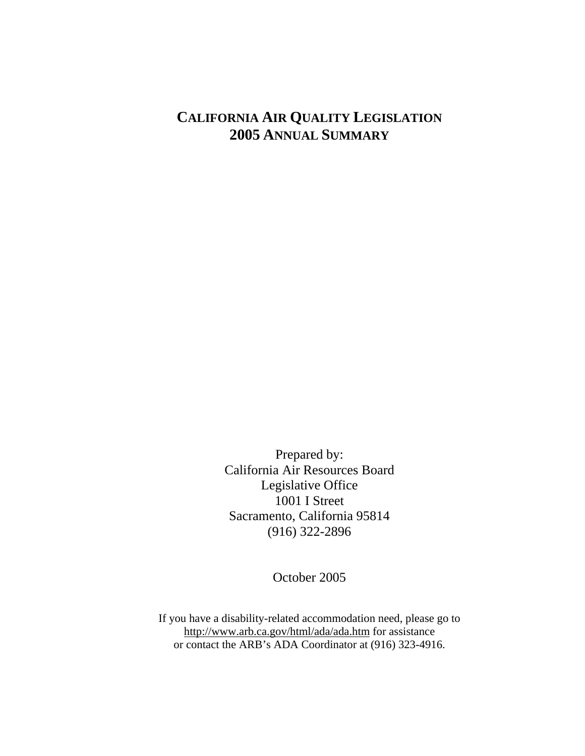# CALIFORNIA AIR QUALITY LEGISLATION
# 2005 ANNUAL SUMMARY

Prepared by:
California Air Resources Board
Legislative Office
1001 I Street
Sacramento, California 95814
(916) 322-2896

October 2005

If you have a disability-related accommodation need, please go to http://www.arb.ca.gov/html/ada/ada.htm for assistance or contact the ARB's ADA Coordinator at (916) 323-4916.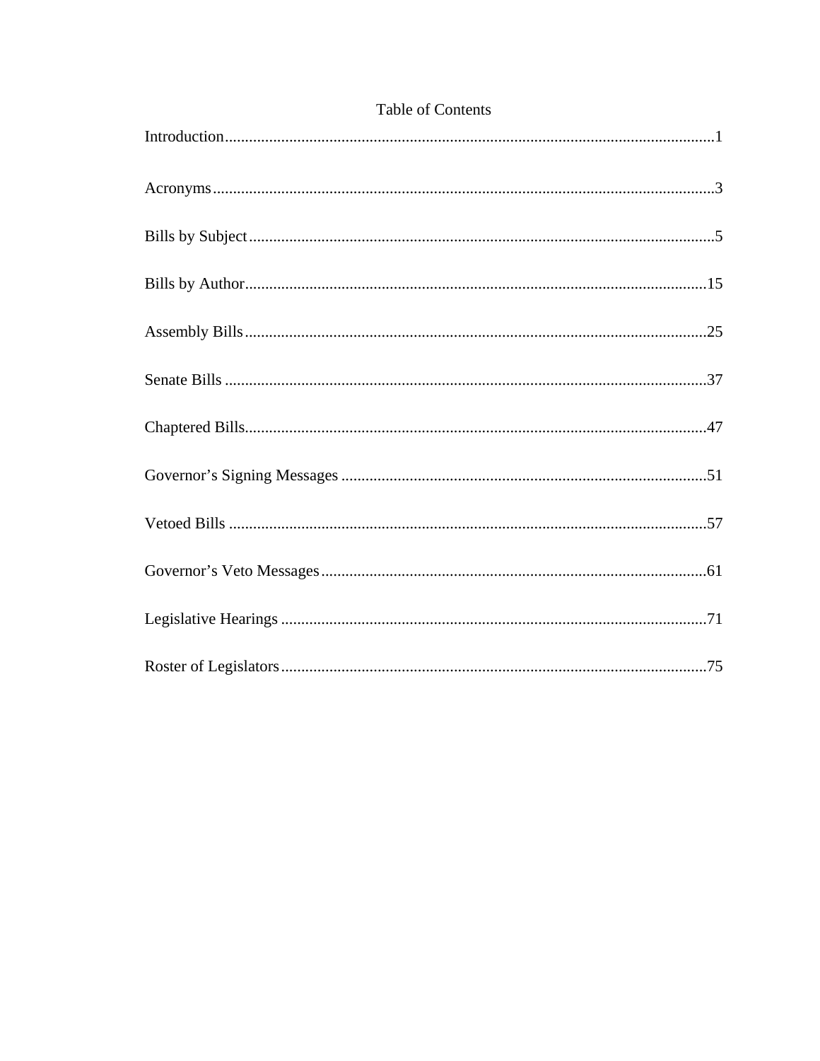# Table of Contents

Introduction........................................................................................................................1

Acronyms...........................................................................................................................3

Bills by Subject..................................................................................................................5

Bills by Author..................................................................................................................15

Assembly Bills..................................................................................................................25

Senate Bills .......................................................................................................................37

Chaptered Bills..................................................................................................................47

Governor's Signing Messages ..........................................................................................51

Vetoed Bills ......................................................................................................................57

Governor's Veto Messages...............................................................................................61

Legislative Hearings .........................................................................................................71

Roster of Legislators.........................................................................................................75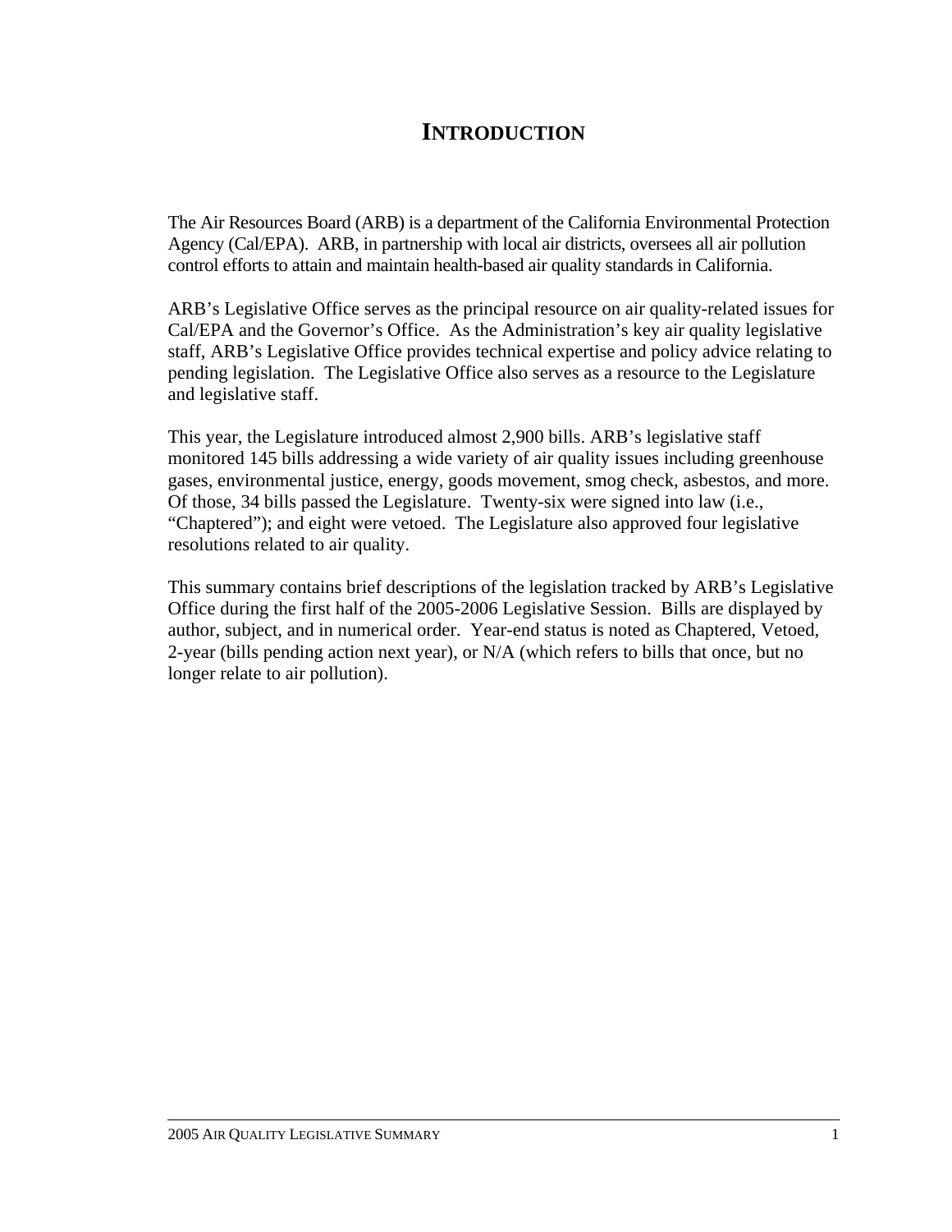# INTRODUCTION

The Air Resources Board (ARB) is a department of the California Environmental Protection Agency (Cal/EPA). ARB, in partnership with local air districts, oversees all air pollution control efforts to attain and maintain health-based air quality standards in California.

ARB's Legislative Office serves as the principal resource on air quality-related issues for Cal/EPA and the Governor's Office. As the Administration's key air quality legislative staff, ARB's Legislative Office provides technical expertise and policy advice relating to pending legislation. The Legislative Office also serves as a resource to the Legislature and legislative staff.

This year, the Legislature introduced almost 2,900 bills. ARB's legislative staff monitored 145 bills addressing a wide variety of air quality issues including greenhouse gases, environmental justice, energy, goods movement, smog check, asbestos, and more. Of those, 34 bills passed the Legislature. Twenty-six were signed into law (i.e., "Chaptered"); and eight were vetoed. The Legislature also approved four legislative resolutions related to air quality.

This summary contains brief descriptions of the legislation tracked by ARB's Legislative Office during the first half of the 2005-2006 Legislative Session. Bills are displayed by author, subject, and in numerical order. Year-end status is noted as Chaptered, Vetoed, 2-year (bills pending action next year), or N/A (which refers to bills that once, but no longer relate to air pollution).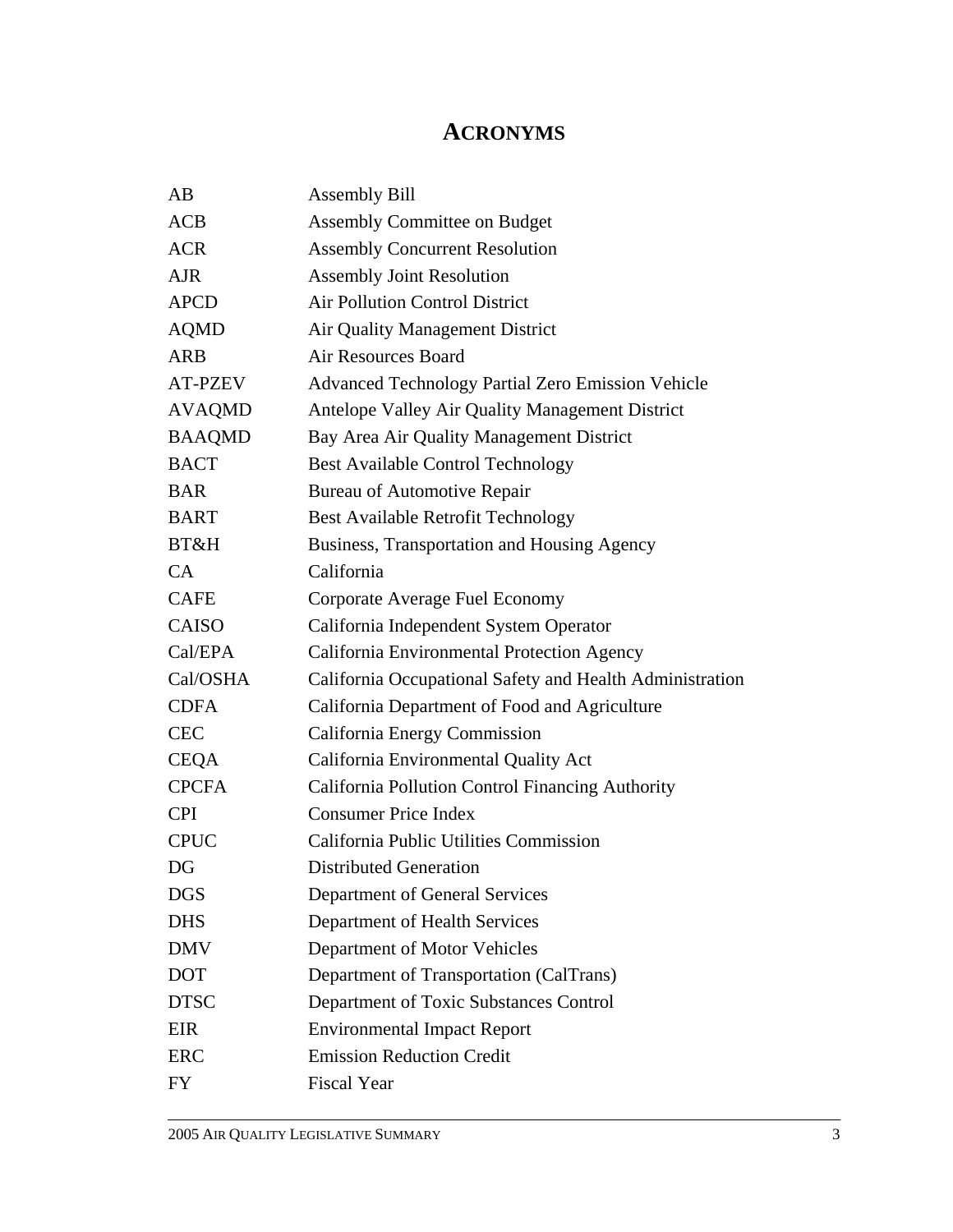# ACRONYMS

| | |
|---|---|
| AB | Assembly Bill |
| ACB | Assembly Committee on Budget |
| ACR | Assembly Concurrent Resolution |
| AJR | Assembly Joint Resolution |
| APCD | Air Pollution Control District |
| AQMD | Air Quality Management District |
| ARB | Air Resources Board |
| AT-PZEV | Advanced Technology Partial Zero Emission Vehicle |
| AVAQMD | Antelope Valley Air Quality Management District |
| BAAQMD | Bay Area Air Quality Management District |
| BACT | Best Available Control Technology |
| BAR | Bureau of Automotive Repair |
| BART | Best Available Retrofit Technology |
| BT&H | Business, Transportation and Housing Agency |
| CA | California |
| CAFE | Corporate Average Fuel Economy |
| CAISO | California Independent System Operator |
| Cal/EPA | California Environmental Protection Agency |
| Cal/OSHA | California Occupational Safety and Health Administration |
| CDFA | California Department of Food and Agriculture |
| CEC | California Energy Commission |
| CEQA | California Environmental Quality Act |
| CPCFA | California Pollution Control Financing Authority |
| CPI | Consumer Price Index |
| CPUC | California Public Utilities Commission |
| DG | Distributed Generation |
| DGS | Department of General Services |
| DHS | Department of Health Services |
| DMV | Department of Motor Vehicles |
| DOT | Department of Transportation (CalTrans) |
| DTSC | Department of Toxic Substances Control |
| EIR | Environmental Impact Report |
| ERC | Emission Reduction Credit |
| FY | Fiscal Year |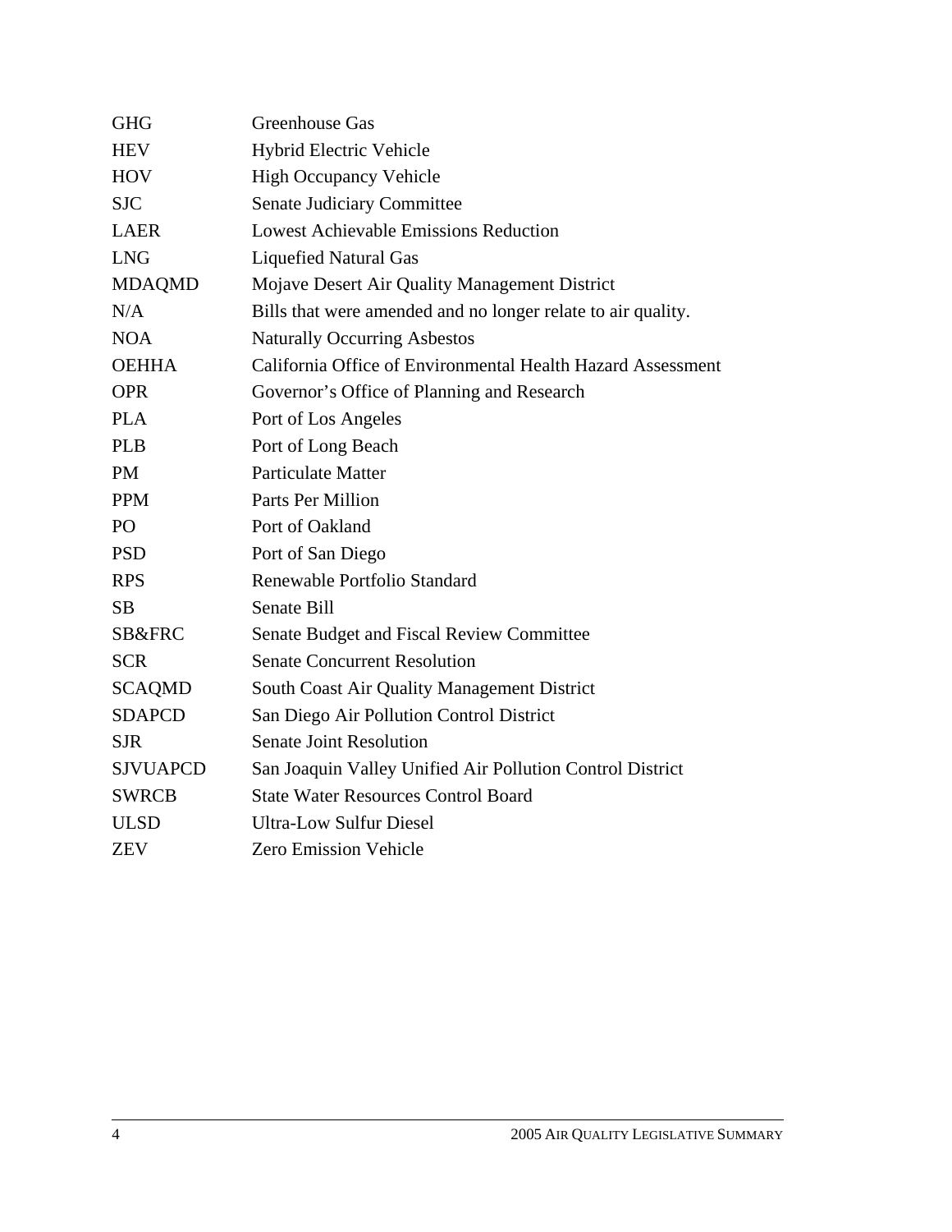| | |
|---|---|
| GHG | Greenhouse Gas |
| HEV | Hybrid Electric Vehicle |
| HOV | High Occupancy Vehicle |
| SJC | Senate Judiciary Committee |
| LAER | Lowest Achievable Emissions Reduction |
| LNG | Liquefied Natural Gas |
| MDAQMD | Mojave Desert Air Quality Management District |
| N/A | Bills that were amended and no longer relate to air quality. |
| NOA | Naturally Occurring Asbestos |
| OEHHA | California Office of Environmental Health Hazard Assessment |
| OPR | Governor's Office of Planning and Research |
| PLA | Port of Los Angeles |
| PLB | Port of Long Beach |
| PM | Particulate Matter |
| PPM | Parts Per Million |
| PO | Port of Oakland |
| PSD | Port of San Diego |
| RPS | Renewable Portfolio Standard |
| SB | Senate Bill |
| SB&FRC | Senate Budget and Fiscal Review Committee |
| SCR | Senate Concurrent Resolution |
| SCAQMD | South Coast Air Quality Management District |
| SDAPCD | San Diego Air Pollution Control District |
| SJR | Senate Joint Resolution |
| SJVUAPCD | San Joaquin Valley Unified Air Pollution Control District |
| SWRCB | State Water Resources Control Board |
| ULSD | Ultra-Low Sulfur Diesel |
| ZEV | Zero Emission Vehicle |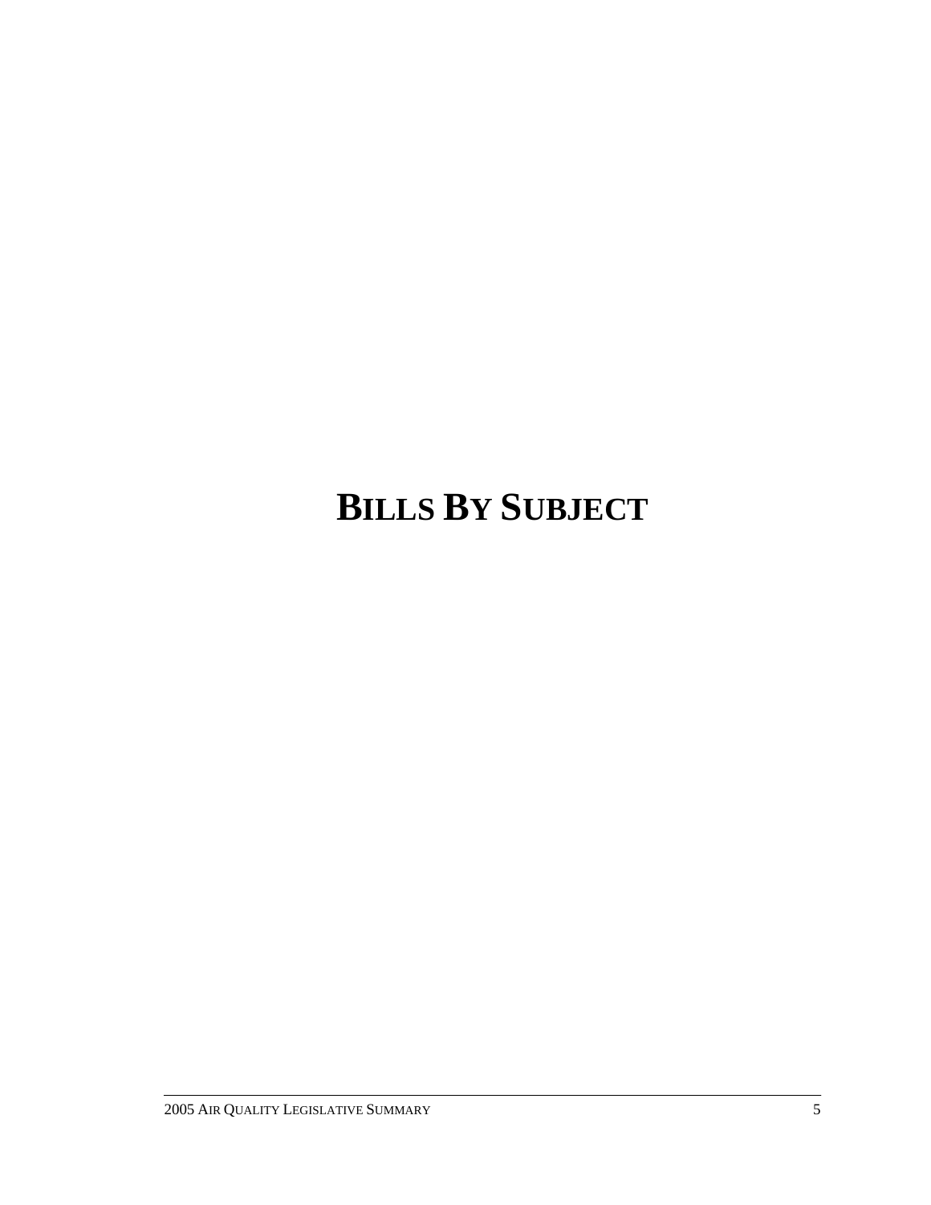# BILLS BY SUBJECT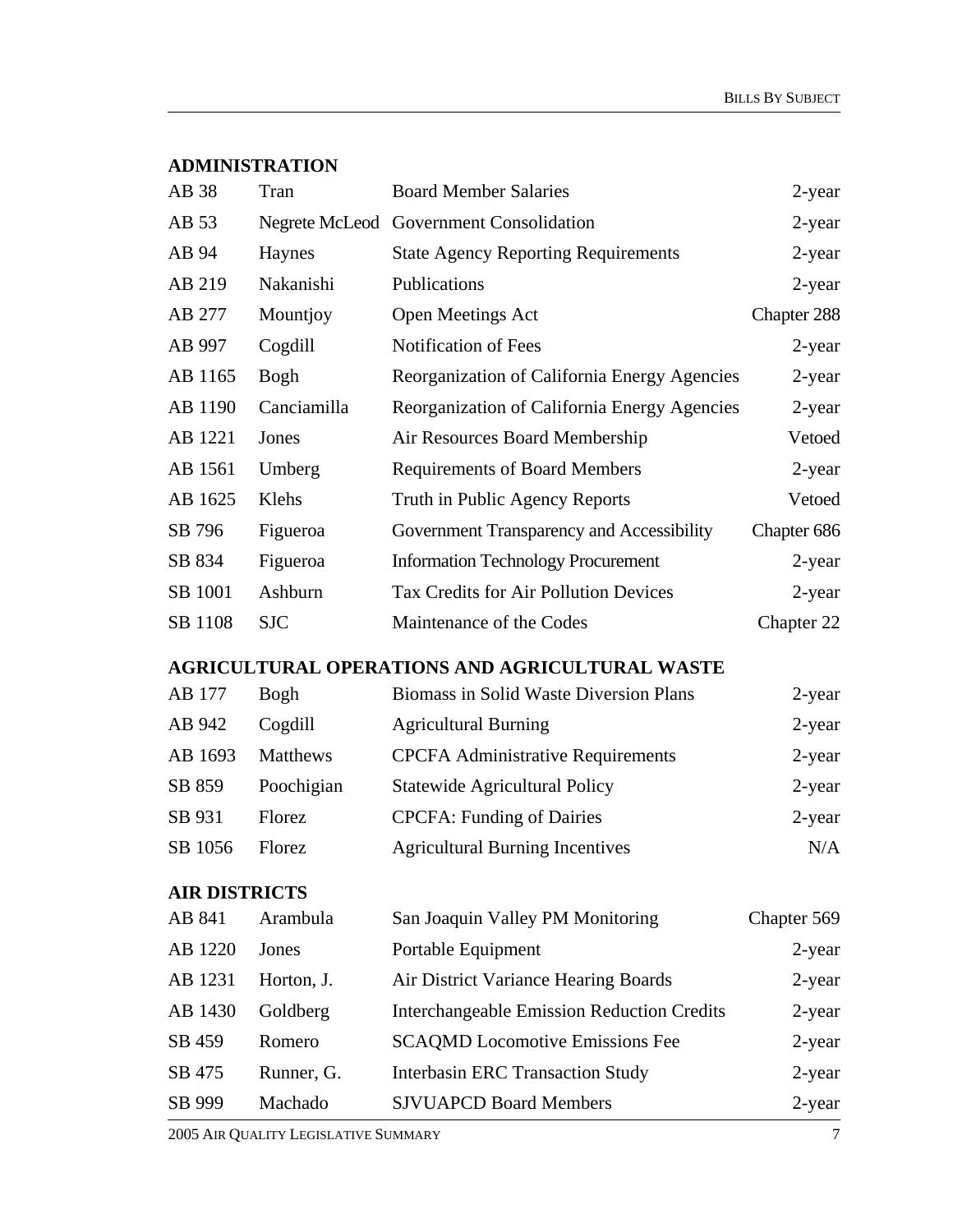## ADMINISTRATION

| | | | |
|---|---|---|---|
| AB 38 | Tran | Board Member Salaries | 2-year |
| AB 53 | Negrete McLeod | Government Consolidation | 2-year |
| AB 94 | Haynes | State Agency Reporting Requirements | 2-year |
| AB 219 | Nakanishi | Publications | 2-year |
| AB 277 | Mountjoy | Open Meetings Act | Chapter 288 |
| AB 997 | Cogdill | Notification of Fees | 2-year |
| AB 1165 | Bogh | Reorganization of California Energy Agencies | 2-year |
| AB 1190 | Canciamilla | Reorganization of California Energy Agencies | 2-year |
| AB 1221 | Jones | Air Resources Board Membership | Vetoed |
| AB 1561 | Umberg | Requirements of Board Members | 2-year |
| AB 1625 | Klehs | Truth in Public Agency Reports | Vetoed |
| SB 796 | Figueroa | Government Transparency and Accessibility | Chapter 686 |
| SB 834 | Figueroa | Information Technology Procurement | 2-year |
| SB 1001 | Ashburn | Tax Credits for Air Pollution Devices | 2-year |
| SB 1108 | SJC | Maintenance of the Codes | Chapter 22 |

## AGRICULTURAL OPERATIONS AND AGRICULTURAL WASTE

| | | | |
|---|---|---|---|
| AB 177 | Bogh | Biomass in Solid Waste Diversion Plans | 2-year |
| AB 942 | Cogdill | Agricultural Burning | 2-year |
| AB 1693 | Matthews | CPCFA Administrative Requirements | 2-year |
| SB 859 | Poochigian | Statewide Agricultural Policy | 2-year |
| SB 931 | Florez | CPCFA: Funding of Dairies | 2-year |
| SB 1056 | Florez | Agricultural Burning Incentives | N/A |

## AIR DISTRICTS

| | | | |
|---|---|---|---|
| AB 841 | Arambula | San Joaquin Valley PM Monitoring | Chapter 569 |
| AB 1220 | Jones | Portable Equipment | 2-year |
| AB 1231 | Horton, J. | Air District Variance Hearing Boards | 2-year |
| AB 1430 | Goldberg | Interchangeable Emission Reduction Credits | 2-year |
| SB 459 | Romero | SCAQMD Locomotive Emissions Fee | 2-year |
| SB 475 | Runner, G. | Interbasin ERC Transaction Study | 2-year |
| SB 999 | Machado | SJVUAPCD Board Members | 2-year |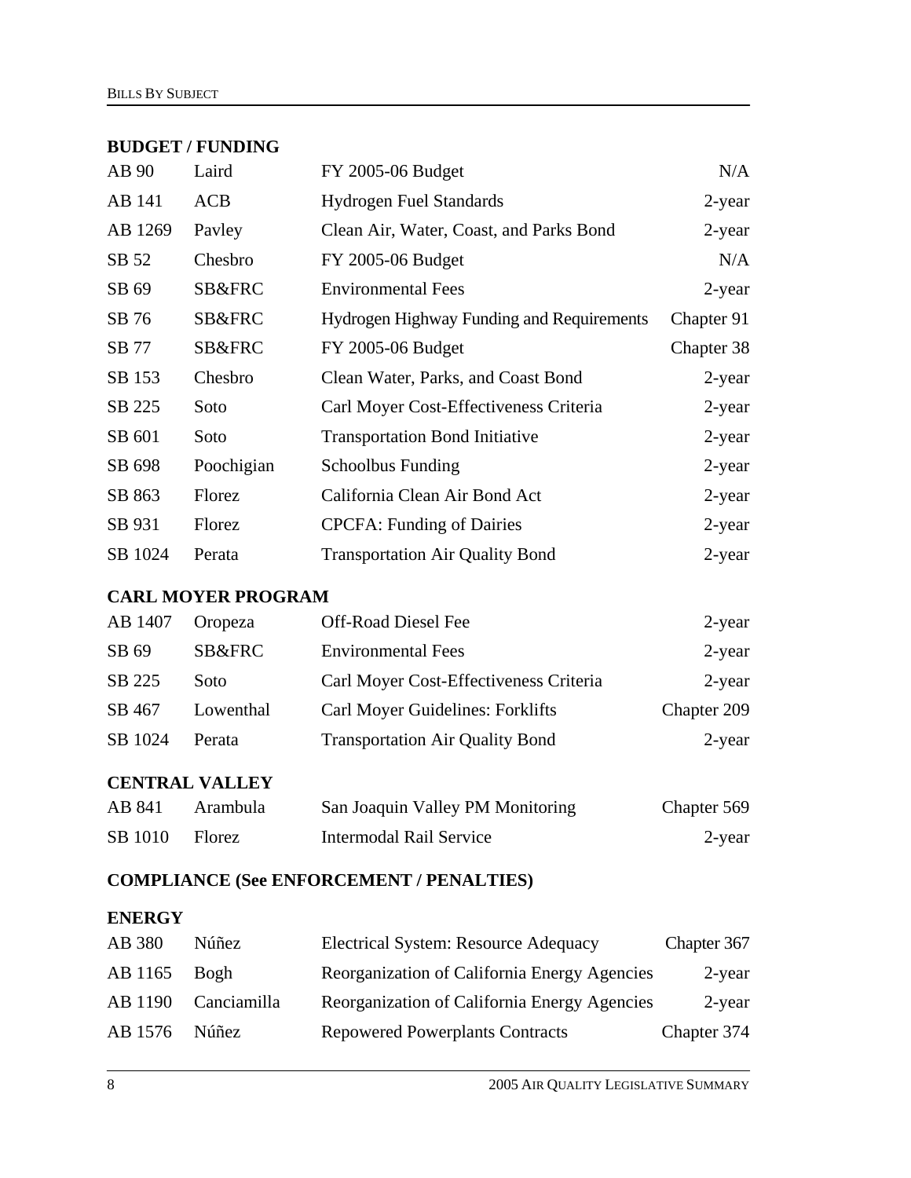## BUDGET / FUNDING

| | | | |
|---|---|---|---|
| AB 90 | Laird | FY 2005-06 Budget | N/A |
| AB 141 | ACB | Hydrogen Fuel Standards | 2-year |
| AB 1269 | Pavley | Clean Air, Water, Coast, and Parks Bond | 2-year |
| SB 52 | Chesbro | FY 2005-06 Budget | N/A |
| SB 69 | SB&FRC | Environmental Fees | 2-year |
| SB 76 | SB&FRC | Hydrogen Highway Funding and Requirements | Chapter 91 |
| SB 77 | SB&FRC | FY 2005-06 Budget | Chapter 38 |
| SB 153 | Chesbro | Clean Water, Parks, and Coast Bond | 2-year |
| SB 225 | Soto | Carl Moyer Cost-Effectiveness Criteria | 2-year |
| SB 601 | Soto | Transportation Bond Initiative | 2-year |
| SB 698 | Poochigian | Schoolbus Funding | 2-year |
| SB 863 | Florez | California Clean Air Bond Act | 2-year |
| SB 931 | Florez | CPCFA: Funding of Dairies | 2-year |
| SB 1024 | Perata | Transportation Air Quality Bond | 2-year |

## CARL MOYER PROGRAM

| | | | |
|---|---|---|---|
| AB 1407 | Oropeza | Off-Road Diesel Fee | 2-year |
| SB 69 | SB&FRC | Environmental Fees | 2-year |
| SB 225 | Soto | Carl Moyer Cost-Effectiveness Criteria | 2-year |
| SB 467 | Lowenthal | Carl Moyer Guidelines: Forklifts | Chapter 209 |
| SB 1024 | Perata | Transportation Air Quality Bond | 2-year |

## CENTRAL VALLEY

| | | | |
|---|---|---|---|
| AB 841 | Arambula | San Joaquin Valley PM Monitoring | Chapter 569 |
| SB 1010 | Florez | Intermodal Rail Service | 2-year |

## COMPLIANCE (See ENFORCEMENT / PENALTIES)

## ENERGY

| | | | |
|---|---|---|---|
| AB 380 | Núñez | Electrical System: Resource Adequacy | Chapter 367 |
| AB 1165 | Bogh | Reorganization of California Energy Agencies | 2-year |
| AB 1190 | Canciamilla | Reorganization of California Energy Agencies | 2-year |
| AB 1576 | Núñez | Repowered Powerplants Contracts | Chapter 374 |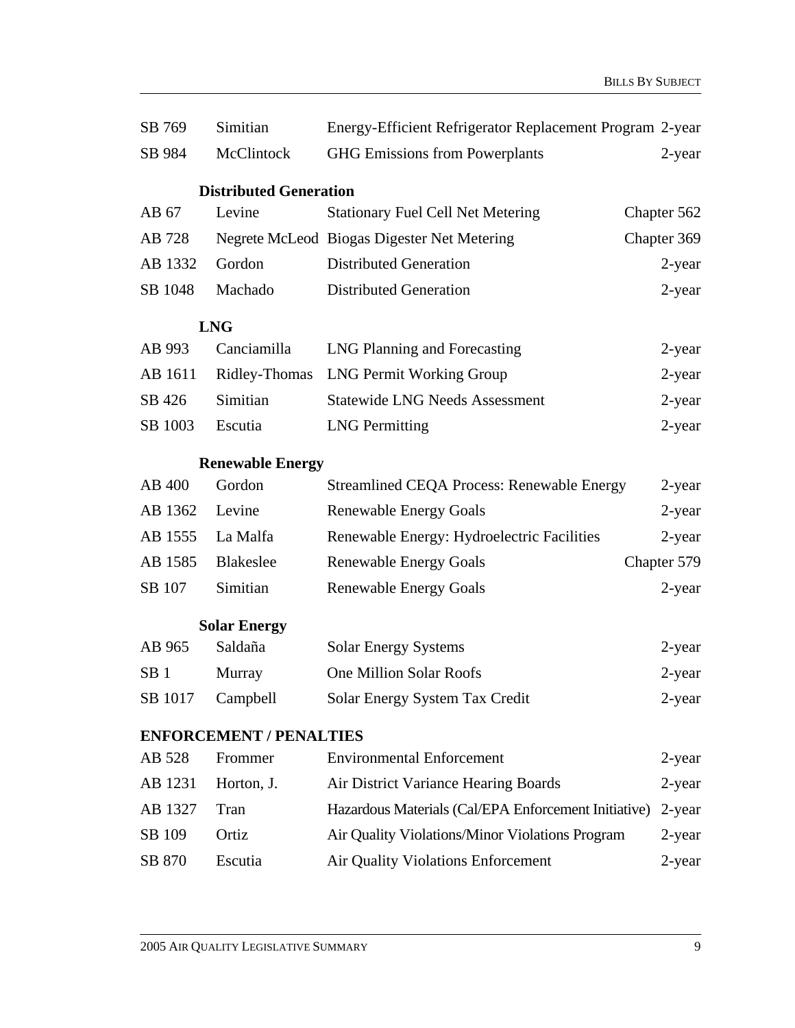| | | | |
|---|---|---|---|
| SB 769 | Simitian | Energy-Efficient Refrigerator Replacement Program | 2-year |
| SB 984 | McClintock | GHG Emissions from Powerplants | 2-year |

**Distributed Generation**

| | | | |
|---|---|---|---|
| AB 67 | Levine | Stationary Fuel Cell Net Metering | Chapter 562 |
| AB 728 | Negrete McLeod | Biogas Digester Net Metering | Chapter 369 |
| AB 1332 | Gordon | Distributed Generation | 2-year |
| SB 1048 | Machado | Distributed Generation | 2-year |

**LNG**

| | | | |
|---|---|---|---|
| AB 993 | Canciamilla | LNG Planning and Forecasting | 2-year |
| AB 1611 | Ridley-Thomas | LNG Permit Working Group | 2-year |
| SB 426 | Simitian | Statewide LNG Needs Assessment | 2-year |
| SB 1003 | Escutia | LNG Permitting | 2-year |

**Renewable Energy**

| | | | |
|---|---|---|---|
| AB 400 | Gordon | Streamlined CEQA Process: Renewable Energy | 2-year |
| AB 1362 | Levine | Renewable Energy Goals | 2-year |
| AB 1555 | La Malfa | Renewable Energy: Hydroelectric Facilities | 2-year |
| AB 1585 | Blakeslee | Renewable Energy Goals | Chapter 579 |
| SB 107 | Simitian | Renewable Energy Goals | 2-year |

**Solar Energy**

| | | | |
|---|---|---|---|
| AB 965 | Saldaña | Solar Energy Systems | 2-year |
| SB 1 | Murray | One Million Solar Roofs | 2-year |
| SB 1017 | Campbell | Solar Energy System Tax Credit | 2-year |

## ENFORCEMENT / PENALTIES

| | | | |
|---|---|---|---|
| AB 528 | Frommer | Environmental Enforcement | 2-year |
| AB 1231 | Horton, J. | Air District Variance Hearing Boards | 2-year |
| AB 1327 | Tran | Hazardous Materials (Cal/EPA Enforcement Initiative) | 2-year |
| SB 109 | Ortiz | Air Quality Violations/Minor Violations Program | 2-year |
| SB 870 | Escutia | Air Quality Violations Enforcement | 2-year |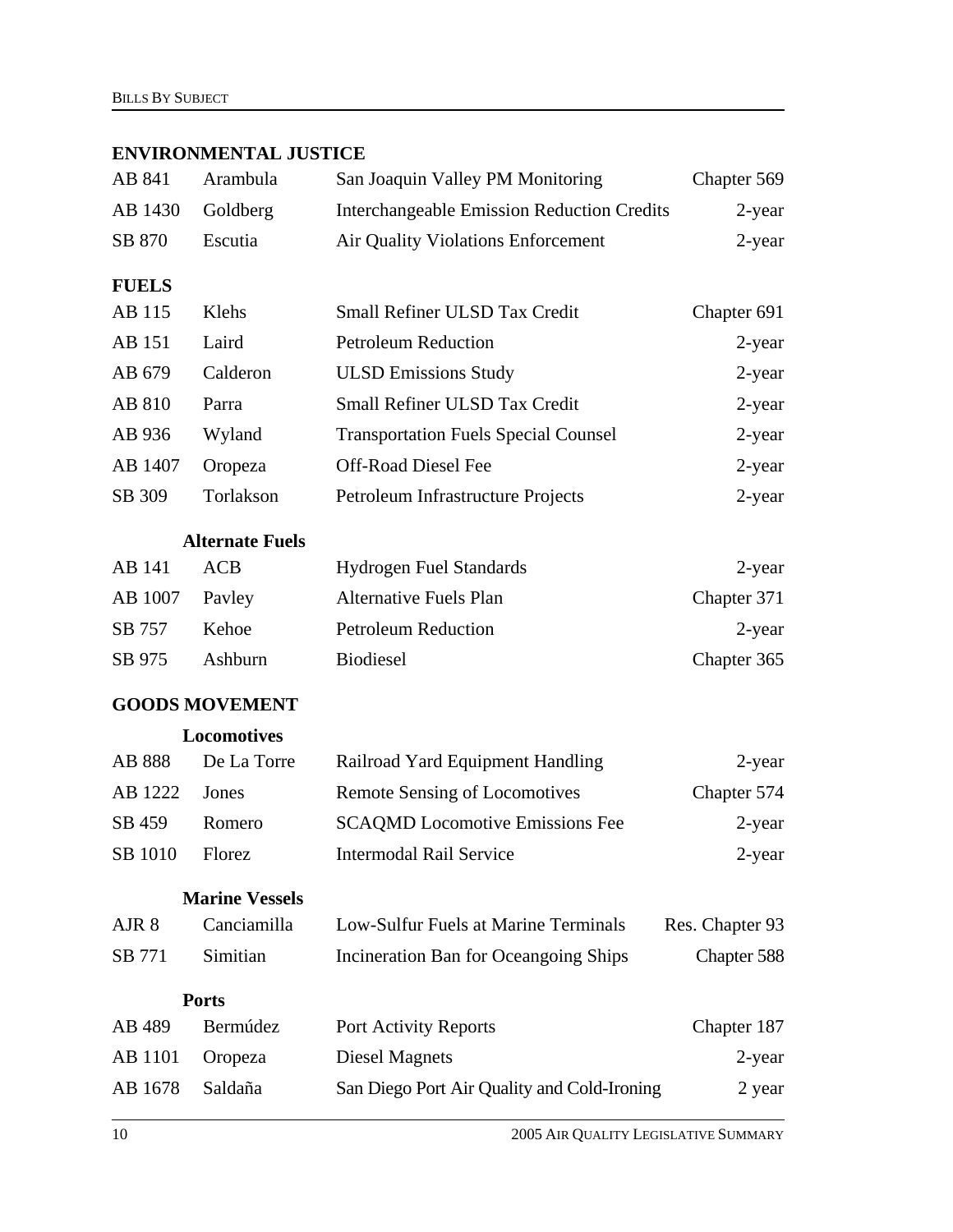## ENVIRONMENTAL JUSTICE

| | | | |
|---|---|---|---|
| AB 841 | Arambula | San Joaquin Valley PM Monitoring | Chapter 569 |
| AB 1430 | Goldberg | Interchangeable Emission Reduction Credits | 2-year |
| SB 870 | Escutia | Air Quality Violations Enforcement | 2-year |

## FUELS

| | | | |
|---|---|---|---|
| AB 115 | Klehs | Small Refiner ULSD Tax Credit | Chapter 691 |
| AB 151 | Laird | Petroleum Reduction | 2-year |
| AB 679 | Calderon | ULSD Emissions Study | 2-year |
| AB 810 | Parra | Small Refiner ULSD Tax Credit | 2-year |
| AB 936 | Wyland | Transportation Fuels Special Counsel | 2-year |
| AB 1407 | Oropeza | Off-Road Diesel Fee | 2-year |
| SB 309 | Torlakson | Petroleum Infrastructure Projects | 2-year |

### Alternate Fuels

| | | | |
|---|---|---|---|
| AB 141 | ACB | Hydrogen Fuel Standards | 2-year |
| AB 1007 | Pavley | Alternative Fuels Plan | Chapter 371 |
| SB 757 | Kehoe | Petroleum Reduction | 2-year |
| SB 975 | Ashburn | Biodiesel | Chapter 365 |

## GOODS MOVEMENT

### Locomotives

| | | | |
|---|---|---|---|
| AB 888 | De La Torre | Railroad Yard Equipment Handling | 2-year |
| AB 1222 | Jones | Remote Sensing of Locomotives | Chapter 574 |
| SB 459 | Romero | SCAQMD Locomotive Emissions Fee | 2-year |
| SB 1010 | Florez | Intermodal Rail Service | 2-year |

### Marine Vessels

| | | | |
|---|---|---|---|
| AJR 8 | Canciamilla | Low-Sulfur Fuels at Marine Terminals | Res. Chapter 93 |
| SB 771 | Simitian | Incineration Ban for Oceangoing Ships | Chapter 588 |

### Ports

| | | | |
|---|---|---|---|
| AB 489 | Bermúdez | Port Activity Reports | Chapter 187 |
| AB 1101 | Oropeza | Diesel Magnets | 2-year |
| AB 1678 | Saldaña | San Diego Port Air Quality and Cold-Ironing | 2 year |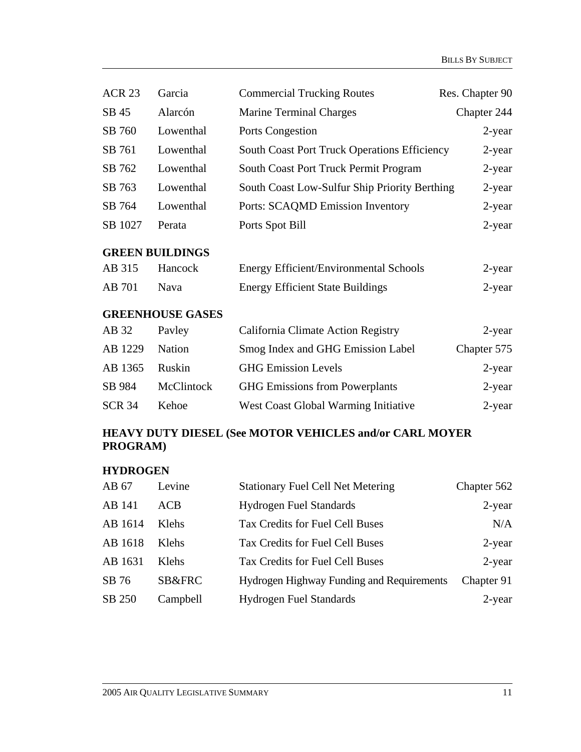| | | | |
|---|---|---|---|
| ACR 23 | Garcia | Commercial Trucking Routes | Res. Chapter 90 |
| SB 45 | Alarcón | Marine Terminal Charges | Chapter 244 |
| SB 760 | Lowenthal | Ports Congestion | 2-year |
| SB 761 | Lowenthal | South Coast Port Truck Operations Efficiency | 2-year |
| SB 762 | Lowenthal | South Coast Port Truck Permit Program | 2-year |
| SB 763 | Lowenthal | South Coast Low-Sulfur Ship Priority Berthing | 2-year |
| SB 764 | Lowenthal | Ports: SCAQMD Emission Inventory | 2-year |
| SB 1027 | Perata | Ports Spot Bill | 2-year |

**GREEN BUILDINGS**

| | | | |
|---|---|---|---|
| AB 315 | Hancock | Energy Efficient/Environmental Schools | 2-year |
| AB 701 | Nava | Energy Efficient State Buildings | 2-year |

**GREENHOUSE GASES**

| | | | |
|---|---|---|---|
| AB 32 | Pavley | California Climate Action Registry | 2-year |
| AB 1229 | Nation | Smog Index and GHG Emission Label | Chapter 575 |
| AB 1365 | Ruskin | GHG Emission Levels | 2-year |
| SB 984 | McClintock | GHG Emissions from Powerplants | 2-year |
| SCR 34 | Kehoe | West Coast Global Warming Initiative | 2-year |

**HEAVY DUTY DIESEL (See MOTOR VEHICLES and/or CARL MOYER PROGRAM)**

**HYDROGEN**

| | | | |
|---|---|---|---|
| AB 67 | Levine | Stationary Fuel Cell Net Metering | Chapter 562 |
| AB 141 | ACB | Hydrogen Fuel Standards | 2-year |
| AB 1614 | Klehs | Tax Credits for Fuel Cell Buses | N/A |
| AB 1618 | Klehs | Tax Credits for Fuel Cell Buses | 2-year |
| AB 1631 | Klehs | Tax Credits for Fuel Cell Buses | 2-year |
| SB 76 | SB&FRC | Hydrogen Highway Funding and Requirements | Chapter 91 |
| SB 250 | Campbell | Hydrogen Fuel Standards | 2-year |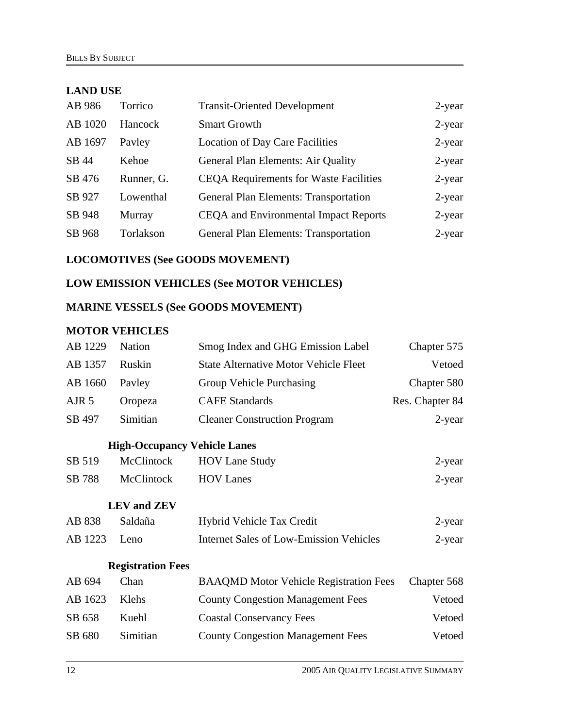## LAND USE

| | | | |
|---|---|---|---|
| AB 986 | Torrico | Transit-Oriented Development | 2-year |
| AB 1020 | Hancock | Smart Growth | 2-year |
| AB 1697 | Pavley | Location of Day Care Facilities | 2-year |
| SB 44 | Kehoe | General Plan Elements: Air Quality | 2-year |
| SB 476 | Runner, G. | CEQA Requirements for Waste Facilities | 2-year |
| SB 927 | Lowenthal | General Plan Elements: Transportation | 2-year |
| SB 948 | Murray | CEQA and Environmental Impact Reports | 2-year |
| SB 968 | Torlakson | General Plan Elements: Transportation | 2-year |

## LOCOMOTIVES (See GOODS MOVEMENT)

## LOW EMISSION VEHICLES (See MOTOR VEHICLES)

## MARINE VESSELS (See GOODS MOVEMENT)

## MOTOR VEHICLES

| | | | |
|---|---|---|---|
| AB 1229 | Nation | Smog Index and GHG Emission Label | Chapter 575 |
| AB 1357 | Ruskin | State Alternative Motor Vehicle Fleet | Vetoed |
| AB 1660 | Pavley | Group Vehicle Purchasing | Chapter 580 |
| AJR 5 | Oropeza | CAFE Standards | Res. Chapter 84 |
| SB 497 | Simitian | Cleaner Construction Program | 2-year |

### High-Occupancy Vehicle Lanes

| | | | |
|---|---|---|---|
| SB 519 | McClintock | HOV Lane Study | 2-year |
| SB 788 | McClintock | HOV Lanes | 2-year |

### LEV and ZEV

| | | | |
|---|---|---|---|
| AB 838 | Saldaña | Hybrid Vehicle Tax Credit | 2-year |
| AB 1223 | Leno | Internet Sales of Low-Emission Vehicles | 2-year |

### Registration Fees

| | | | |
|---|---|---|---|
| AB 694 | Chan | BAAQMD Motor Vehicle Registration Fees | Chapter 568 |
| AB 1623 | Klehs | County Congestion Management Fees | Vetoed |
| SB 658 | Kuehl | Coastal Conservancy Fees | Vetoed |
| SB 680 | Simitian | County Congestion Management Fees | Vetoed |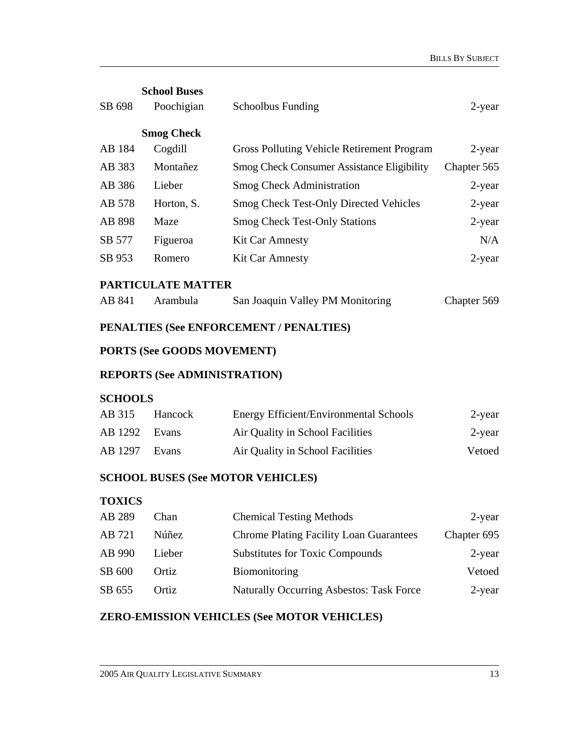**School Buses**

| | | | |
|---|---|---|---|
| SB 698 | Poochigian | Schoolbus Funding | 2-year |

**Smog Check**

| | | | |
|---|---|---|---|
| AB 184 | Cogdill | Gross Polluting Vehicle Retirement Program | 2-year |
| AB 383 | Montañez | Smog Check Consumer Assistance Eligibility | Chapter 565 |
| AB 386 | Lieber | Smog Check Administration | 2-year |
| AB 578 | Horton, S. | Smog Check Test-Only Directed Vehicles | 2-year |
| AB 898 | Maze | Smog Check Test-Only Stations | 2-year |
| SB 577 | Figueroa | Kit Car Amnesty | N/A |
| SB 953 | Romero | Kit Car Amnesty | 2-year |

## PARTICULATE MATTER

| | | | |
|---|---|---|---|
| AB 841 | Arambula | San Joaquin Valley PM Monitoring | Chapter 569 |

## PENALTIES (See ENFORCEMENT / PENALTIES)

## PORTS (See GOODS MOVEMENT)

## REPORTS (See ADMINISTRATION)

## SCHOOLS

| | | | |
|---|---|---|---|
| AB 315 | Hancock | Energy Efficient/Environmental Schools | 2-year |
| AB 1292 | Evans | Air Quality in School Facilities | 2-year |
| AB 1297 | Evans | Air Quality in School Facilities | Vetoed |

## SCHOOL BUSES (See MOTOR VEHICLES)

## TOXICS

| | | | |
|---|---|---|---|
| AB 289 | Chan | Chemical Testing Methods | 2-year |
| AB 721 | Núñez | Chrome Plating Facility Loan Guarantees | Chapter 695 |
| AB 990 | Lieber | Substitutes for Toxic Compounds | 2-year |
| SB 600 | Ortiz | Biomonitoring | Vetoed |
| SB 655 | Ortiz | Naturally Occurring Asbestos: Task Force | 2-year |

## ZERO-EMISSION VEHICLES (See MOTOR VEHICLES)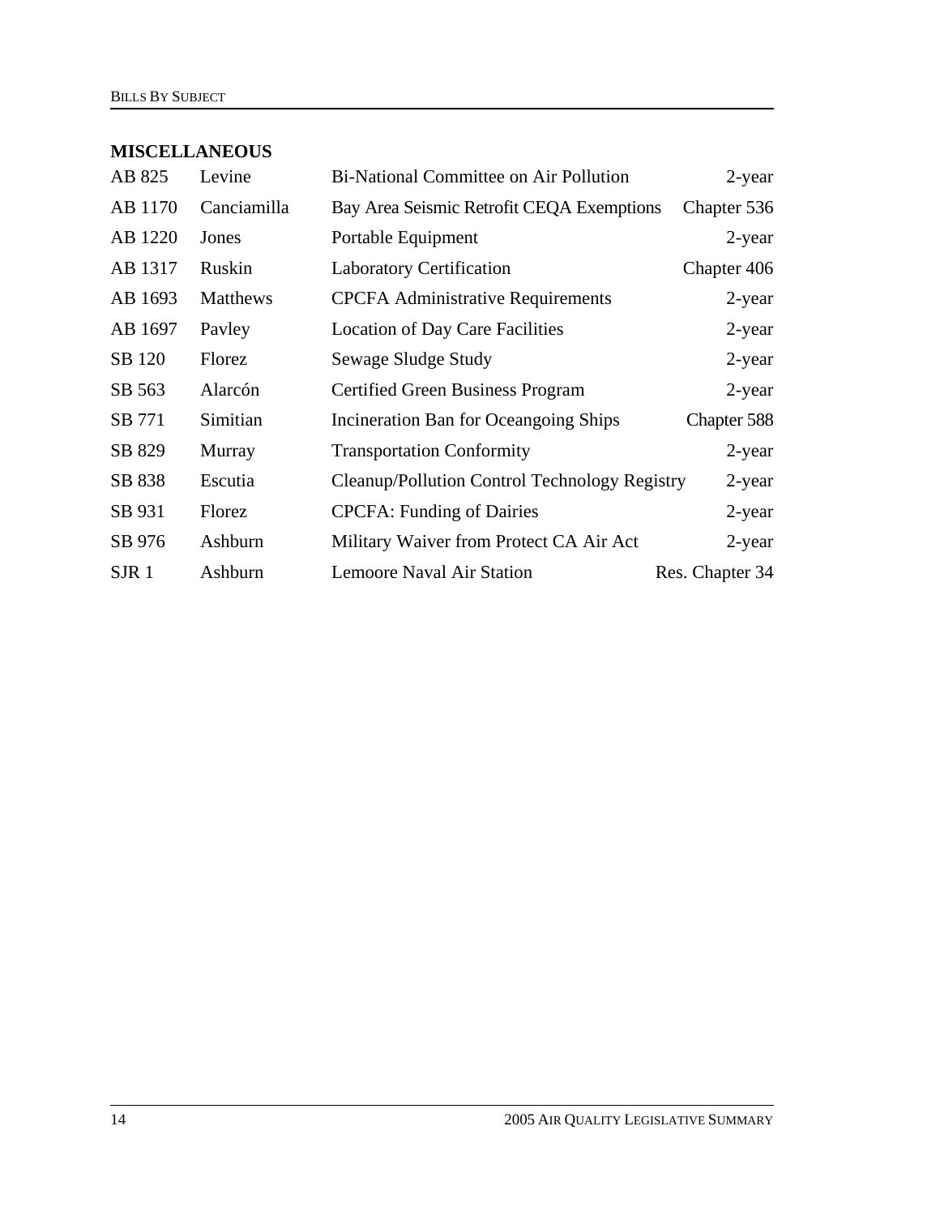## MISCELLANEOUS

| | | | |
|---|---|---|---|
| AB 825 | Levine | Bi-National Committee on Air Pollution | 2-year |
| AB 1170 | Canciamilla | Bay Area Seismic Retrofit CEQA Exemptions | Chapter 536 |
| AB 1220 | Jones | Portable Equipment | 2-year |
| AB 1317 | Ruskin | Laboratory Certification | Chapter 406 |
| AB 1693 | Matthews | CPCFA Administrative Requirements | 2-year |
| AB 1697 | Pavley | Location of Day Care Facilities | 2-year |
| SB 120 | Florez | Sewage Sludge Study | 2-year |
| SB 563 | Alarcón | Certified Green Business Program | 2-year |
| SB 771 | Simitian | Incineration Ban for Oceangoing Ships | Chapter 588 |
| SB 829 | Murray | Transportation Conformity | 2-year |
| SB 838 | Escutia | Cleanup/Pollution Control Technology Registry | 2-year |
| SB 931 | Florez | CPCFA: Funding of Dairies | 2-year |
| SB 976 | Ashburn | Military Waiver from Protect CA Air Act | 2-year |
| SJR 1 | Ashburn | Lemoore Naval Air Station | Res. Chapter 34 |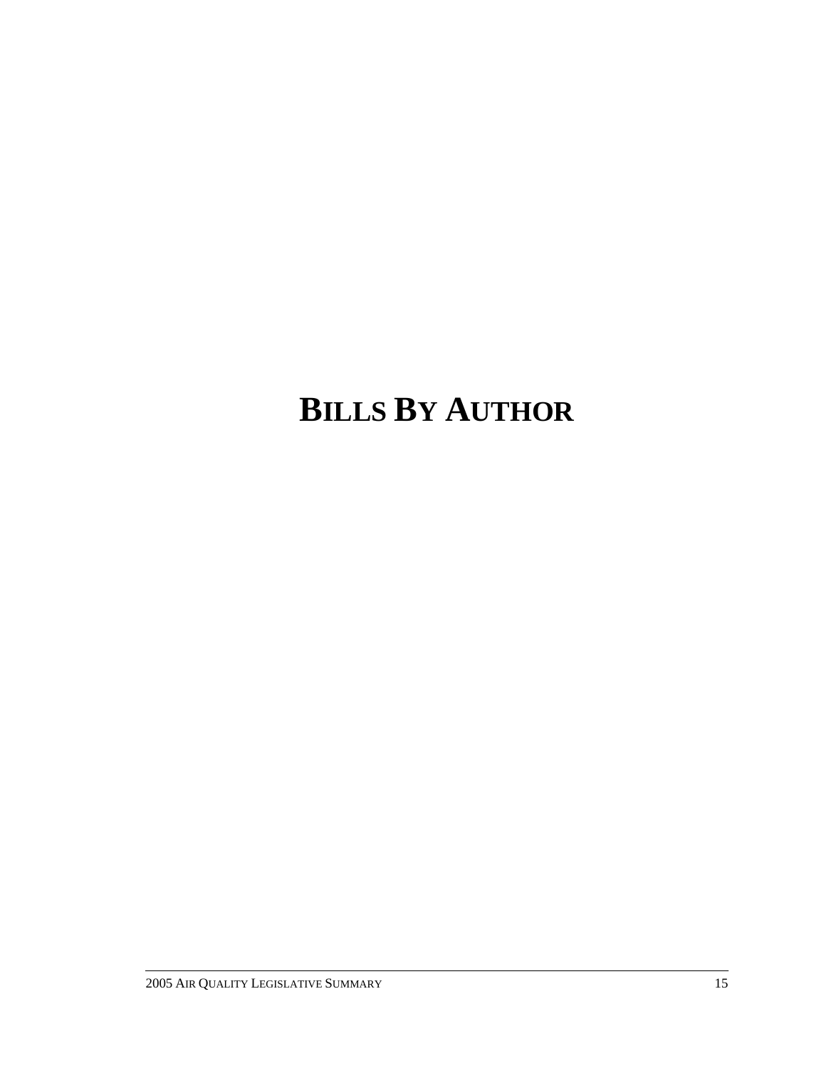# BILLS BY AUTHOR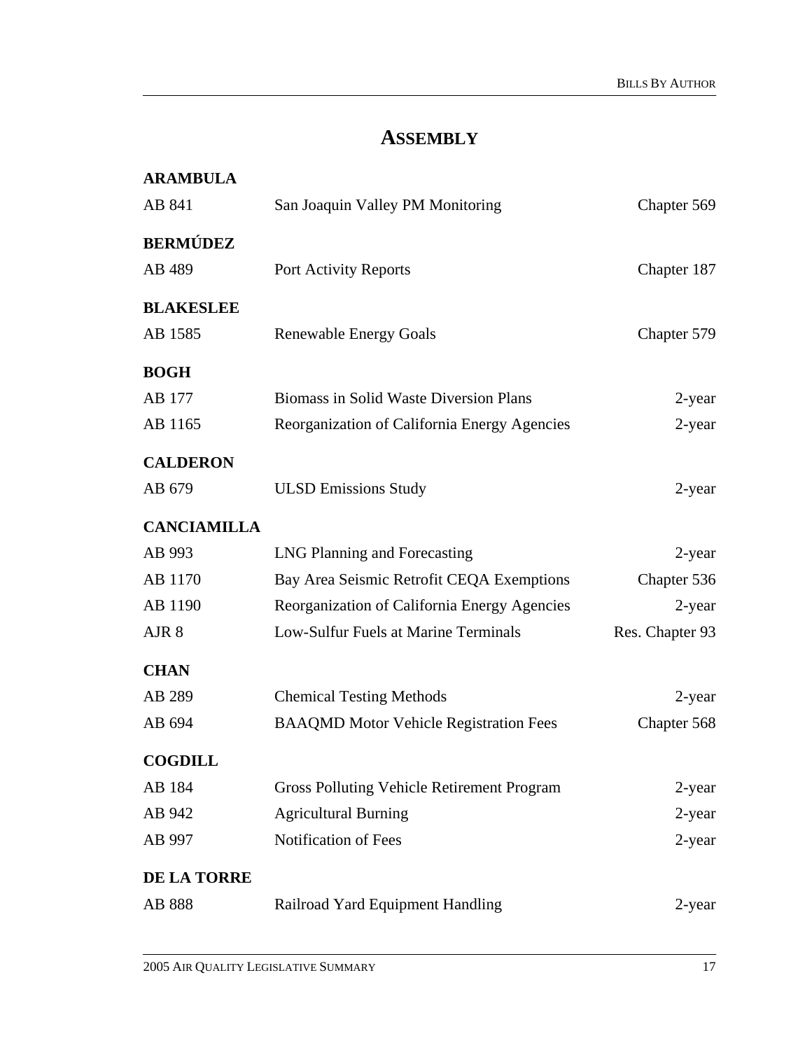# ASSEMBLY

**ARAMBULA**

| | | |
|---|---|---|
| AB 841 | San Joaquin Valley PM Monitoring | Chapter 569 |

**BERMÚDEZ**

| | | |
|---|---|---|
| AB 489 | Port Activity Reports | Chapter 187 |

**BLAKESLEE**

| | | |
|---|---|---|
| AB 1585 | Renewable Energy Goals | Chapter 579 |

**BOGH**

| | | |
|---|---|---|
| AB 177 | Biomass in Solid Waste Diversion Plans | 2-year |
| AB 1165 | Reorganization of California Energy Agencies | 2-year |

**CALDERON**

| | | |
|---|---|---|
| AB 679 | ULSD Emissions Study | 2-year |

**CANCIAMILLA**

| | | |
|---|---|---|
| AB 993 | LNG Planning and Forecasting | 2-year |
| AB 1170 | Bay Area Seismic Retrofit CEQA Exemptions | Chapter 536 |
| AB 1190 | Reorganization of California Energy Agencies | 2-year |
| AJR 8 | Low-Sulfur Fuels at Marine Terminals | Res. Chapter 93 |

**CHAN**

| | | |
|---|---|---|
| AB 289 | Chemical Testing Methods | 2-year |
| AB 694 | BAAQMD Motor Vehicle Registration Fees | Chapter 568 |

**COGDILL**

| | | |
|---|---|---|
| AB 184 | Gross Polluting Vehicle Retirement Program | 2-year |
| AB 942 | Agricultural Burning | 2-year |
| AB 997 | Notification of Fees | 2-year |

**DE LA TORRE**

| | | |
|---|---|---|
| AB 888 | Railroad Yard Equipment Handling | 2-year |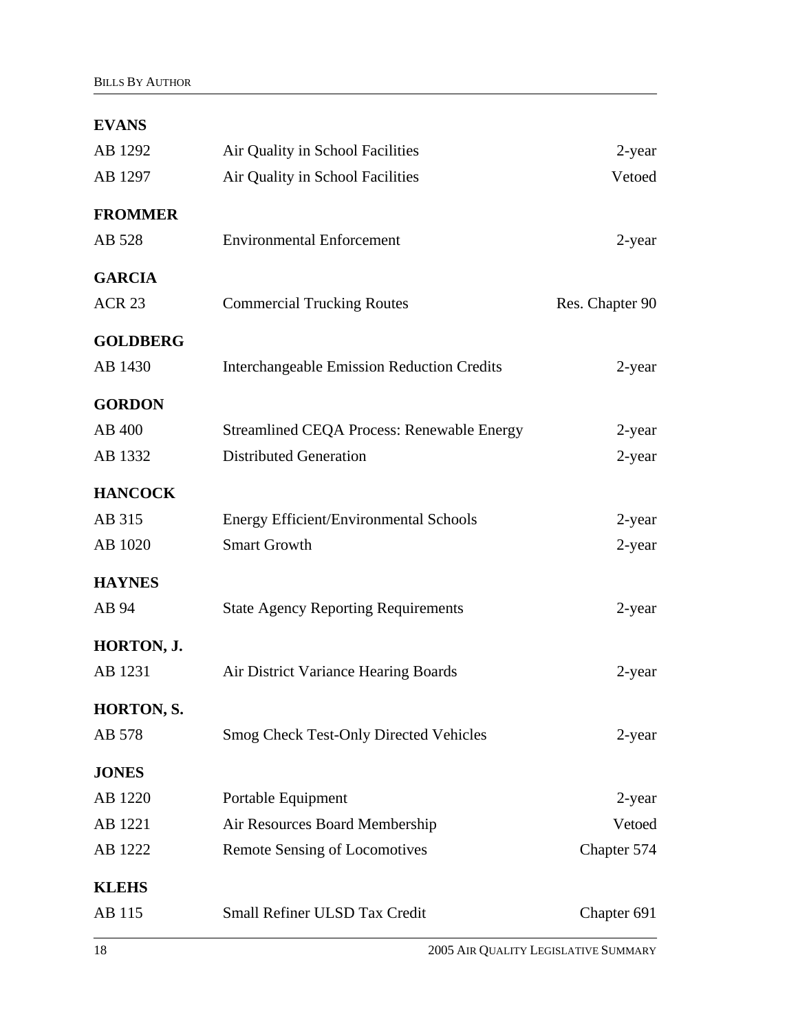**EVANS**

| | | |
|---|---|---|
| AB 1292 | Air Quality in School Facilities | 2-year |
| AB 1297 | Air Quality in School Facilities | Vetoed |

**FROMMER**

| | | |
|---|---|---|
| AB 528 | Environmental Enforcement | 2-year |

**GARCIA**

| | | |
|---|---|---|
| ACR 23 | Commercial Trucking Routes | Res. Chapter 90 |

**GOLDBERG**

| | | |
|---|---|---|
| AB 1430 | Interchangeable Emission Reduction Credits | 2-year |

**GORDON**

| | | |
|---|---|---|
| AB 400 | Streamlined CEQA Process: Renewable Energy | 2-year |
| AB 1332 | Distributed Generation | 2-year |

**HANCOCK**

| | | |
|---|---|---|
| AB 315 | Energy Efficient/Environmental Schools | 2-year |
| AB 1020 | Smart Growth | 2-year |

**HAYNES**

| | | |
|---|---|---|
| AB 94 | State Agency Reporting Requirements | 2-year |

**HORTON, J.**

| | | |
|---|---|---|
| AB 1231 | Air District Variance Hearing Boards | 2-year |

**HORTON, S.**

| | | |
|---|---|---|
| AB 578 | Smog Check Test-Only Directed Vehicles | 2-year |

**JONES**

| | | |
|---|---|---|
| AB 1220 | Portable Equipment | 2-year |
| AB 1221 | Air Resources Board Membership | Vetoed |
| AB 1222 | Remote Sensing of Locomotives | Chapter 574 |

**KLEHS**

| | | |
|---|---|---|
| AB 115 | Small Refiner ULSD Tax Credit | Chapter 691 |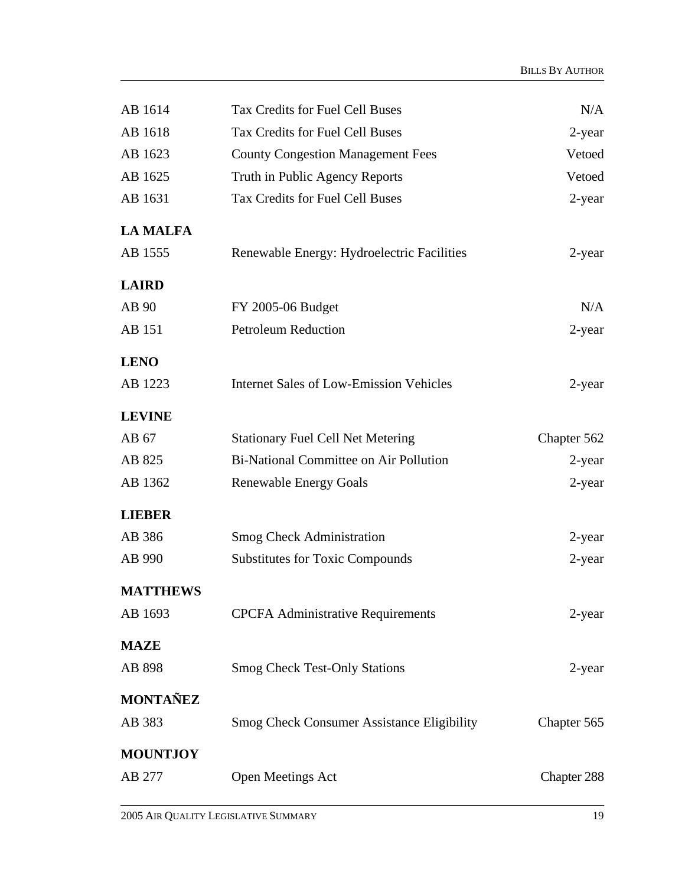| | | |
|---|---|---|
| AB 1614 | Tax Credits for Fuel Cell Buses | N/A |
| AB 1618 | Tax Credits for Fuel Cell Buses | 2-year |
| AB 1623 | County Congestion Management Fees | Vetoed |
| AB 1625 | Truth in Public Agency Reports | Vetoed |
| AB 1631 | Tax Credits for Fuel Cell Buses | 2-year |

**LA MALFA**

| | | |
|---|---|---|
| AB 1555 | Renewable Energy: Hydroelectric Facilities | 2-year |

**LAIRD**

| | | |
|---|---|---|
| AB 90 | FY 2005-06 Budget | N/A |
| AB 151 | Petroleum Reduction | 2-year |

**LENO**

| | | |
|---|---|---|
| AB 1223 | Internet Sales of Low-Emission Vehicles | 2-year |

**LEVINE**

| | | |
|---|---|---|
| AB 67 | Stationary Fuel Cell Net Metering | Chapter 562 |
| AB 825 | Bi-National Committee on Air Pollution | 2-year |
| AB 1362 | Renewable Energy Goals | 2-year |

**LIEBER**

| | | |
|---|---|---|
| AB 386 | Smog Check Administration | 2-year |
| AB 990 | Substitutes for Toxic Compounds | 2-year |

**MATTHEWS**

| | | |
|---|---|---|
| AB 1693 | CPCFA Administrative Requirements | 2-year |

**MAZE**

| | | |
|---|---|---|
| AB 898 | Smog Check Test-Only Stations | 2-year |

**MONTAÑEZ**

| | | |
|---|---|---|
| AB 383 | Smog Check Consumer Assistance Eligibility | Chapter 565 |

**MOUNTJOY**

| | | |
|---|---|---|
| AB 277 | Open Meetings Act | Chapter 288 |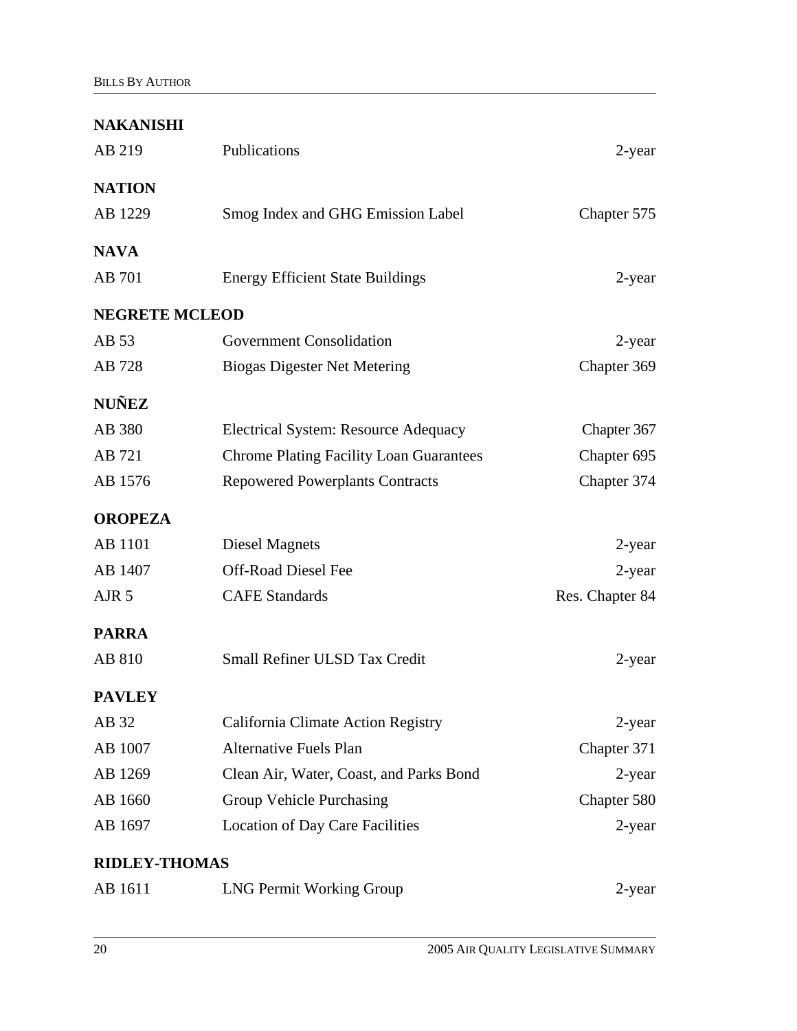**NAKANISHI**

| | | |
|---|---|---|
| AB 219 | Publications | 2-year |

**NATION**

| | | |
|---|---|---|
| AB 1229 | Smog Index and GHG Emission Label | Chapter 575 |

**NAVA**

| | | |
|---|---|---|
| AB 701 | Energy Efficient State Buildings | 2-year |

**NEGRETE MCLEOD**

| | | |
|---|---|---|
| AB 53 | Government Consolidation | 2-year |
| AB 728 | Biogas Digester Net Metering | Chapter 369 |

**NUÑEZ**

| | | |
|---|---|---|
| AB 380 | Electrical System: Resource Adequacy | Chapter 367 |
| AB 721 | Chrome Plating Facility Loan Guarantees | Chapter 695 |
| AB 1576 | Repowered Powerplants Contracts | Chapter 374 |

**OROPEZA**

| | | |
|---|---|---|
| AB 1101 | Diesel Magnets | 2-year |
| AB 1407 | Off-Road Diesel Fee | 2-year |
| AJR 5 | CAFE Standards | Res. Chapter 84 |

**PARRA**

| | | |
|---|---|---|
| AB 810 | Small Refiner ULSD Tax Credit | 2-year |

**PAVLEY**

| | | |
|---|---|---|
| AB 32 | California Climate Action Registry | 2-year |
| AB 1007 | Alternative Fuels Plan | Chapter 371 |
| AB 1269 | Clean Air, Water, Coast, and Parks Bond | 2-year |
| AB 1660 | Group Vehicle Purchasing | Chapter 580 |
| AB 1697 | Location of Day Care Facilities | 2-year |

**RIDLEY-THOMAS**

| | | |
|---|---|---|
| AB 1611 | LNG Permit Working Group | 2-year |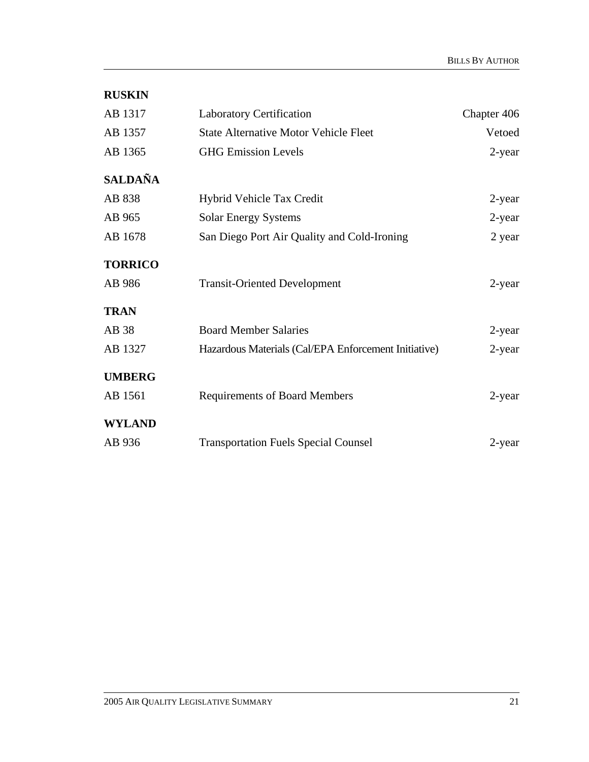**RUSKIN**

| | | |
|---|---|---|
| AB 1317 | Laboratory Certification | Chapter 406 |
| AB 1357 | State Alternative Motor Vehicle Fleet | Vetoed |
| AB 1365 | GHG Emission Levels | 2-year |

**SALDAÑA**

| | | |
|---|---|---|
| AB 838 | Hybrid Vehicle Tax Credit | 2-year |
| AB 965 | Solar Energy Systems | 2-year |
| AB 1678 | San Diego Port Air Quality and Cold-Ironing | 2 year |

**TORRICO**

| | | |
|---|---|---|
| AB 986 | Transit-Oriented Development | 2-year |

**TRAN**

| | | |
|---|---|---|
| AB 38 | Board Member Salaries | 2-year |
| AB 1327 | Hazardous Materials (Cal/EPA Enforcement Initiative) | 2-year |

**UMBERG**

| | | |
|---|---|---|
| AB 1561 | Requirements of Board Members | 2-year |

**WYLAND**

| | | |
|---|---|---|
| AB 936 | Transportation Fuels Special Counsel | 2-year |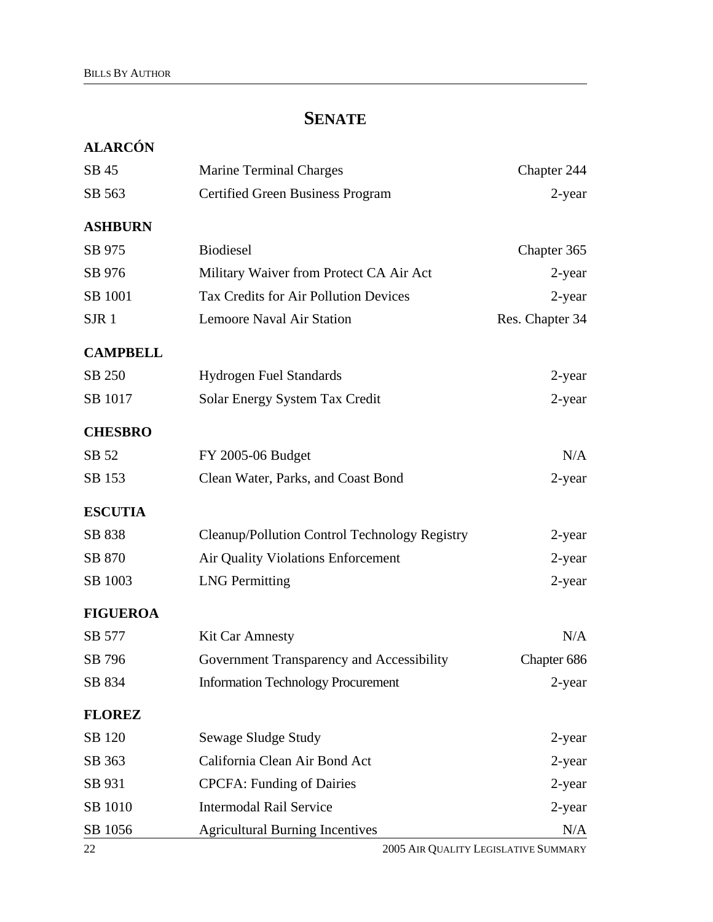## SENATE

### ALARCÓN

| | | |
|---|---|---|
| SB 45 | Marine Terminal Charges | Chapter 244 |
| SB 563 | Certified Green Business Program | 2-year |

### ASHBURN

| | | |
|---|---|---|
| SB 975 | Biodiesel | Chapter 365 |
| SB 976 | Military Waiver from Protect CA Air Act | 2-year |
| SB 1001 | Tax Credits for Air Pollution Devices | 2-year |
| SJR 1 | Lemoore Naval Air Station | Res. Chapter 34 |

### CAMPBELL

| | | |
|---|---|---|
| SB 250 | Hydrogen Fuel Standards | 2-year |
| SB 1017 | Solar Energy System Tax Credit | 2-year |

### CHESBRO

| | | |
|---|---|---|
| SB 52 | FY 2005-06 Budget | N/A |
| SB 153 | Clean Water, Parks, and Coast Bond | 2-year |

### ESCUTIA

| | | |
|---|---|---|
| SB 838 | Cleanup/Pollution Control Technology Registry | 2-year |
| SB 870 | Air Quality Violations Enforcement | 2-year |
| SB 1003 | LNG Permitting | 2-year |

### FIGUEROA

| | | |
|---|---|---|
| SB 577 | Kit Car Amnesty | N/A |
| SB 796 | Government Transparency and Accessibility | Chapter 686 |
| SB 834 | Information Technology Procurement | 2-year |

### FLOREZ

| | | |
|---|---|---|
| SB 120 | Sewage Sludge Study | 2-year |
| SB 363 | California Clean Air Bond Act | 2-year |
| SB 931 | CPCFA: Funding of Dairies | 2-year |
| SB 1010 | Intermodal Rail Service | 2-year |
| SB 1056 | Agricultural Burning Incentives | N/A |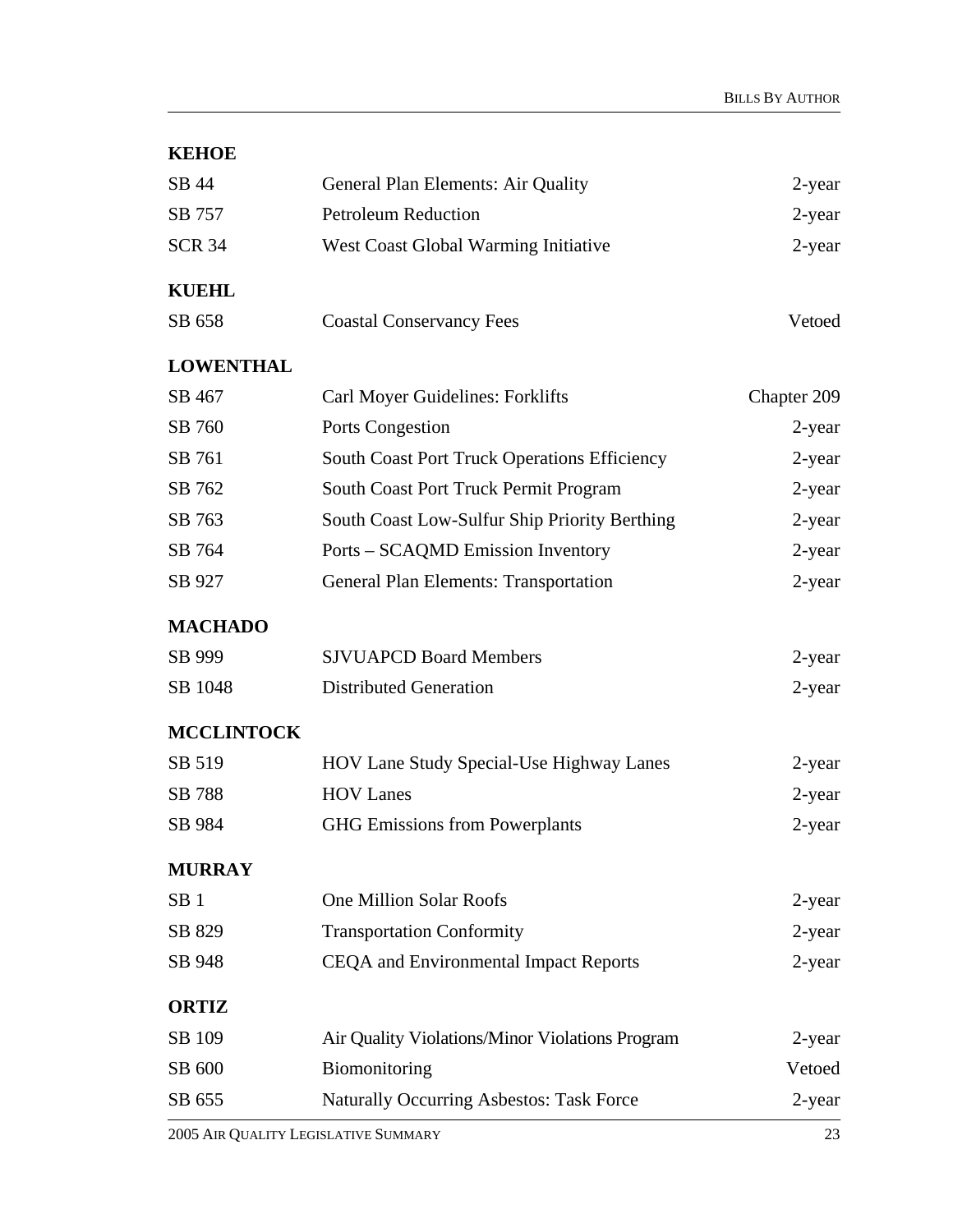**KEHOE**

| | | |
|---|---|---|
| SB 44 | General Plan Elements: Air Quality | 2-year |
| SB 757 | Petroleum Reduction | 2-year |
| SCR 34 | West Coast Global Warming Initiative | 2-year |

**KUEHL**

| | | |
|---|---|---|
| SB 658 | Coastal Conservancy Fees | Vetoed |

**LOWENTHAL**

| | | |
|---|---|---|
| SB 467 | Carl Moyer Guidelines: Forklifts | Chapter 209 |
| SB 760 | Ports Congestion | 2-year |
| SB 761 | South Coast Port Truck Operations Efficiency | 2-year |
| SB 762 | South Coast Port Truck Permit Program | 2-year |
| SB 763 | South Coast Low-Sulfur Ship Priority Berthing | 2-year |
| SB 764 | Ports – SCAQMD Emission Inventory | 2-year |
| SB 927 | General Plan Elements: Transportation | 2-year |

**MACHADO**

| | | |
|---|---|---|
| SB 999 | SJVUAPCD Board Members | 2-year |
| SB 1048 | Distributed Generation | 2-year |

**MCCLINTOCK**

| | | |
|---|---|---|
| SB 519 | HOV Lane Study Special-Use Highway Lanes | 2-year |
| SB 788 | HOV Lanes | 2-year |
| SB 984 | GHG Emissions from Powerplants | 2-year |

**MURRAY**

| | | |
|---|---|---|
| SB 1 | One Million Solar Roofs | 2-year |
| SB 829 | Transportation Conformity | 2-year |
| SB 948 | CEQA and Environmental Impact Reports | 2-year |

**ORTIZ**

| | | |
|---|---|---|
| SB 109 | Air Quality Violations/Minor Violations Program | 2-year |
| SB 600 | Biomonitoring | Vetoed |
| SB 655 | Naturally Occurring Asbestos: Task Force | 2-year |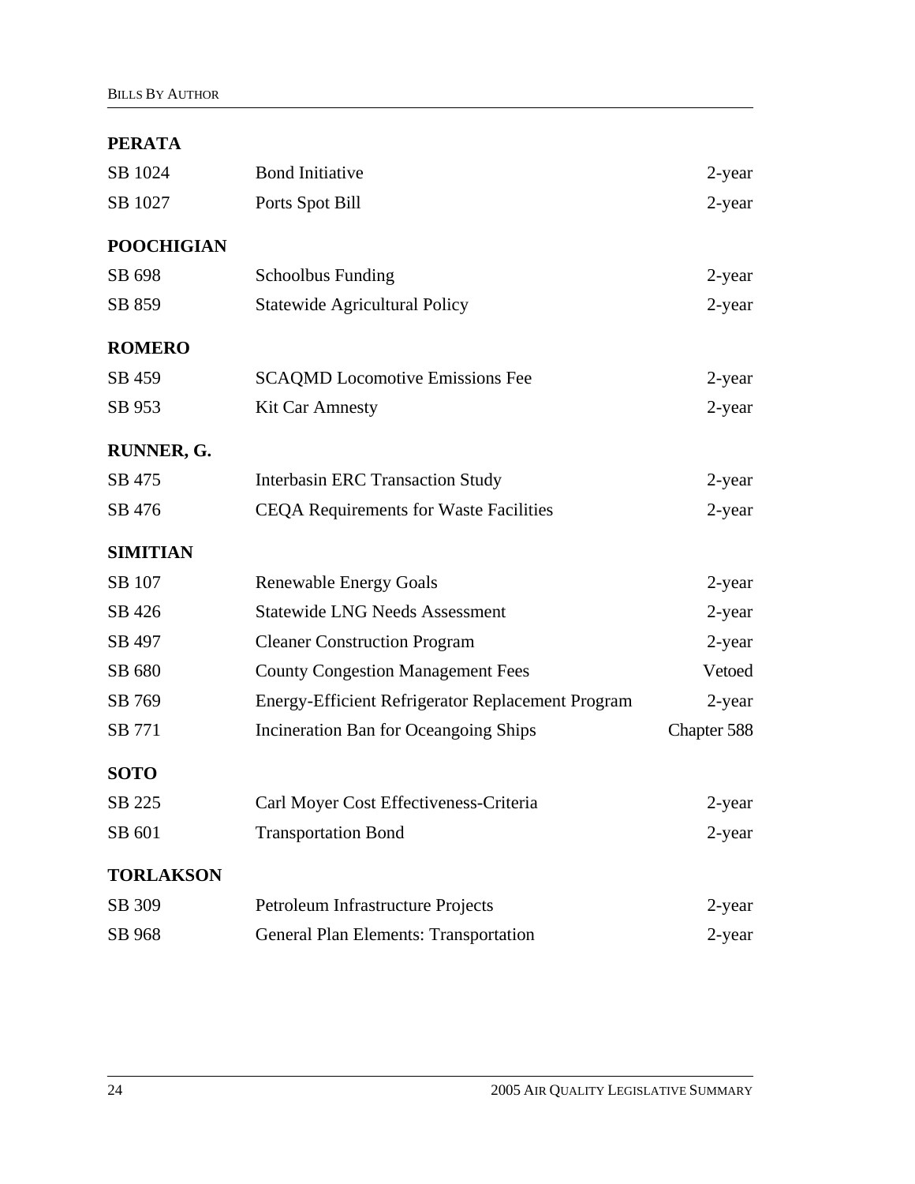**PERATA**

| | | |
|---|---|---|
| SB 1024 | Bond Initiative | 2-year |
| SB 1027 | Ports Spot Bill | 2-year |

**POOCHIGIAN**

| | | |
|---|---|---|
| SB 698 | Schoolbus Funding | 2-year |
| SB 859 | Statewide Agricultural Policy | 2-year |

**ROMERO**

| | | |
|---|---|---|
| SB 459 | SCAQMD Locomotive Emissions Fee | 2-year |
| SB 953 | Kit Car Amnesty | 2-year |

**RUNNER, G.**

| | | |
|---|---|---|
| SB 475 | Interbasin ERC Transaction Study | 2-year |
| SB 476 | CEQA Requirements for Waste Facilities | 2-year |

**SIMITIAN**

| | | |
|---|---|---|
| SB 107 | Renewable Energy Goals | 2-year |
| SB 426 | Statewide LNG Needs Assessment | 2-year |
| SB 497 | Cleaner Construction Program | 2-year |
| SB 680 | County Congestion Management Fees | Vetoed |
| SB 769 | Energy-Efficient Refrigerator Replacement Program | 2-year |
| SB 771 | Incineration Ban for Oceangoing Ships | Chapter 588 |

**SOTO**

| | | |
|---|---|---|
| SB 225 | Carl Moyer Cost Effectiveness-Criteria | 2-year |
| SB 601 | Transportation Bond | 2-year |

**TORLAKSON**

| | | |
|---|---|---|
| SB 309 | Petroleum Infrastructure Projects | 2-year |
| SB 968 | General Plan Elements: Transportation | 2-year |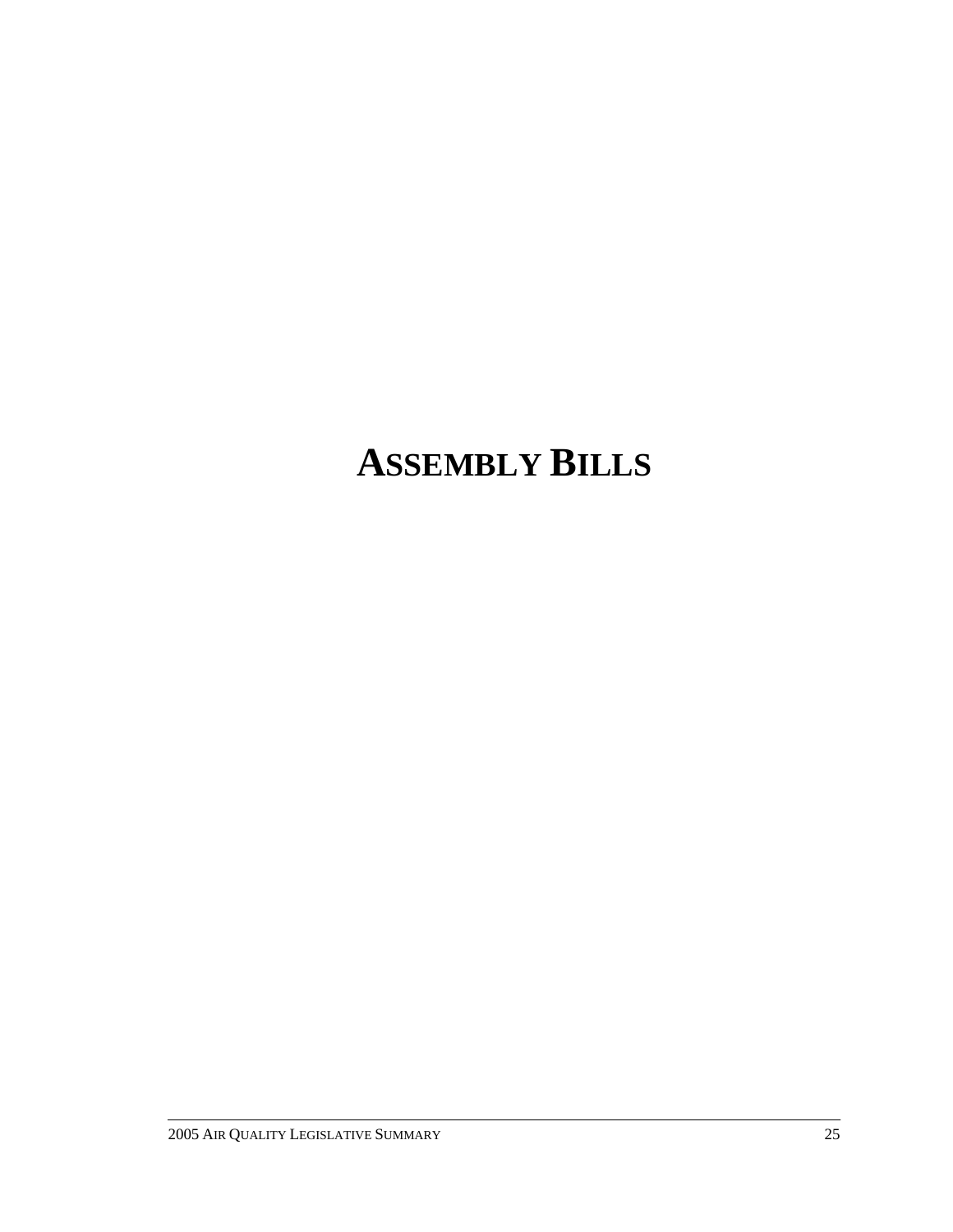# ASSEMBLY BILLS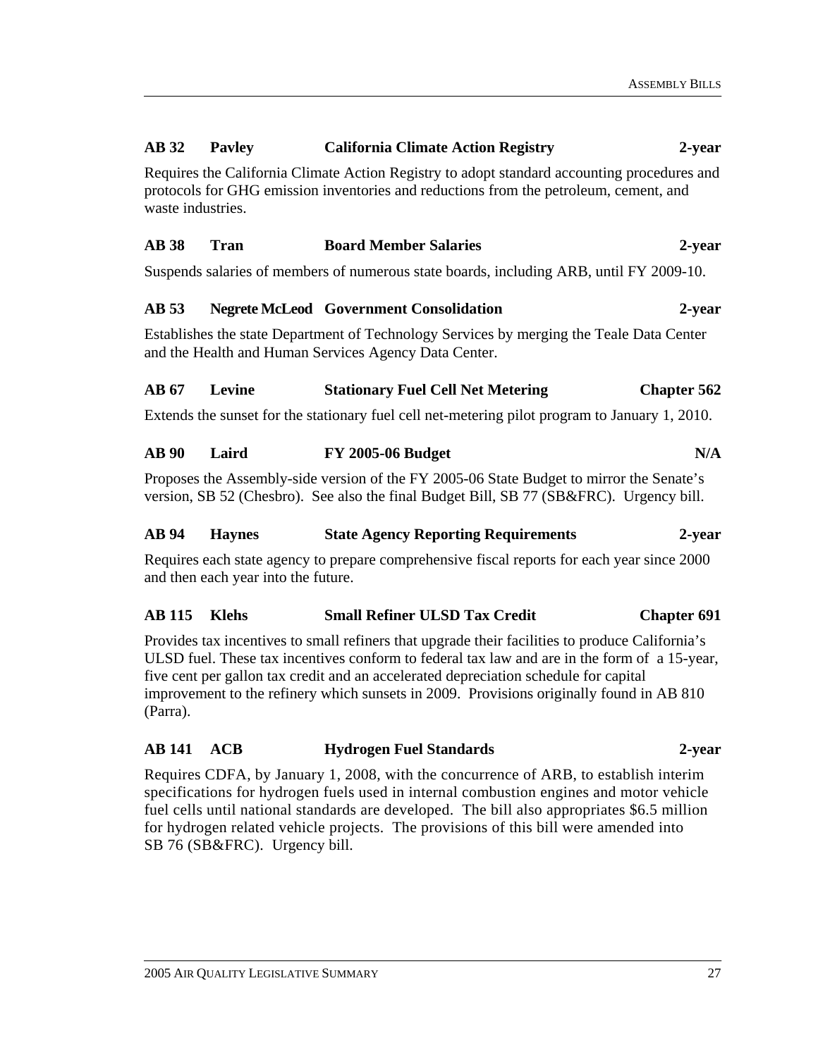**AB 32 Pavley California Climate Action Registry 2-year**

Requires the California Climate Action Registry to adopt standard accounting procedures and protocols for GHG emission inventories and reductions from the petroleum, cement, and waste industries.

**AB 38 Tran Board Member Salaries 2-year**

Suspends salaries of members of numerous state boards, including ARB, until FY 2009-10.

**AB 53 Negrete McLeod Government Consolidation 2-year**

Establishes the state Department of Technology Services by merging the Teale Data Center and the Health and Human Services Agency Data Center.

**AB 67 Levine Stationary Fuel Cell Net Metering Chapter 562**

Extends the sunset for the stationary fuel cell net-metering pilot program to January 1, 2010.

**AB 90 Laird FY 2005-06 Budget N/A**

Proposes the Assembly-side version of the FY 2005-06 State Budget to mirror the Senate's version, SB 52 (Chesbro). See also the final Budget Bill, SB 77 (SB&FRC). Urgency bill.

**AB 94 Haynes State Agency Reporting Requirements 2-year**

Requires each state agency to prepare comprehensive fiscal reports for each year since 2000 and then each year into the future.

**AB 115 Klehs Small Refiner ULSD Tax Credit Chapter 691**

Provides tax incentives to small refiners that upgrade their facilities to produce California's ULSD fuel. These tax incentives conform to federal tax law and are in the form of a 15-year, five cent per gallon tax credit and an accelerated depreciation schedule for capital improvement to the refinery which sunsets in 2009. Provisions originally found in AB 810 (Parra).

**AB 141 ACB Hydrogen Fuel Standards 2-year**

Requires CDFA, by January 1, 2008, with the concurrence of ARB, to establish interim specifications for hydrogen fuels used in internal combustion engines and motor vehicle fuel cells until national standards are developed. The bill also appropriates $6.5 million for hydrogen related vehicle projects. The provisions of this bill were amended into SB 76 (SB&FRC). Urgency bill.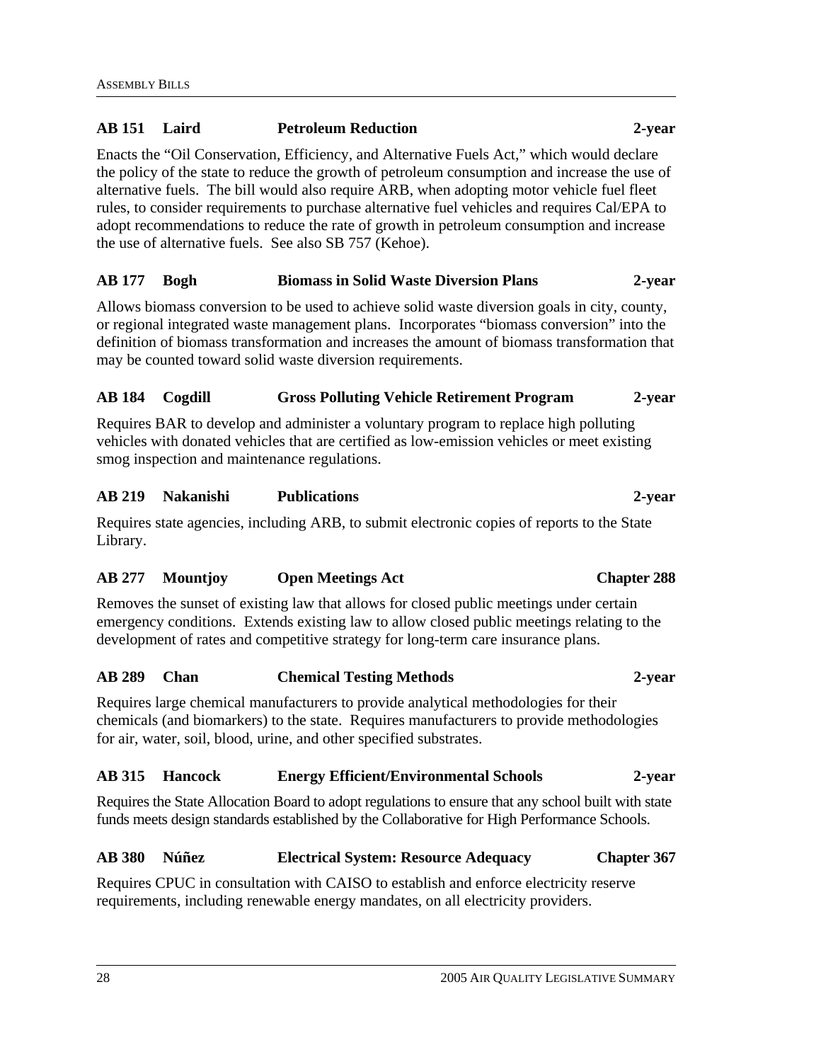**AB 151 Laird Petroleum Reduction 2-year**

Enacts the "Oil Conservation, Efficiency, and Alternative Fuels Act," which would declare the policy of the state to reduce the growth of petroleum consumption and increase the use of alternative fuels. The bill would also require ARB, when adopting motor vehicle fuel fleet rules, to consider requirements to purchase alternative fuel vehicles and requires Cal/EPA to adopt recommendations to reduce the rate of growth in petroleum consumption and increase the use of alternative fuels. See also SB 757 (Kehoe).

**AB 177 Bogh Biomass in Solid Waste Diversion Plans 2-year**

Allows biomass conversion to be used to achieve solid waste diversion goals in city, county, or regional integrated waste management plans. Incorporates "biomass conversion" into the definition of biomass transformation and increases the amount of biomass transformation that may be counted toward solid waste diversion requirements.

**AB 184 Cogdill Gross Polluting Vehicle Retirement Program 2-year**

Requires BAR to develop and administer a voluntary program to replace high polluting vehicles with donated vehicles that are certified as low-emission vehicles or meet existing smog inspection and maintenance regulations.

**AB 219 Nakanishi Publications 2-year**

Requires state agencies, including ARB, to submit electronic copies of reports to the State Library.

**AB 277 Mountjoy Open Meetings Act Chapter 288**

Removes the sunset of existing law that allows for closed public meetings under certain emergency conditions. Extends existing law to allow closed public meetings relating to the development of rates and competitive strategy for long-term care insurance plans.

**AB 289 Chan Chemical Testing Methods 2-year**

Requires large chemical manufacturers to provide analytical methodologies for their chemicals (and biomarkers) to the state. Requires manufacturers to provide methodologies for air, water, soil, blood, urine, and other specified substrates.

**AB 315 Hancock Energy Efficient/Environmental Schools 2-year**

Requires the State Allocation Board to adopt regulations to ensure that any school built with state funds meets design standards established by the Collaborative for High Performance Schools.

**AB 380 Núñez Electrical System: Resource Adequacy Chapter 367**

Requires CPUC in consultation with CAISO to establish and enforce electricity reserve requirements, including renewable energy mandates, on all electricity providers.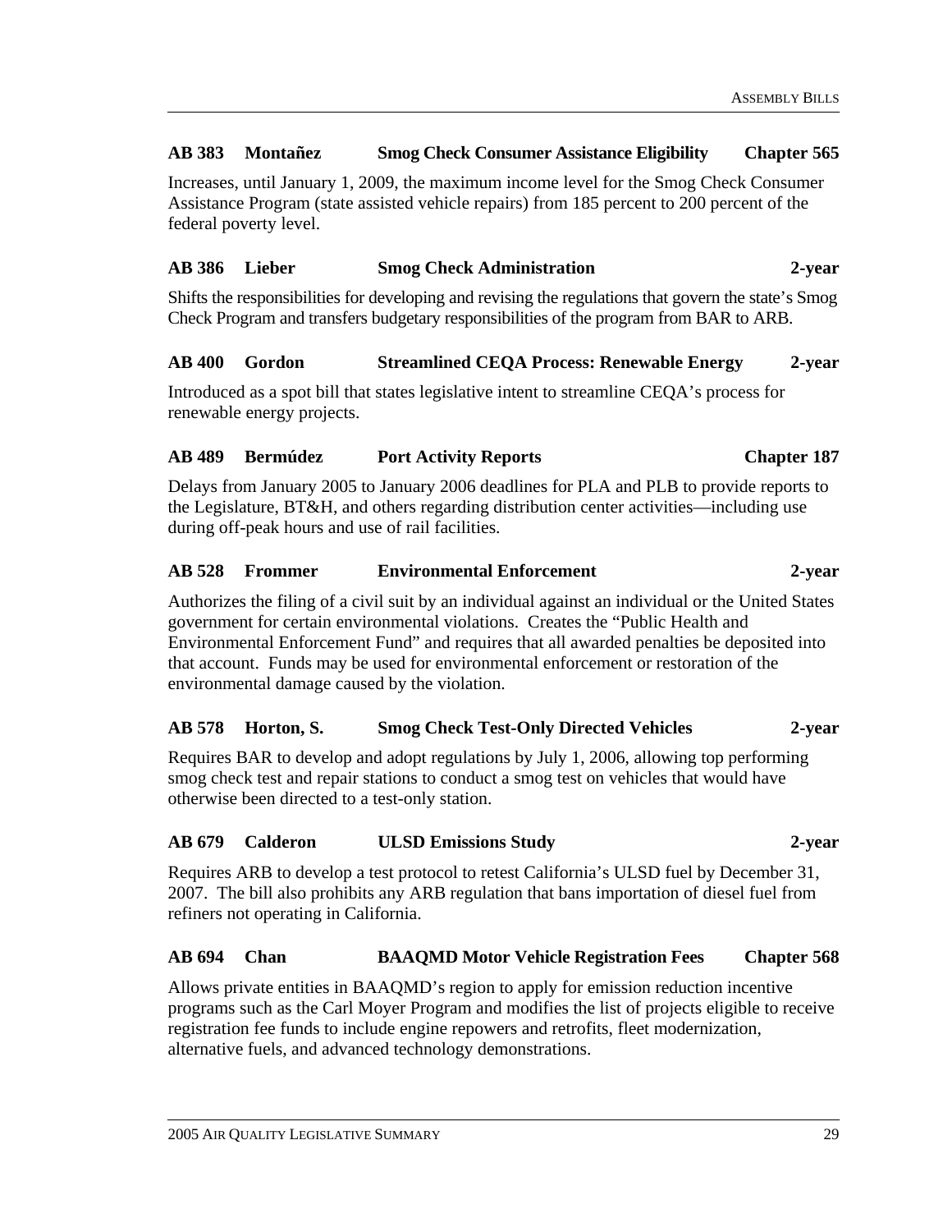**AB 383 Montañez Smog Check Consumer Assistance Eligibility Chapter 565**

Increases, until January 1, 2009, the maximum income level for the Smog Check Consumer Assistance Program (state assisted vehicle repairs) from 185 percent to 200 percent of the federal poverty level.

**AB 386 Lieber Smog Check Administration 2-year**

Shifts the responsibilities for developing and revising the regulations that govern the state's Smog Check Program and transfers budgetary responsibilities of the program from BAR to ARB.

**AB 400 Gordon Streamlined CEQA Process: Renewable Energy 2-year**

Introduced as a spot bill that states legislative intent to streamline CEQA's process for renewable energy projects.

**AB 489 Bermúdez Port Activity Reports Chapter 187**

Delays from January 2005 to January 2006 deadlines for PLA and PLB to provide reports to the Legislature, BT&H, and others regarding distribution center activities—including use during off-peak hours and use of rail facilities.

**AB 528 Frommer Environmental Enforcement 2-year**

Authorizes the filing of a civil suit by an individual against an individual or the United States government for certain environmental violations. Creates the "Public Health and Environmental Enforcement Fund" and requires that all awarded penalties be deposited into that account. Funds may be used for environmental enforcement or restoration of the environmental damage caused by the violation.

**AB 578 Horton, S. Smog Check Test-Only Directed Vehicles 2-year**

Requires BAR to develop and adopt regulations by July 1, 2006, allowing top performing smog check test and repair stations to conduct a smog test on vehicles that would have otherwise been directed to a test-only station.

**AB 679 Calderon ULSD Emissions Study 2-year**

Requires ARB to develop a test protocol to retest California's ULSD fuel by December 31, 2007. The bill also prohibits any ARB regulation that bans importation of diesel fuel from refiners not operating in California.

**AB 694 Chan BAAQMD Motor Vehicle Registration Fees Chapter 568**

Allows private entities in BAAQMD's region to apply for emission reduction incentive programs such as the Carl Moyer Program and modifies the list of projects eligible to receive registration fee funds to include engine repowers and retrofits, fleet modernization, alternative fuels, and advanced technology demonstrations.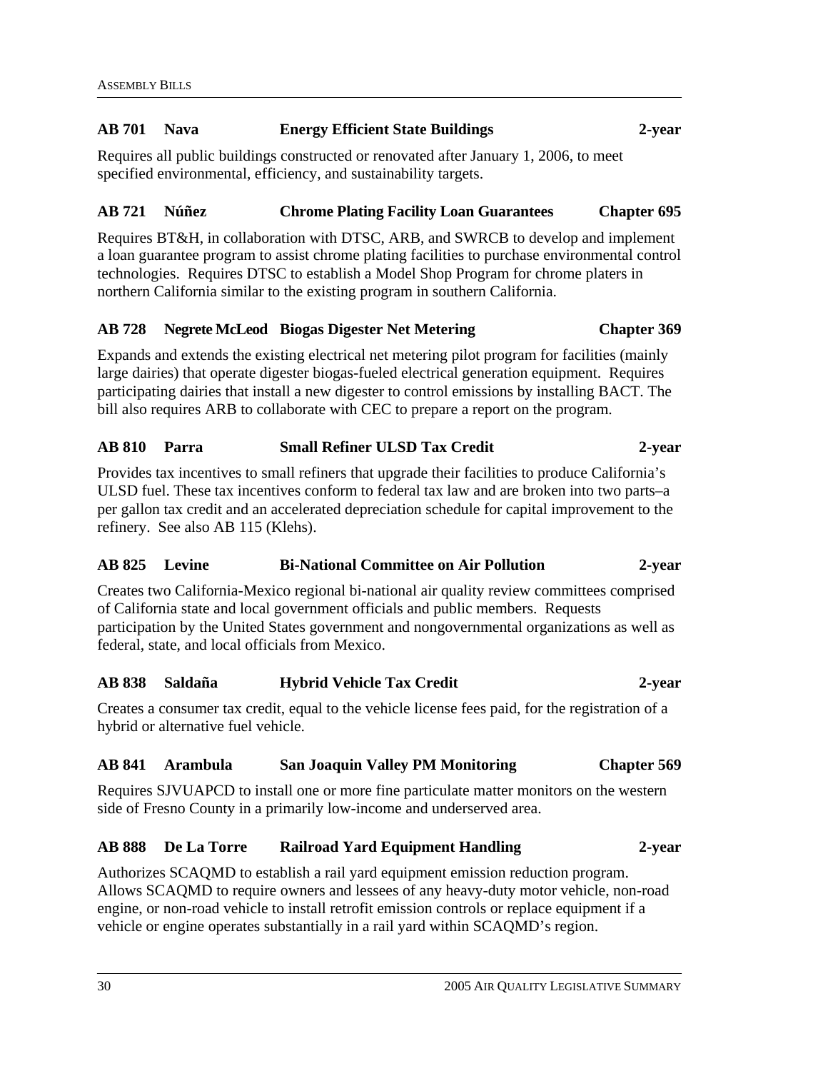**AB 701 Nava Energy Efficient State Buildings 2-year**

Requires all public buildings constructed or renovated after January 1, 2006, to meet specified environmental, efficiency, and sustainability targets.

**AB 721 Núñez Chrome Plating Facility Loan Guarantees Chapter 695**

Requires BT&H, in collaboration with DTSC, ARB, and SWRCB to develop and implement a loan guarantee program to assist chrome plating facilities to purchase environmental control technologies. Requires DTSC to establish a Model Shop Program for chrome platers in northern California similar to the existing program in southern California.

**AB 728 Negrete McLeod Biogas Digester Net Metering Chapter 369**

Expands and extends the existing electrical net metering pilot program for facilities (mainly large dairies) that operate digester biogas-fueled electrical generation equipment. Requires participating dairies that install a new digester to control emissions by installing BACT. The bill also requires ARB to collaborate with CEC to prepare a report on the program.

**AB 810 Parra Small Refiner ULSD Tax Credit 2-year**

Provides tax incentives to small refiners that upgrade their facilities to produce California's ULSD fuel. These tax incentives conform to federal tax law and are broken into two parts–a per gallon tax credit and an accelerated depreciation schedule for capital improvement to the refinery. See also AB 115 (Klehs).

**AB 825 Levine Bi-National Committee on Air Pollution 2-year**

Creates two California-Mexico regional bi-national air quality review committees comprised of California state and local government officials and public members. Requests participation by the United States government and nongovernmental organizations as well as federal, state, and local officials from Mexico.

**AB 838 Saldaña Hybrid Vehicle Tax Credit 2-year**

Creates a consumer tax credit, equal to the vehicle license fees paid, for the registration of a hybrid or alternative fuel vehicle.

**AB 841 Arambula San Joaquin Valley PM Monitoring Chapter 569**

Requires SJVUAPCD to install one or more fine particulate matter monitors on the western side of Fresno County in a primarily low-income and underserved area.

**AB 888 De La Torre Railroad Yard Equipment Handling 2-year**

Authorizes SCAQMD to establish a rail yard equipment emission reduction program. Allows SCAQMD to require owners and lessees of any heavy-duty motor vehicle, non-road engine, or non-road vehicle to install retrofit emission controls or replace equipment if a vehicle or engine operates substantially in a rail yard within SCAQMD's region.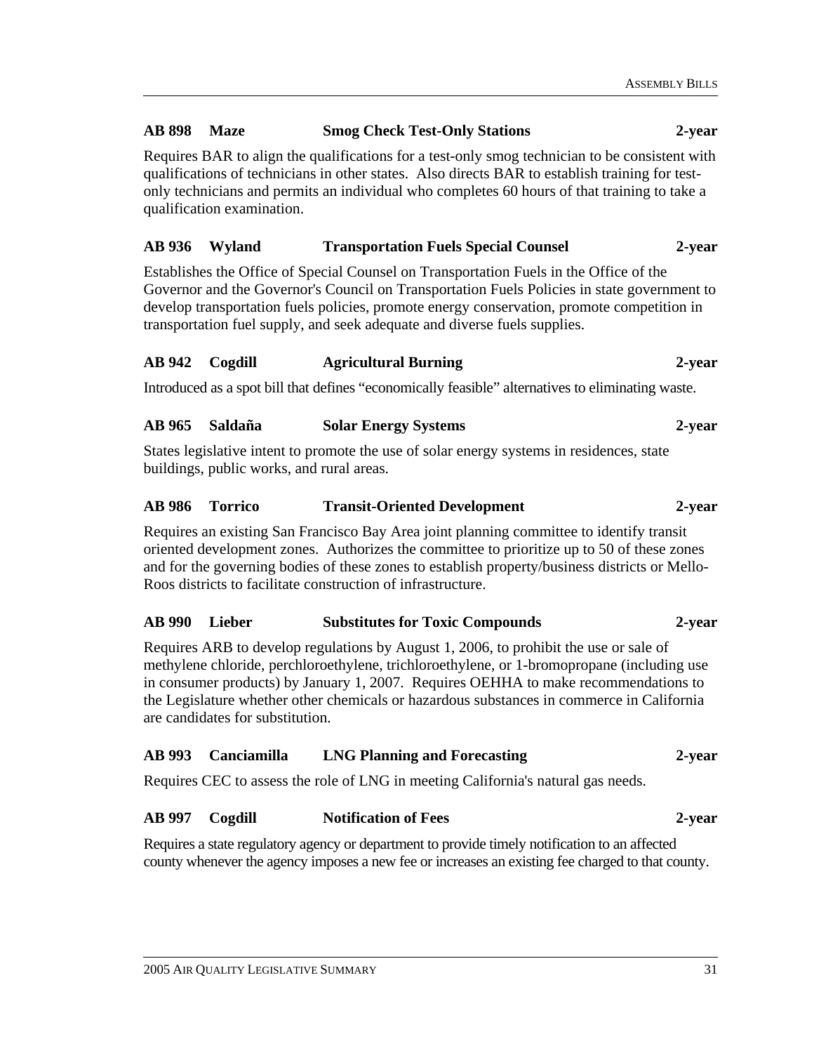**AB 898 Maze Smog Check Test-Only Stations 2-year**

Requires BAR to align the qualifications for a test-only smog technician to be consistent with qualifications of technicians in other states. Also directs BAR to establish training for test-only technicians and permits an individual who completes 60 hours of that training to take a qualification examination.

**AB 936 Wyland Transportation Fuels Special Counsel 2-year**

Establishes the Office of Special Counsel on Transportation Fuels in the Office of the Governor and the Governor's Council on Transportation Fuels Policies in state government to develop transportation fuels policies, promote energy conservation, promote competition in transportation fuel supply, and seek adequate and diverse fuels supplies.

**AB 942 Cogdill Agricultural Burning 2-year**

Introduced as a spot bill that defines "economically feasible" alternatives to eliminating waste.

**AB 965 Saldaña Solar Energy Systems 2-year**

States legislative intent to promote the use of solar energy systems in residences, state buildings, public works, and rural areas.

**AB 986 Torrico Transit-Oriented Development 2-year**

Requires an existing San Francisco Bay Area joint planning committee to identify transit oriented development zones. Authorizes the committee to prioritize up to 50 of these zones and for the governing bodies of these zones to establish property/business districts or Mello-Roos districts to facilitate construction of infrastructure.

**AB 990 Lieber Substitutes for Toxic Compounds 2-year**

Requires ARB to develop regulations by August 1, 2006, to prohibit the use or sale of methylene chloride, perchloroethylene, trichloroethylene, or 1-bromopropane (including use in consumer products) by January 1, 2007. Requires OEHHA to make recommendations to the Legislature whether other chemicals or hazardous substances in commerce in California are candidates for substitution.

**AB 993 Canciamilla LNG Planning and Forecasting 2-year**

Requires CEC to assess the role of LNG in meeting California's natural gas needs.

**AB 997 Cogdill Notification of Fees 2-year**

Requires a state regulatory agency or department to provide timely notification to an affected county whenever the agency imposes a new fee or increases an existing fee charged to that county.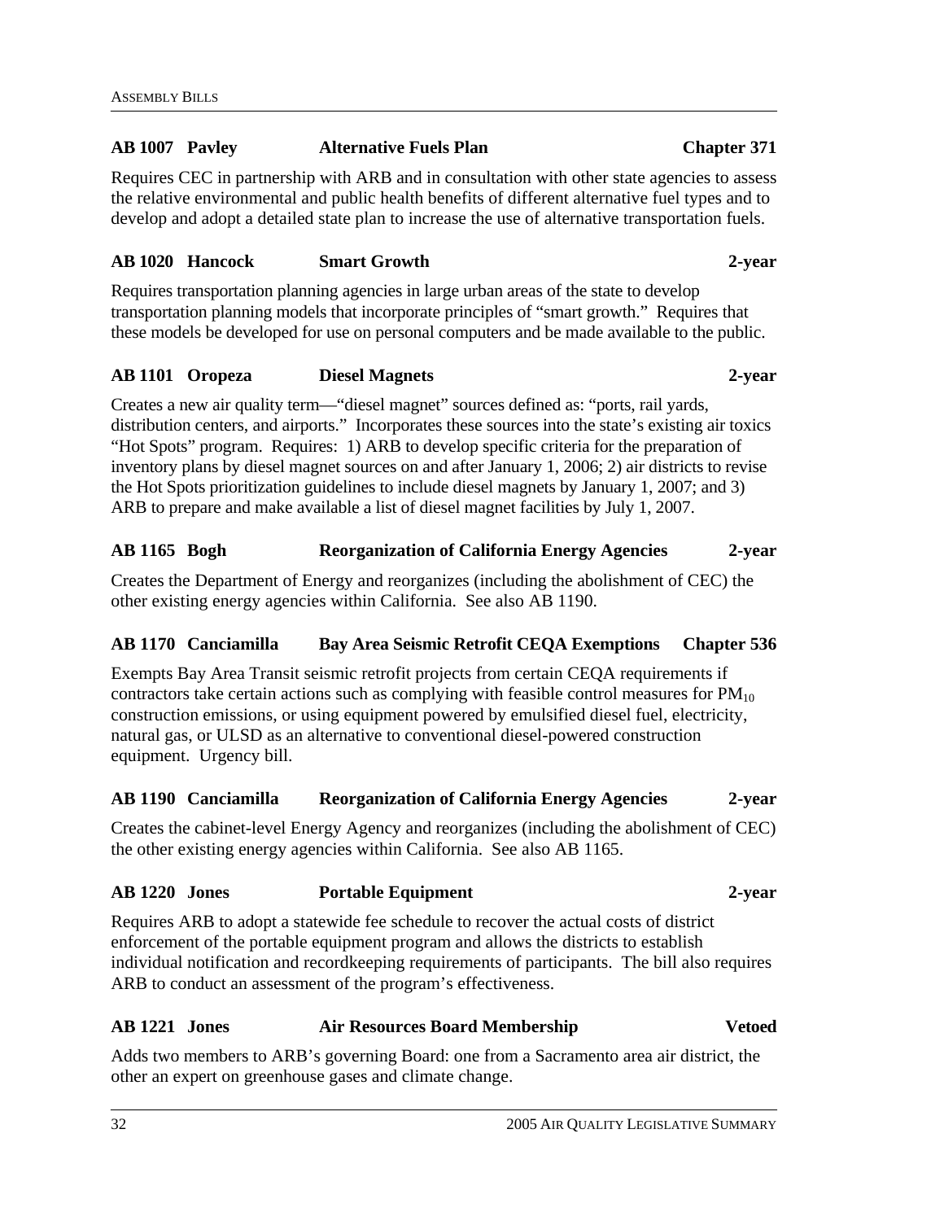**AB 1007 Pavley — Alternative Fuels Plan — Chapter 371**

Requires CEC in partnership with ARB and in consultation with other state agencies to assess the relative environmental and public health benefits of different alternative fuel types and to develop and adopt a detailed state plan to increase the use of alternative transportation fuels.

**AB 1020 Hancock — Smart Growth — 2-year**

Requires transportation planning agencies in large urban areas of the state to develop transportation planning models that incorporate principles of "smart growth." Requires that these models be developed for use on personal computers and be made available to the public.

**AB 1101 Oropeza — Diesel Magnets — 2-year**

Creates a new air quality term—"diesel magnet" sources defined as: "ports, rail yards, distribution centers, and airports." Incorporates these sources into the state's existing air toxics "Hot Spots" program. Requires: 1) ARB to develop specific criteria for the preparation of inventory plans by diesel magnet sources on and after January 1, 2006; 2) air districts to revise the Hot Spots prioritization guidelines to include diesel magnets by January 1, 2007; and 3) ARB to prepare and make available a list of diesel magnet facilities by July 1, 2007.

**AB 1165 Bogh — Reorganization of California Energy Agencies — 2-year**

Creates the Department of Energy and reorganizes (including the abolishment of CEC) the other existing energy agencies within California. See also AB 1190.

**AB 1170 Canciamilla — Bay Area Seismic Retrofit CEQA Exemptions — Chapter 536**

Exempts Bay Area Transit seismic retrofit projects from certain CEQA requirements if contractors take certain actions such as complying with feasible control measures for $PM_{10}$ construction emissions, or using equipment powered by emulsified diesel fuel, electricity, natural gas, or ULSD as an alternative to conventional diesel-powered construction equipment. Urgency bill.

**AB 1190 Canciamilla — Reorganization of California Energy Agencies — 2-year**

Creates the cabinet-level Energy Agency and reorganizes (including the abolishment of CEC) the other existing energy agencies within California. See also AB 1165.

**AB 1220 Jones — Portable Equipment — 2-year**

Requires ARB to adopt a statewide fee schedule to recover the actual costs of district enforcement of the portable equipment program and allows the districts to establish individual notification and recordkeeping requirements of participants. The bill also requires ARB to conduct an assessment of the program's effectiveness.

**AB 1221 Jones — Air Resources Board Membership — Vetoed**

Adds two members to ARB's governing Board: one from a Sacramento area air district, the other an expert on greenhouse gases and climate change.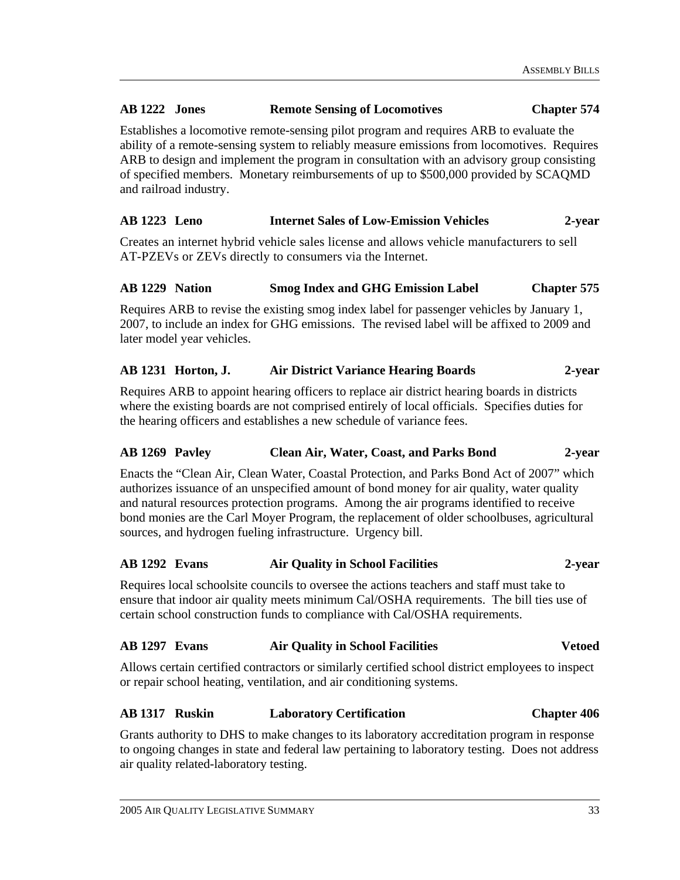**AB 1222 Jones — Remote Sensing of Locomotives — Chapter 574**

Establishes a locomotive remote-sensing pilot program and requires ARB to evaluate the ability of a remote-sensing system to reliably measure emissions from locomotives. Requires ARB to design and implement the program in consultation with an advisory group consisting of specified members. Monetary reimbursements of up to $500,000 provided by SCAQMD and railroad industry.

**AB 1223 Leno — Internet Sales of Low-Emission Vehicles — 2-year**

Creates an internet hybrid vehicle sales license and allows vehicle manufacturers to sell AT-PZEVs or ZEVs directly to consumers via the Internet.

**AB 1229 Nation — Smog Index and GHG Emission Label — Chapter 575**

Requires ARB to revise the existing smog index label for passenger vehicles by January 1, 2007, to include an index for GHG emissions. The revised label will be affixed to 2009 and later model year vehicles.

**AB 1231 Horton, J. — Air District Variance Hearing Boards — 2-year**

Requires ARB to appoint hearing officers to replace air district hearing boards in districts where the existing boards are not comprised entirely of local officials. Specifies duties for the hearing officers and establishes a new schedule of variance fees.

**AB 1269 Pavley — Clean Air, Water, Coast, and Parks Bond — 2-year**

Enacts the "Clean Air, Clean Water, Coastal Protection, and Parks Bond Act of 2007" which authorizes issuance of an unspecified amount of bond money for air quality, water quality and natural resources protection programs. Among the air programs identified to receive bond monies are the Carl Moyer Program, the replacement of older schoolbuses, agricultural sources, and hydrogen fueling infrastructure. Urgency bill.

**AB 1292 Evans — Air Quality in School Facilities — 2-year**

Requires local schoolsite councils to oversee the actions teachers and staff must take to ensure that indoor air quality meets minimum Cal/OSHA requirements. The bill ties use of certain school construction funds to compliance with Cal/OSHA requirements.

**AB 1297 Evans — Air Quality in School Facilities — Vetoed**

Allows certain certified contractors or similarly certified school district employees to inspect or repair school heating, ventilation, and air conditioning systems.

**AB 1317 Ruskin — Laboratory Certification — Chapter 406**

Grants authority to DHS to make changes to its laboratory accreditation program in response to ongoing changes in state and federal law pertaining to laboratory testing. Does not address air quality related-laboratory testing.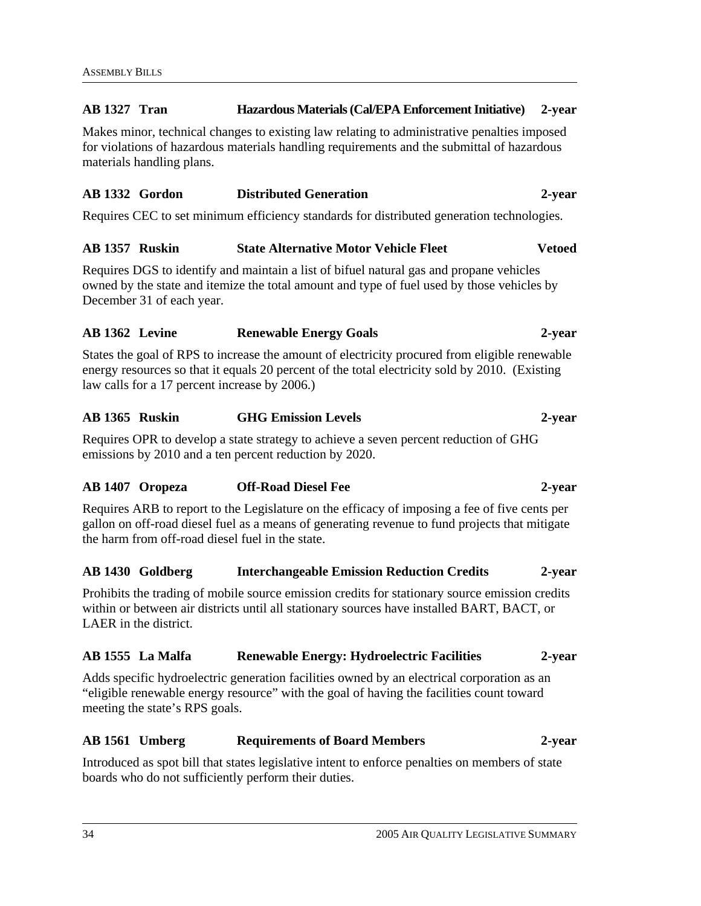**AB 1327 Tran — Hazardous Materials (Cal/EPA Enforcement Initiative) — 2-year**

Makes minor, technical changes to existing law relating to administrative penalties imposed for violations of hazardous materials handling requirements and the submittal of hazardous materials handling plans.

**AB 1332 Gordon — Distributed Generation — 2-year**

Requires CEC to set minimum efficiency standards for distributed generation technologies.

**AB 1357 Ruskin — State Alternative Motor Vehicle Fleet — Vetoed**

Requires DGS to identify and maintain a list of bifuel natural gas and propane vehicles owned by the state and itemize the total amount and type of fuel used by those vehicles by December 31 of each year.

**AB 1362 Levine — Renewable Energy Goals — 2-year**

States the goal of RPS to increase the amount of electricity procured from eligible renewable energy resources so that it equals 20 percent of the total electricity sold by 2010. (Existing law calls for a 17 percent increase by 2006.)

**AB 1365 Ruskin — GHG Emission Levels — 2-year**

Requires OPR to develop a state strategy to achieve a seven percent reduction of GHG emissions by 2010 and a ten percent reduction by 2020.

**AB 1407 Oropeza — Off-Road Diesel Fee — 2-year**

Requires ARB to report to the Legislature on the efficacy of imposing a fee of five cents per gallon on off-road diesel fuel as a means of generating revenue to fund projects that mitigate the harm from off-road diesel fuel in the state.

**AB 1430 Goldberg — Interchangeable Emission Reduction Credits — 2-year**

Prohibits the trading of mobile source emission credits for stationary source emission credits within or between air districts until all stationary sources have installed BART, BACT, or LAER in the district.

**AB 1555 La Malfa — Renewable Energy: Hydroelectric Facilities — 2-year**

Adds specific hydroelectric generation facilities owned by an electrical corporation as an "eligible renewable energy resource" with the goal of having the facilities count toward meeting the state's RPS goals.

**AB 1561 Umberg — Requirements of Board Members — 2-year**

Introduced as spot bill that states legislative intent to enforce penalties on members of state boards who do not sufficiently perform their duties.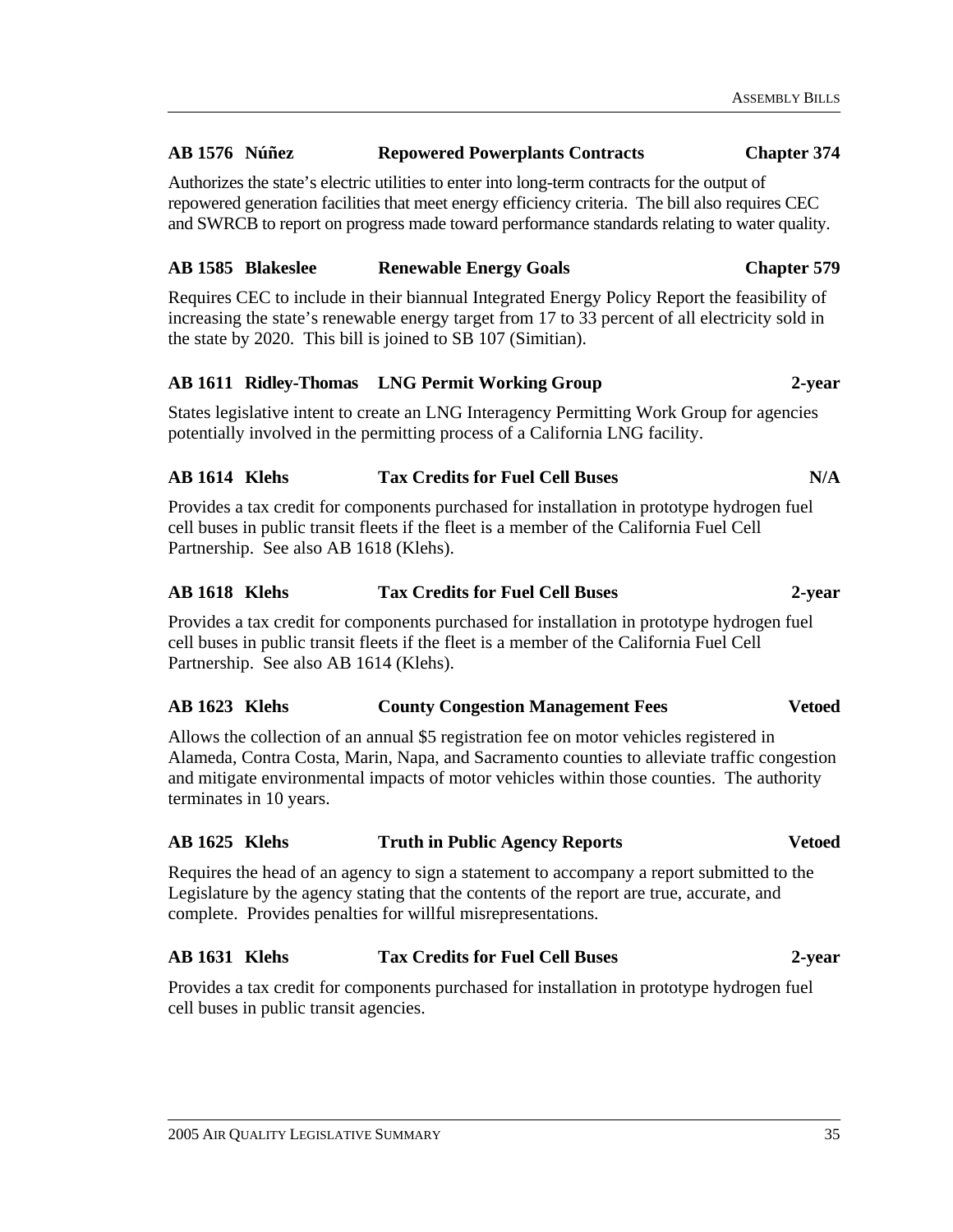**AB 1576 Núñez — Repowered Powerplants Contracts — Chapter 374**

Authorizes the state's electric utilities to enter into long-term contracts for the output of repowered generation facilities that meet energy efficiency criteria. The bill also requires CEC and SWRCB to report on progress made toward performance standards relating to water quality.

**AB 1585 Blakeslee — Renewable Energy Goals — Chapter 579**

Requires CEC to include in their biannual Integrated Energy Policy Report the feasibility of increasing the state's renewable energy target from 17 to 33 percent of all electricity sold in the state by 2020. This bill is joined to SB 107 (Simitian).

**AB 1611 Ridley-Thomas — LNG Permit Working Group — 2-year**

States legislative intent to create an LNG Interagency Permitting Work Group for agencies potentially involved in the permitting process of a California LNG facility.

**AB 1614 Klehs — Tax Credits for Fuel Cell Buses — N/A**

Provides a tax credit for components purchased for installation in prototype hydrogen fuel cell buses in public transit fleets if the fleet is a member of the California Fuel Cell Partnership. See also AB 1618 (Klehs).

**AB 1618 Klehs — Tax Credits for Fuel Cell Buses — 2-year**

Provides a tax credit for components purchased for installation in prototype hydrogen fuel cell buses in public transit fleets if the fleet is a member of the California Fuel Cell Partnership. See also AB 1614 (Klehs).

**AB 1623 Klehs — County Congestion Management Fees — Vetoed**

Allows the collection of an annual $5 registration fee on motor vehicles registered in Alameda, Contra Costa, Marin, Napa, and Sacramento counties to alleviate traffic congestion and mitigate environmental impacts of motor vehicles within those counties. The authority terminates in 10 years.

**AB 1625 Klehs — Truth in Public Agency Reports — Vetoed**

Requires the head of an agency to sign a statement to accompany a report submitted to the Legislature by the agency stating that the contents of the report are true, accurate, and complete. Provides penalties for willful misrepresentations.

**AB 1631 Klehs — Tax Credits for Fuel Cell Buses — 2-year**

Provides a tax credit for components purchased for installation in prototype hydrogen fuel cell buses in public transit agencies.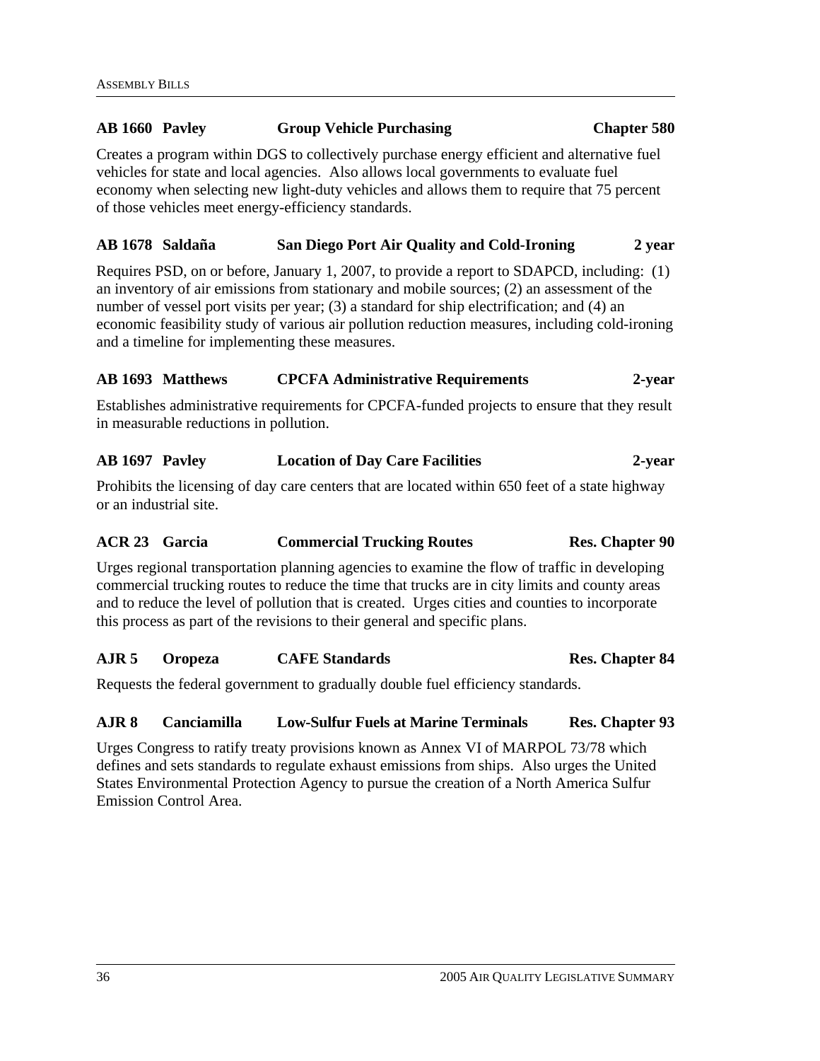**AB 1660 Pavley — Group Vehicle Purchasing — Chapter 580**

Creates a program within DGS to collectively purchase energy efficient and alternative fuel vehicles for state and local agencies. Also allows local governments to evaluate fuel economy when selecting new light-duty vehicles and allows them to require that 75 percent of those vehicles meet energy-efficiency standards.

**AB 1678 Saldaña — San Diego Port Air Quality and Cold-Ironing — 2 year**

Requires PSD, on or before, January 1, 2007, to provide a report to SDAPCD, including: (1) an inventory of air emissions from stationary and mobile sources; (2) an assessment of the number of vessel port visits per year; (3) a standard for ship electrification; and (4) an economic feasibility study of various air pollution reduction measures, including cold-ironing and a timeline for implementing these measures.

**AB 1693 Matthews — CPCFA Administrative Requirements — 2-year**

Establishes administrative requirements for CPCFA-funded projects to ensure that they result in measurable reductions in pollution.

**AB 1697 Pavley — Location of Day Care Facilities — 2-year**

Prohibits the licensing of day care centers that are located within 650 feet of a state highway or an industrial site.

**ACR 23 Garcia — Commercial Trucking Routes — Res. Chapter 90**

Urges regional transportation planning agencies to examine the flow of traffic in developing commercial trucking routes to reduce the time that trucks are in city limits and county areas and to reduce the level of pollution that is created. Urges cities and counties to incorporate this process as part of the revisions to their general and specific plans.

**AJR 5 Oropeza — CAFE Standards — Res. Chapter 84**

Requests the federal government to gradually double fuel efficiency standards.

**AJR 8 Canciamilla — Low-Sulfur Fuels at Marine Terminals — Res. Chapter 93**

Urges Congress to ratify treaty provisions known as Annex VI of MARPOL 73/78 which defines and sets standards to regulate exhaust emissions from ships. Also urges the United States Environmental Protection Agency to pursue the creation of a North America Sulfur Emission Control Area.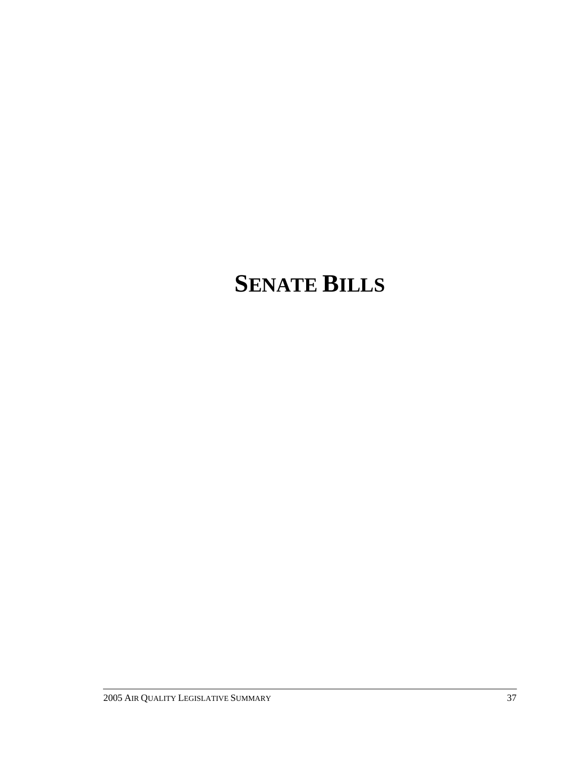# SENATE BILLS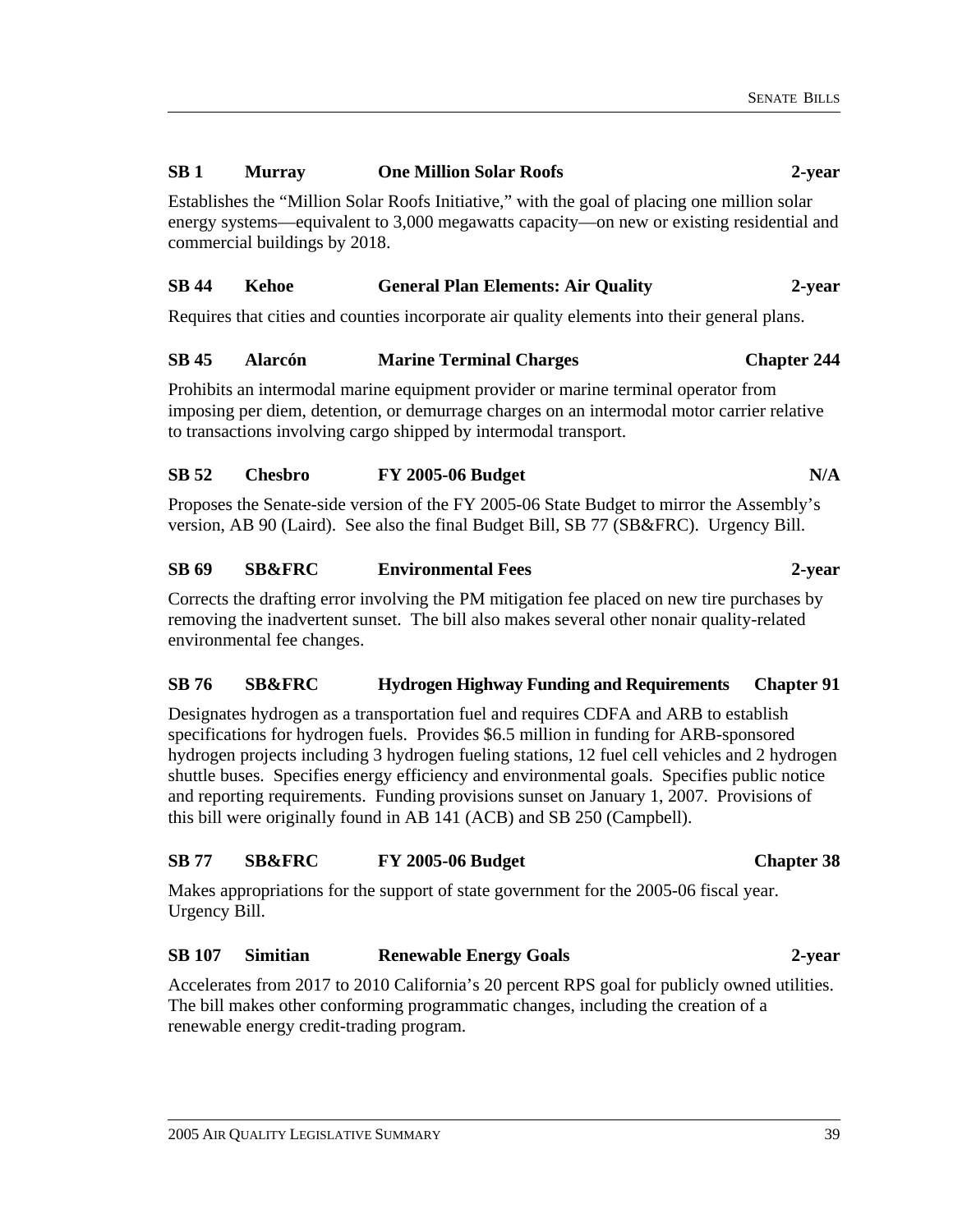**SB 1 Murray One Million Solar Roofs 2-year**

Establishes the "Million Solar Roofs Initiative," with the goal of placing one million solar energy systems—equivalent to 3,000 megawatts capacity—on new or existing residential and commercial buildings by 2018.

**SB 44 Kehoe General Plan Elements: Air Quality 2-year**

Requires that cities and counties incorporate air quality elements into their general plans.

**SB 45 Alarcón Marine Terminal Charges Chapter 244**

Prohibits an intermodal marine equipment provider or marine terminal operator from imposing per diem, detention, or demurrage charges on an intermodal motor carrier relative to transactions involving cargo shipped by intermodal transport.

**SB 52 Chesbro FY 2005-06 Budget N/A**

Proposes the Senate-side version of the FY 2005-06 State Budget to mirror the Assembly's version, AB 90 (Laird). See also the final Budget Bill, SB 77 (SB&FRC). Urgency Bill.

**SB 69 SB&FRC Environmental Fees 2-year**

Corrects the drafting error involving the PM mitigation fee placed on new tire purchases by removing the inadvertent sunset. The bill also makes several other nonair quality-related environmental fee changes.

**SB 76 SB&FRC Hydrogen Highway Funding and Requirements Chapter 91**

Designates hydrogen as a transportation fuel and requires CDFA and ARB to establish specifications for hydrogen fuels. Provides $6.5 million in funding for ARB-sponsored hydrogen projects including 3 hydrogen fueling stations, 12 fuel cell vehicles and 2 hydrogen shuttle buses. Specifies energy efficiency and environmental goals. Specifies public notice and reporting requirements. Funding provisions sunset on January 1, 2007. Provisions of this bill were originally found in AB 141 (ACB) and SB 250 (Campbell).

**SB 77 SB&FRC FY 2005-06 Budget Chapter 38**

Makes appropriations for the support of state government for the 2005-06 fiscal year. Urgency Bill.

**SB 107 Simitian Renewable Energy Goals 2-year**

Accelerates from 2017 to 2010 California's 20 percent RPS goal for publicly owned utilities. The bill makes other conforming programmatic changes, including the creation of a renewable energy credit-trading program.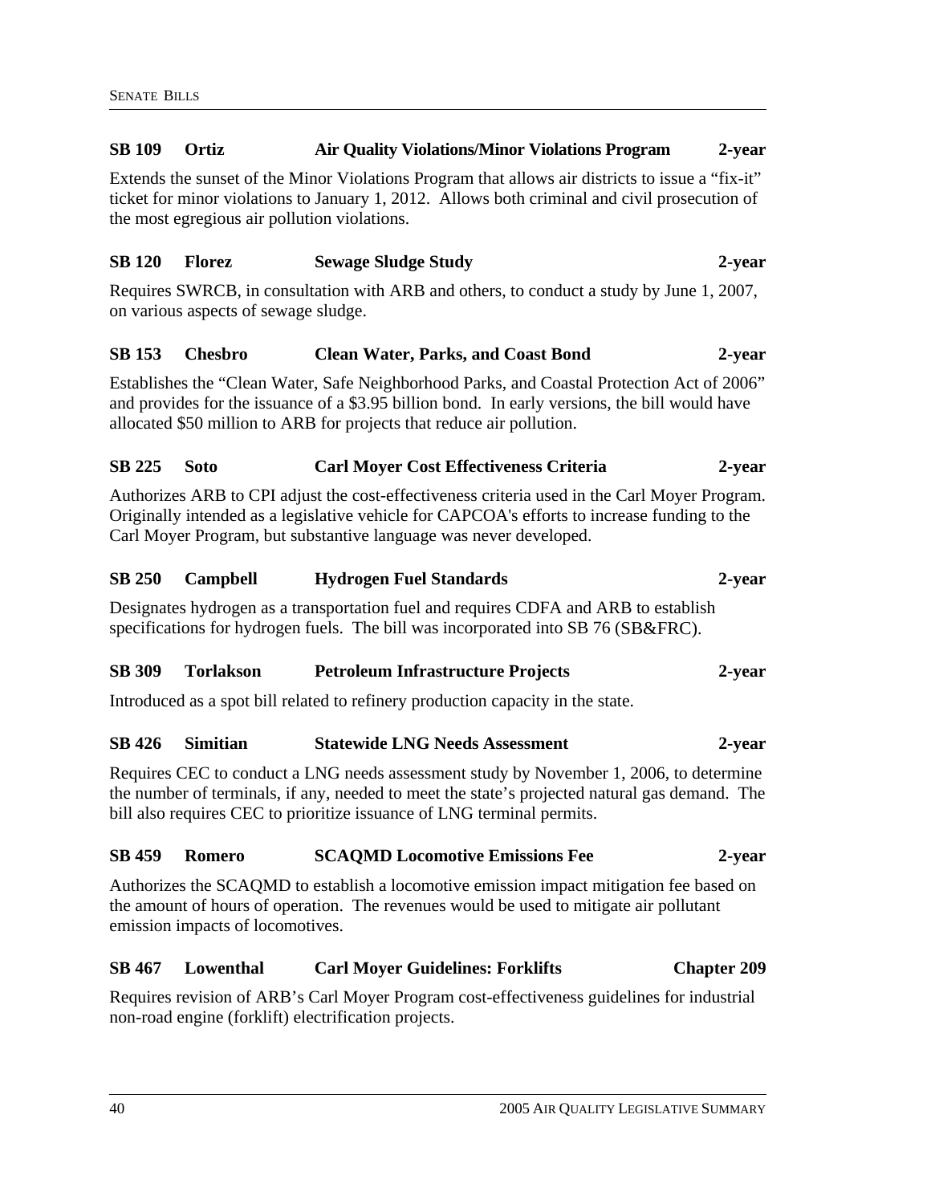**SB 109 Ortiz Air Quality Violations/Minor Violations Program 2-year**

Extends the sunset of the Minor Violations Program that allows air districts to issue a "fix-it" ticket for minor violations to January 1, 2012. Allows both criminal and civil prosecution of the most egregious air pollution violations.

**SB 120 Florez Sewage Sludge Study 2-year**

Requires SWRCB, in consultation with ARB and others, to conduct a study by June 1, 2007, on various aspects of sewage sludge.

**SB 153 Chesbro Clean Water, Parks, and Coast Bond 2-year**

Establishes the "Clean Water, Safe Neighborhood Parks, and Coastal Protection Act of 2006" and provides for the issuance of a $3.95 billion bond. In early versions, the bill would have allocated $50 million to ARB for projects that reduce air pollution.

**SB 225 Soto Carl Moyer Cost Effectiveness Criteria 2-year**

Authorizes ARB to CPI adjust the cost-effectiveness criteria used in the Carl Moyer Program. Originally intended as a legislative vehicle for CAPCOA's efforts to increase funding to the Carl Moyer Program, but substantive language was never developed.

**SB 250 Campbell Hydrogen Fuel Standards 2-year**

Designates hydrogen as a transportation fuel and requires CDFA and ARB to establish specifications for hydrogen fuels. The bill was incorporated into SB 76 (SB&FRC).

**SB 309 Torlakson Petroleum Infrastructure Projects 2-year**

Introduced as a spot bill related to refinery production capacity in the state.

**SB 426 Simitian Statewide LNG Needs Assessment 2-year**

Requires CEC to conduct a LNG needs assessment study by November 1, 2006, to determine the number of terminals, if any, needed to meet the state's projected natural gas demand. The bill also requires CEC to prioritize issuance of LNG terminal permits.

**SB 459 Romero SCAQMD Locomotive Emissions Fee 2-year**

Authorizes the SCAQMD to establish a locomotive emission impact mitigation fee based on the amount of hours of operation. The revenues would be used to mitigate air pollutant emission impacts of locomotives.

**SB 467 Lowenthal Carl Moyer Guidelines: Forklifts Chapter 209**

Requires revision of ARB's Carl Moyer Program cost-effectiveness guidelines for industrial non-road engine (forklift) electrification projects.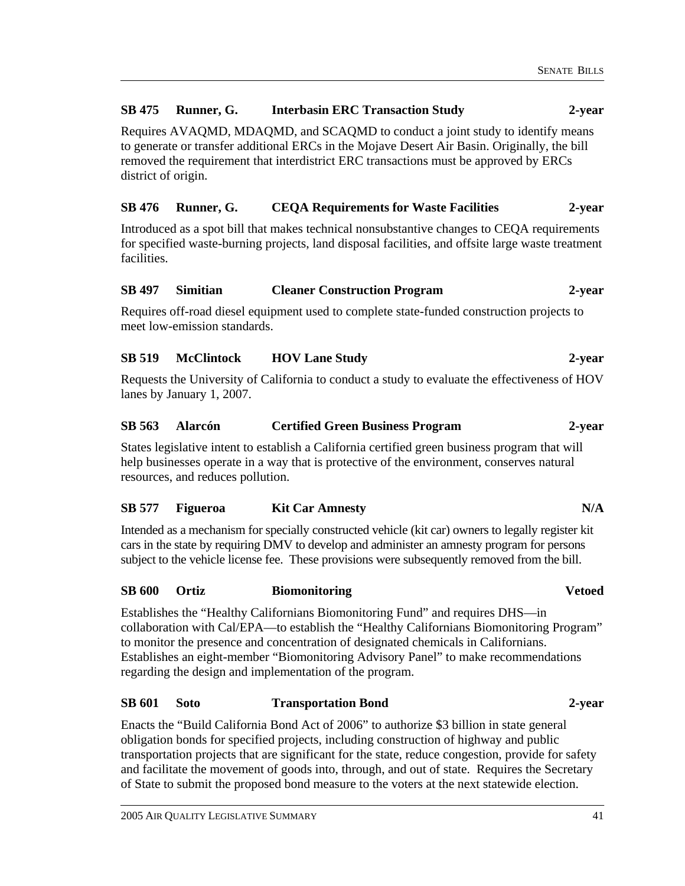**SB 475 Runner, G. Interbasin ERC Transaction Study 2-year**

Requires AVAQMD, MDAQMD, and SCAQMD to conduct a joint study to identify means to generate or transfer additional ERCs in the Mojave Desert Air Basin. Originally, the bill removed the requirement that interdistrict ERC transactions must be approved by ERCs district of origin.

**SB 476 Runner, G. CEQA Requirements for Waste Facilities 2-year**

Introduced as a spot bill that makes technical nonsubstantive changes to CEQA requirements for specified waste-burning projects, land disposal facilities, and offsite large waste treatment facilities.

**SB 497 Simitian Cleaner Construction Program 2-year**

Requires off-road diesel equipment used to complete state-funded construction projects to meet low-emission standards.

**SB 519 McClintock HOV Lane Study 2-year**

Requests the University of California to conduct a study to evaluate the effectiveness of HOV lanes by January 1, 2007.

**SB 563 Alarcón Certified Green Business Program 2-year**

States legislative intent to establish a California certified green business program that will help businesses operate in a way that is protective of the environment, conserves natural resources, and reduces pollution.

**SB 577 Figueroa Kit Car Amnesty N/A**

Intended as a mechanism for specially constructed vehicle (kit car) owners to legally register kit cars in the state by requiring DMV to develop and administer an amnesty program for persons subject to the vehicle license fee. These provisions were subsequently removed from the bill.

**SB 600 Ortiz Biomonitoring Vetoed**

Establishes the "Healthy Californians Biomonitoring Fund" and requires DHS—in collaboration with Cal/EPA—to establish the "Healthy Californians Biomonitoring Program" to monitor the presence and concentration of designated chemicals in Californians. Establishes an eight-member "Biomonitoring Advisory Panel" to make recommendations regarding the design and implementation of the program.

**SB 601 Soto Transportation Bond 2-year**

Enacts the "Build California Bond Act of 2006" to authorize $3 billion in state general obligation bonds for specified projects, including construction of highway and public transportation projects that are significant for the state, reduce congestion, provide for safety and facilitate the movement of goods into, through, and out of state. Requires the Secretary of State to submit the proposed bond measure to the voters at the next statewide election.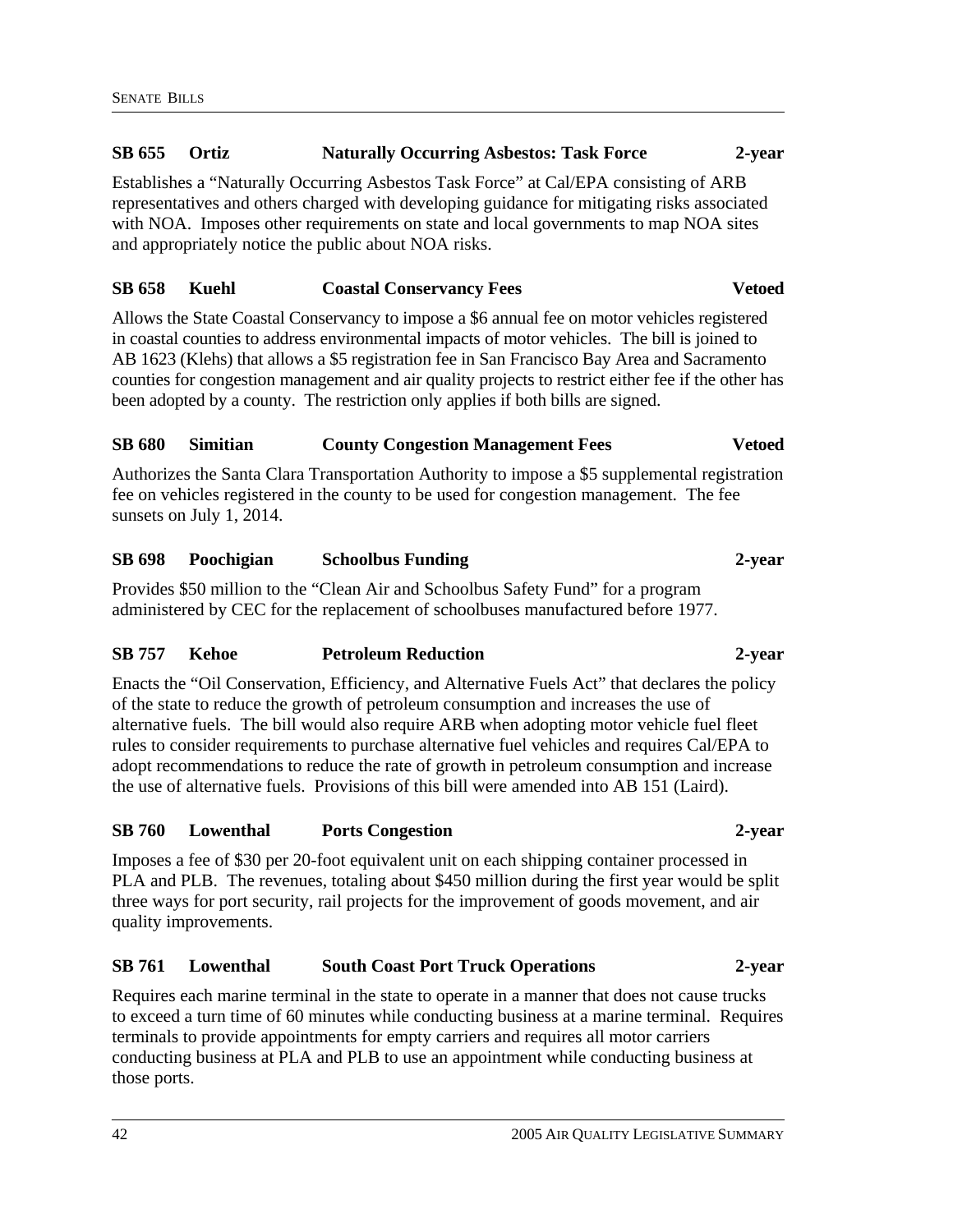### SB 655 Ortiz Naturally Occurring Asbestos: Task Force 2-year

Establishes a "Naturally Occurring Asbestos Task Force" at Cal/EPA consisting of ARB representatives and others charged with developing guidance for mitigating risks associated with NOA. Imposes other requirements on state and local governments to map NOA sites and appropriately notice the public about NOA risks.

### SB 658 Kuehl Coastal Conservancy Fees Vetoed

Allows the State Coastal Conservancy to impose a $6 annual fee on motor vehicles registered in coastal counties to address environmental impacts of motor vehicles. The bill is joined to AB 1623 (Klehs) that allows a $5 registration fee in San Francisco Bay Area and Sacramento counties for congestion management and air quality projects to restrict either fee if the other has been adopted by a county. The restriction only applies if both bills are signed.

### SB 680 Simitian County Congestion Management Fees Vetoed

Authorizes the Santa Clara Transportation Authority to impose a $5 supplemental registration fee on vehicles registered in the county to be used for congestion management. The fee sunsets on July 1, 2014.

### SB 698 Poochigian Schoolbus Funding 2-year

Provides $50 million to the "Clean Air and Schoolbus Safety Fund" for a program administered by CEC for the replacement of schoolbuses manufactured before 1977.

### SB 757 Kehoe Petroleum Reduction 2-year

Enacts the "Oil Conservation, Efficiency, and Alternative Fuels Act" that declares the policy of the state to reduce the growth of petroleum consumption and increases the use of alternative fuels. The bill would also require ARB when adopting motor vehicle fuel fleet rules to consider requirements to purchase alternative fuel vehicles and requires Cal/EPA to adopt recommendations to reduce the rate of growth in petroleum consumption and increase the use of alternative fuels. Provisions of this bill were amended into AB 151 (Laird).

### SB 760 Lowenthal Ports Congestion 2-year

Imposes a fee of $30 per 20-foot equivalent unit on each shipping container processed in PLA and PLB. The revenues, totaling about $450 million during the first year would be split three ways for port security, rail projects for the improvement of goods movement, and air quality improvements.

### SB 761 Lowenthal South Coast Port Truck Operations 2-year

Requires each marine terminal in the state to operate in a manner that does not cause trucks to exceed a turn time of 60 minutes while conducting business at a marine terminal. Requires terminals to provide appointments for empty carriers and requires all motor carriers conducting business at PLA and PLB to use an appointment while conducting business at those ports.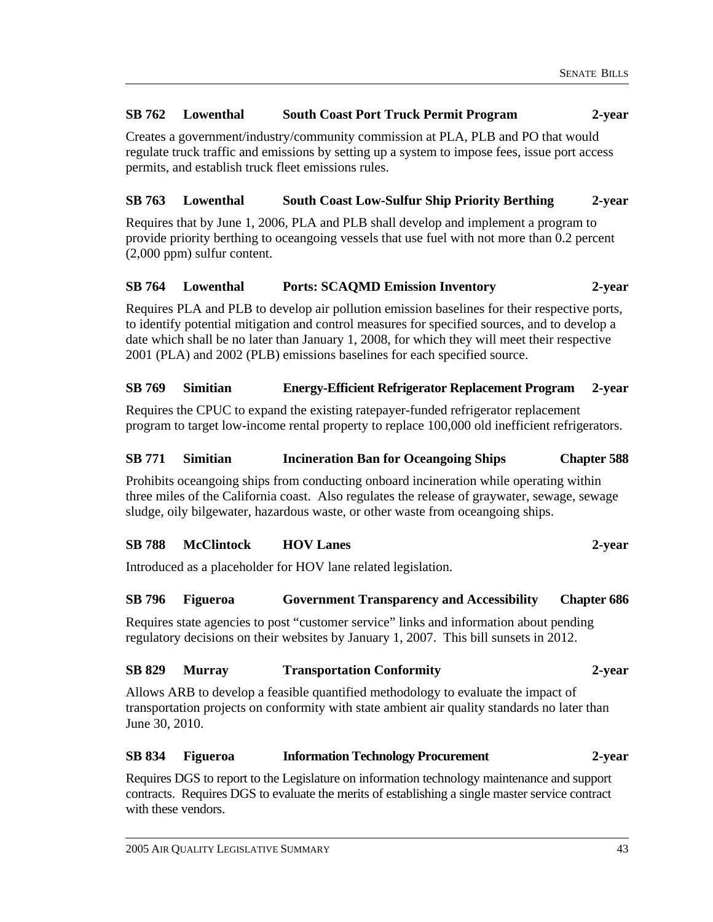**SB 762 Lowenthal South Coast Port Truck Permit Program 2-year**

Creates a government/industry/community commission at PLA, PLB and PO that would regulate truck traffic and emissions by setting up a system to impose fees, issue port access permits, and establish truck fleet emissions rules.

**SB 763 Lowenthal South Coast Low-Sulfur Ship Priority Berthing 2-year**

Requires that by June 1, 2006, PLA and PLB shall develop and implement a program to provide priority berthing to oceangoing vessels that use fuel with not more than 0.2 percent (2,000 ppm) sulfur content.

**SB 764 Lowenthal Ports: SCAQMD Emission Inventory 2-year**

Requires PLA and PLB to develop air pollution emission baselines for their respective ports, to identify potential mitigation and control measures for specified sources, and to develop a date which shall be no later than January 1, 2008, for which they will meet their respective 2001 (PLA) and 2002 (PLB) emissions baselines for each specified source.

**SB 769 Simitian Energy-Efficient Refrigerator Replacement Program 2-year**

Requires the CPUC to expand the existing ratepayer-funded refrigerator replacement program to target low-income rental property to replace 100,000 old inefficient refrigerators.

**SB 771 Simitian Incineration Ban for Oceangoing Ships Chapter 588**

Prohibits oceangoing ships from conducting onboard incineration while operating within three miles of the California coast. Also regulates the release of graywater, sewage, sewage sludge, oily bilgewater, hazardous waste, or other waste from oceangoing ships.

**SB 788 McClintock HOV Lanes 2-year**

Introduced as a placeholder for HOV lane related legislation.

**SB 796 Figueroa Government Transparency and Accessibility Chapter 686**

Requires state agencies to post "customer service" links and information about pending regulatory decisions on their websites by January 1, 2007. This bill sunsets in 2012.

**SB 829 Murray Transportation Conformity 2-year**

Allows ARB to develop a feasible quantified methodology to evaluate the impact of transportation projects on conformity with state ambient air quality standards no later than June 30, 2010.

**SB 834 Figueroa Information Technology Procurement 2-year**

Requires DGS to report to the Legislature on information technology maintenance and support contracts. Requires DGS to evaluate the merits of establishing a single master service contract with these vendors.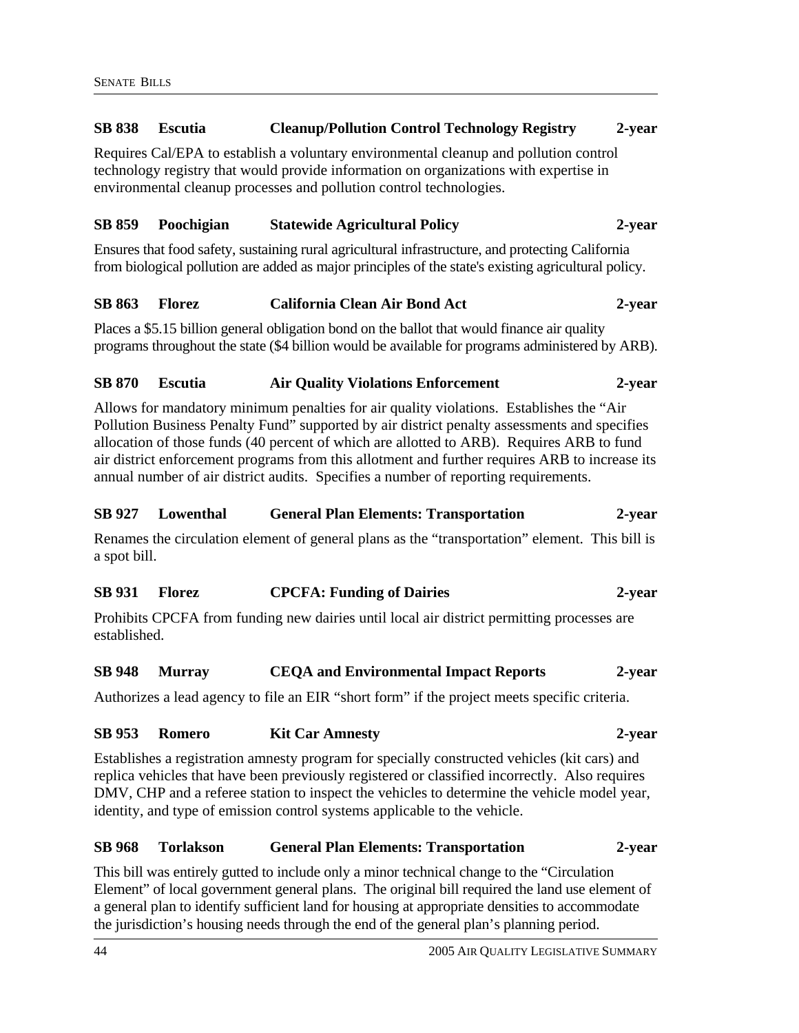**SB 838 Escutia Cleanup/Pollution Control Technology Registry 2-year**

Requires Cal/EPA to establish a voluntary environmental cleanup and pollution control technology registry that would provide information on organizations with expertise in environmental cleanup processes and pollution control technologies.

**SB 859 Poochigian Statewide Agricultural Policy 2-year**

Ensures that food safety, sustaining rural agricultural infrastructure, and protecting California from biological pollution are added as major principles of the state's existing agricultural policy.

**SB 863 Florez California Clean Air Bond Act 2-year**

Places a $5.15 billion general obligation bond on the ballot that would finance air quality programs throughout the state ($4 billion would be available for programs administered by ARB).

**SB 870 Escutia Air Quality Violations Enforcement 2-year**

Allows for mandatory minimum penalties for air quality violations. Establishes the "Air Pollution Business Penalty Fund" supported by air district penalty assessments and specifies allocation of those funds (40 percent of which are allotted to ARB). Requires ARB to fund air district enforcement programs from this allotment and further requires ARB to increase its annual number of air district audits. Specifies a number of reporting requirements.

**SB 927 Lowenthal General Plan Elements: Transportation 2-year**

Renames the circulation element of general plans as the "transportation" element. This bill is a spot bill.

**SB 931 Florez CPCFA: Funding of Dairies 2-year**

Prohibits CPCFA from funding new dairies until local air district permitting processes are established.

**SB 948 Murray CEQA and Environmental Impact Reports 2-year**

Authorizes a lead agency to file an EIR "short form" if the project meets specific criteria.

**SB 953 Romero Kit Car Amnesty 2-year**

Establishes a registration amnesty program for specially constructed vehicles (kit cars) and replica vehicles that have been previously registered or classified incorrectly. Also requires DMV, CHP and a referee station to inspect the vehicles to determine the vehicle model year, identity, and type of emission control systems applicable to the vehicle.

**SB 968 Torlakson General Plan Elements: Transportation 2-year**

This bill was entirely gutted to include only a minor technical change to the "Circulation Element" of local government general plans. The original bill required the land use element of a general plan to identify sufficient land for housing at appropriate densities to accommodate the jurisdiction's housing needs through the end of the general plan's planning period.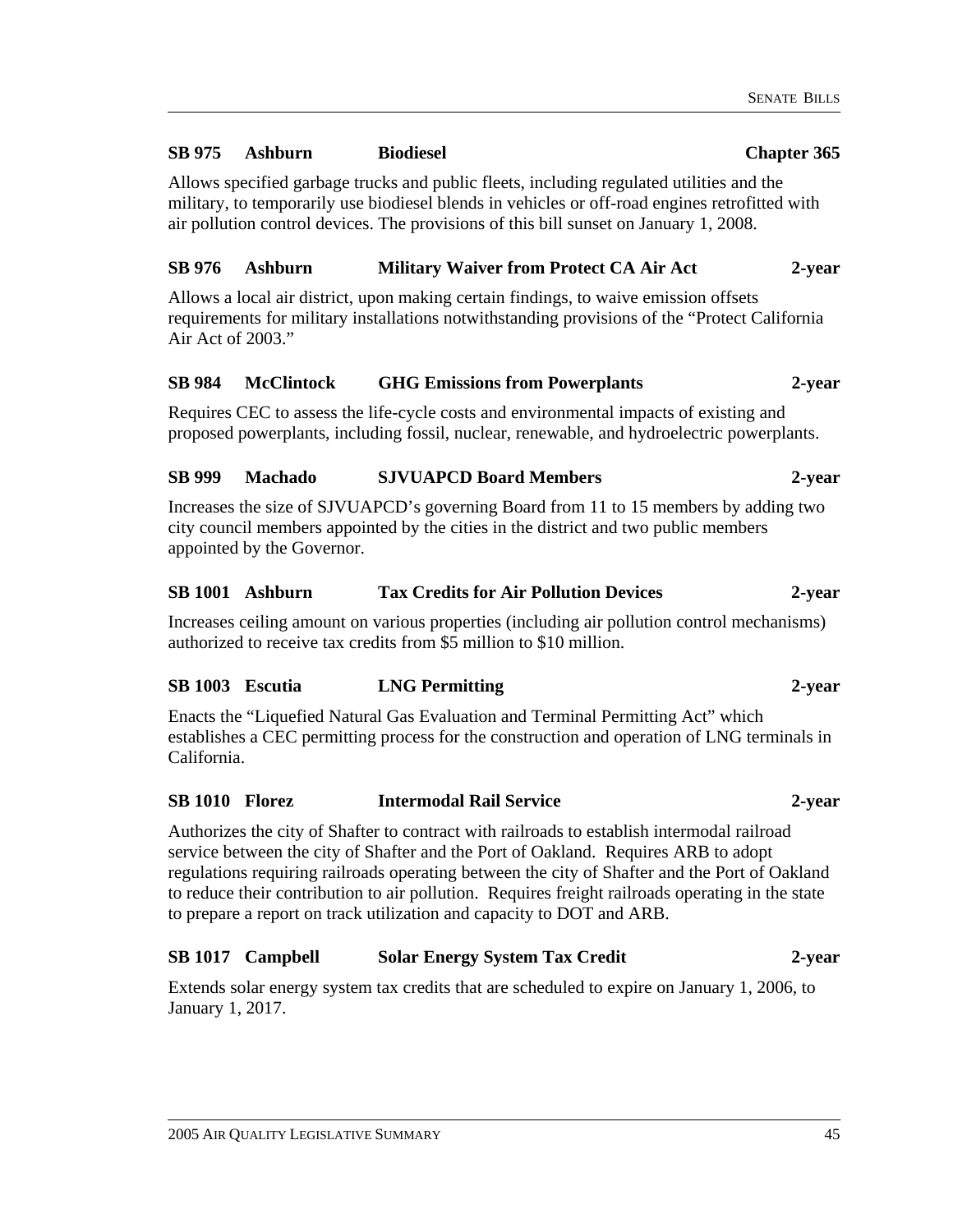**SB 975 Ashburn Biodiesel Chapter 365**

Allows specified garbage trucks and public fleets, including regulated utilities and the military, to temporarily use biodiesel blends in vehicles or off-road engines retrofitted with air pollution control devices. The provisions of this bill sunset on January 1, 2008.

**SB 976 Ashburn Military Waiver from Protect CA Air Act 2-year**

Allows a local air district, upon making certain findings, to waive emission offsets requirements for military installations notwithstanding provisions of the "Protect California Air Act of 2003."

**SB 984 McClintock GHG Emissions from Powerplants 2-year**

Requires CEC to assess the life-cycle costs and environmental impacts of existing and proposed powerplants, including fossil, nuclear, renewable, and hydroelectric powerplants.

**SB 999 Machado SJVUAPCD Board Members 2-year**

Increases the size of SJVUAPCD's governing Board from 11 to 15 members by adding two city council members appointed by the cities in the district and two public members appointed by the Governor.

**SB 1001 Ashburn Tax Credits for Air Pollution Devices 2-year**

Increases ceiling amount on various properties (including air pollution control mechanisms) authorized to receive tax credits from $5 million to $10 million.

**SB 1003 Escutia LNG Permitting 2-year**

Enacts the "Liquefied Natural Gas Evaluation and Terminal Permitting Act" which establishes a CEC permitting process for the construction and operation of LNG terminals in California.

**SB 1010 Florez Intermodal Rail Service 2-year**

Authorizes the city of Shafter to contract with railroads to establish intermodal railroad service between the city of Shafter and the Port of Oakland. Requires ARB to adopt regulations requiring railroads operating between the city of Shafter and the Port of Oakland to reduce their contribution to air pollution. Requires freight railroads operating in the state to prepare a report on track utilization and capacity to DOT and ARB.

**SB 1017 Campbell Solar Energy System Tax Credit 2-year**

Extends solar energy system tax credits that are scheduled to expire on January 1, 2006, to January 1, 2017.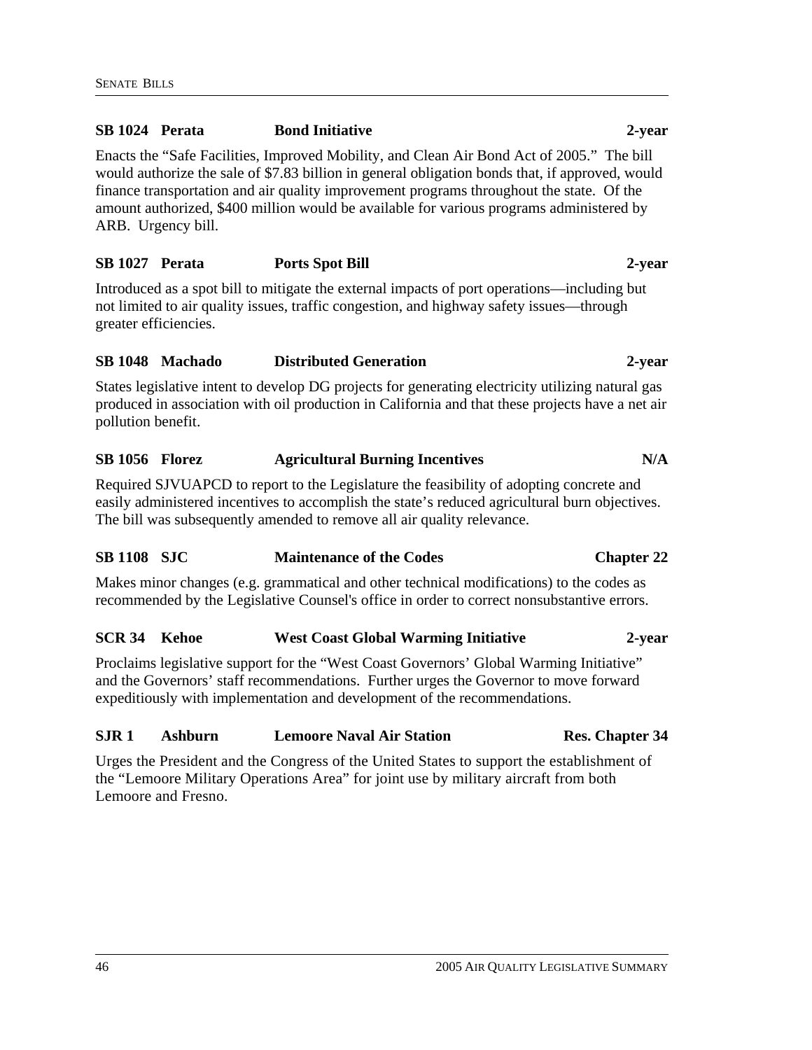**SB 1024 Perata Bond Initiative 2-year**

Enacts the "Safe Facilities, Improved Mobility, and Clean Air Bond Act of 2005." The bill would authorize the sale of $7.83 billion in general obligation bonds that, if approved, would finance transportation and air quality improvement programs throughout the state. Of the amount authorized, $400 million would be available for various programs administered by ARB. Urgency bill.

**SB 1027 Perata Ports Spot Bill 2-year**

Introduced as a spot bill to mitigate the external impacts of port operations—including but not limited to air quality issues, traffic congestion, and highway safety issues—through greater efficiencies.

**SB 1048 Machado Distributed Generation 2-year**

States legislative intent to develop DG projects for generating electricity utilizing natural gas produced in association with oil production in California and that these projects have a net air pollution benefit.

**SB 1056 Florez Agricultural Burning Incentives N/A**

Required SJVUAPCD to report to the Legislature the feasibility of adopting concrete and easily administered incentives to accomplish the state's reduced agricultural burn objectives. The bill was subsequently amended to remove all air quality relevance.

**SB 1108 SJC Maintenance of the Codes Chapter 22**

Makes minor changes (e.g. grammatical and other technical modifications) to the codes as recommended by the Legislative Counsel's office in order to correct nonsubstantive errors.

**SCR 34 Kehoe West Coast Global Warming Initiative 2-year**

Proclaims legislative support for the "West Coast Governors' Global Warming Initiative" and the Governors' staff recommendations. Further urges the Governor to move forward expeditiously with implementation and development of the recommendations.

**SJR 1 Ashburn Lemoore Naval Air Station Res. Chapter 34**

Urges the President and the Congress of the United States to support the establishment of the "Lemoore Military Operations Area" for joint use by military aircraft from both Lemoore and Fresno.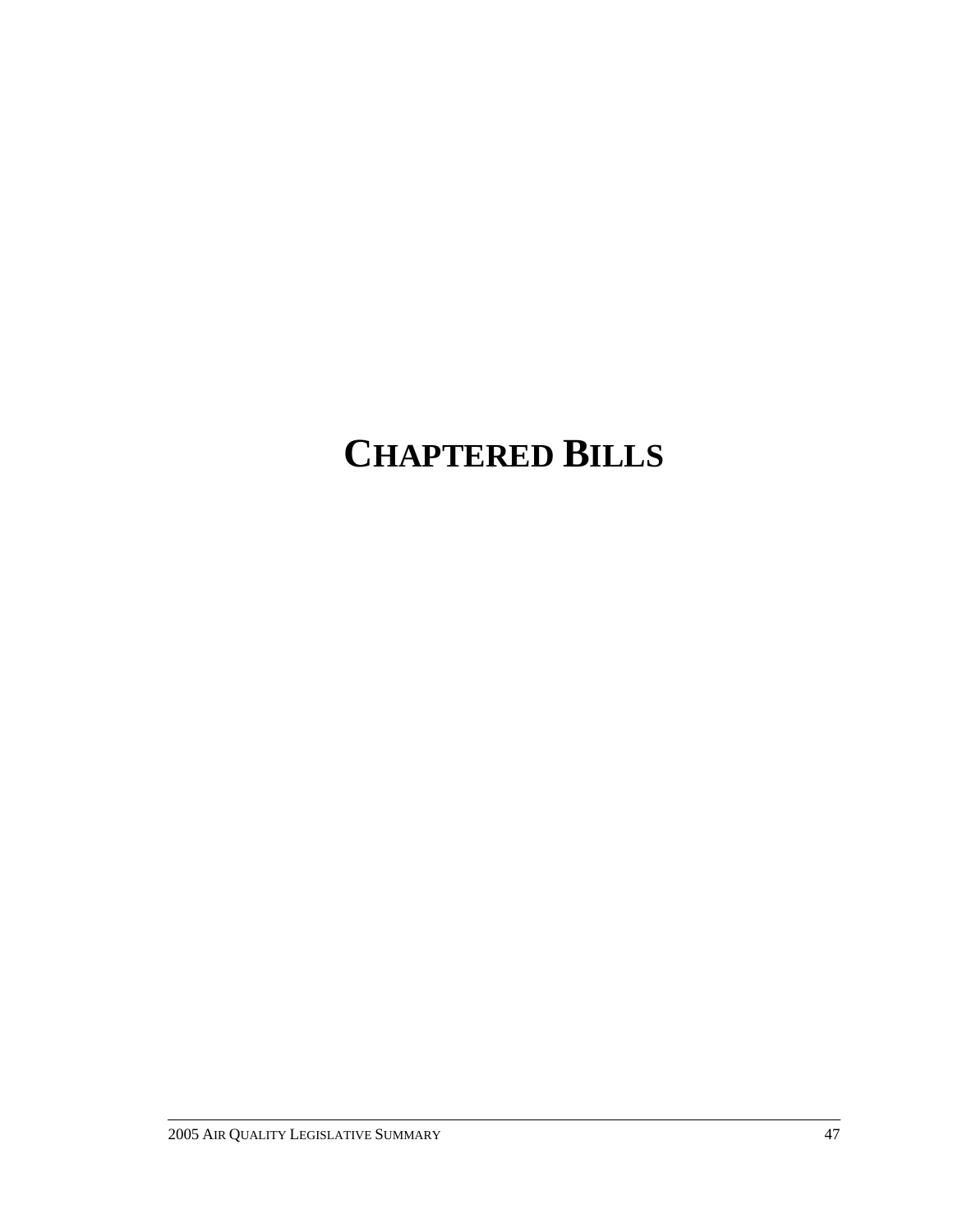# CHAPTERED BILLS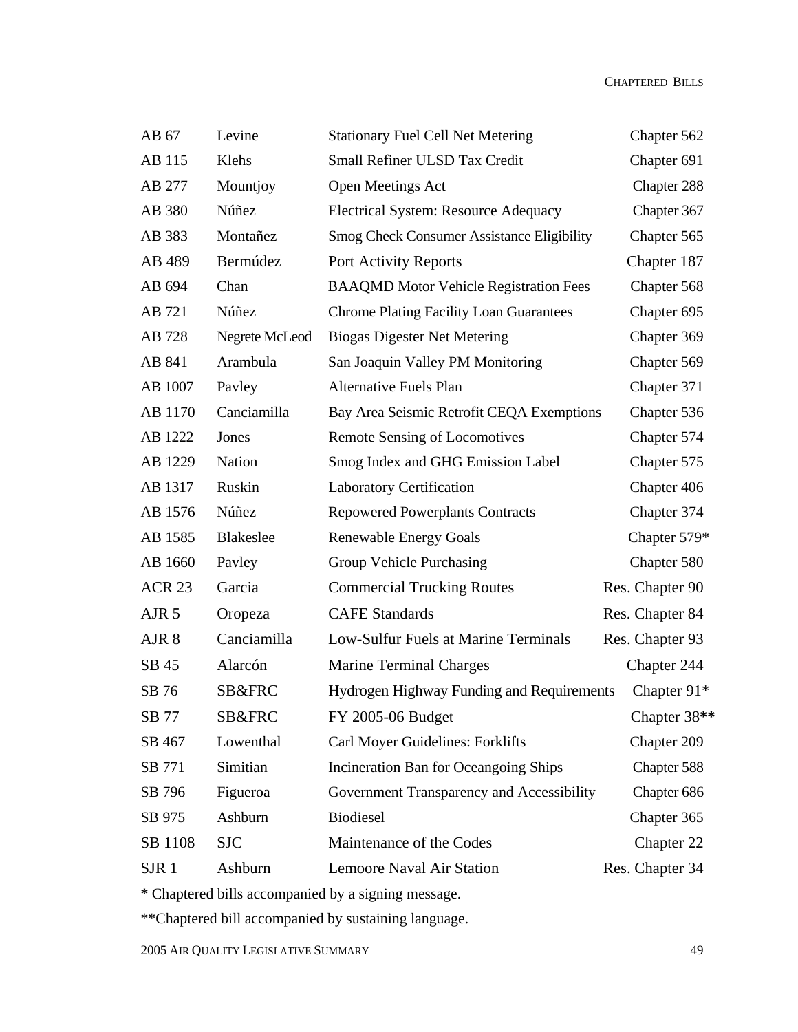| | | | |
|---|---|---|---|
| AB 67 | Levine | Stationary Fuel Cell Net Metering | Chapter 562 |
| AB 115 | Klehs | Small Refiner ULSD Tax Credit | Chapter 691 |
| AB 277 | Mountjoy | Open Meetings Act | Chapter 288 |
| AB 380 | Núñez | Electrical System: Resource Adequacy | Chapter 367 |
| AB 383 | Montañez | Smog Check Consumer Assistance Eligibility | Chapter 565 |
| AB 489 | Bermúdez | Port Activity Reports | Chapter 187 |
| AB 694 | Chan | BAAQMD Motor Vehicle Registration Fees | Chapter 568 |
| AB 721 | Núñez | Chrome Plating Facility Loan Guarantees | Chapter 695 |
| AB 728 | Negrete McLeod | Biogas Digester Net Metering | Chapter 369 |
| AB 841 | Arambula | San Joaquin Valley PM Monitoring | Chapter 569 |
| AB 1007 | Pavley | Alternative Fuels Plan | Chapter 371 |
| AB 1170 | Canciamilla | Bay Area Seismic Retrofit CEQA Exemptions | Chapter 536 |
| AB 1222 | Jones | Remote Sensing of Locomotives | Chapter 574 |
| AB 1229 | Nation | Smog Index and GHG Emission Label | Chapter 575 |
| AB 1317 | Ruskin | Laboratory Certification | Chapter 406 |
| AB 1576 | Núñez | Repowered Powerplants Contracts | Chapter 374 |
| AB 1585 | Blakeslee | Renewable Energy Goals | Chapter 579* |
| AB 1660 | Pavley | Group Vehicle Purchasing | Chapter 580 |
| ACR 23 | Garcia | Commercial Trucking Routes | Res. Chapter 90 |
| AJR 5 | Oropeza | CAFE Standards | Res. Chapter 84 |
| AJR 8 | Canciamilla | Low-Sulfur Fuels at Marine Terminals | Res. Chapter 93 |
| SB 45 | Alarcón | Marine Terminal Charges | Chapter 244 |
| SB 76 | SB&FRC | Hydrogen Highway Funding and Requirements | Chapter 91* |
| SB 77 | SB&FRC | FY 2005-06 Budget | Chapter 38** |
| SB 467 | Lowenthal | Carl Moyer Guidelines: Forklifts | Chapter 209 |
| SB 771 | Simitian | Incineration Ban for Oceangoing Ships | Chapter 588 |
| SB 796 | Figueroa | Government Transparency and Accessibility | Chapter 686 |
| SB 975 | Ashburn | Biodiesel | Chapter 365 |
| SB 1108 | SJC | Maintenance of the Codes | Chapter 22 |
| SJR 1 | Ashburn | Lemoore Naval Air Station | Res. Chapter 34 |

**\*** Chaptered bills accompanied by a signing message.

**Chaptered bill accompanied by sustaining language.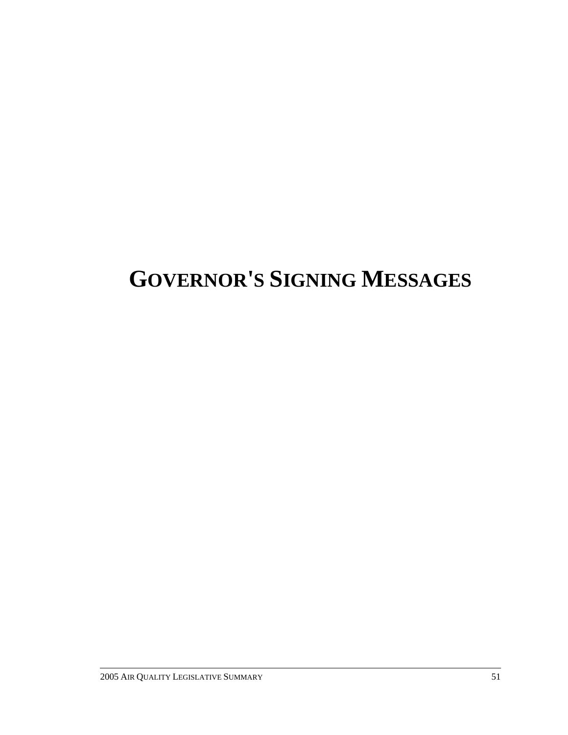# GOVERNOR'S SIGNING MESSAGES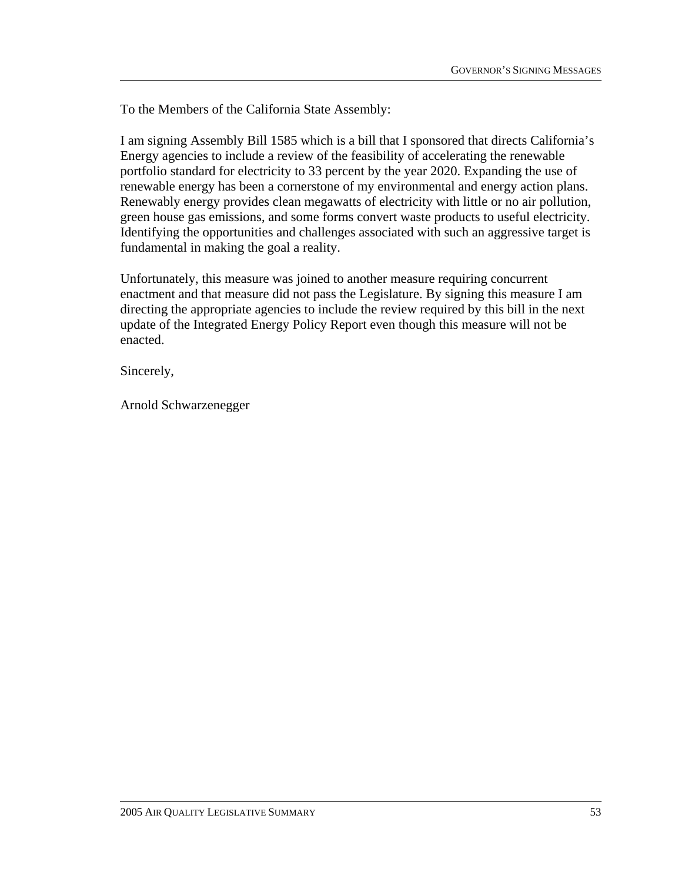To the Members of the California State Assembly:

I am signing Assembly Bill 1585 which is a bill that I sponsored that directs California's Energy agencies to include a review of the feasibility of accelerating the renewable portfolio standard for electricity to 33 percent by the year 2020. Expanding the use of renewable energy has been a cornerstone of my environmental and energy action plans. Renewably energy provides clean megawatts of electricity with little or no air pollution, green house gas emissions, and some forms convert waste products to useful electricity. Identifying the opportunities and challenges associated with such an aggressive target is fundamental in making the goal a reality.

Unfortunately, this measure was joined to another measure requiring concurrent enactment and that measure did not pass the Legislature. By signing this measure I am directing the appropriate agencies to include the review required by this bill in the next update of the Integrated Energy Policy Report even though this measure will not be enacted.

Sincerely,

Arnold Schwarzenegger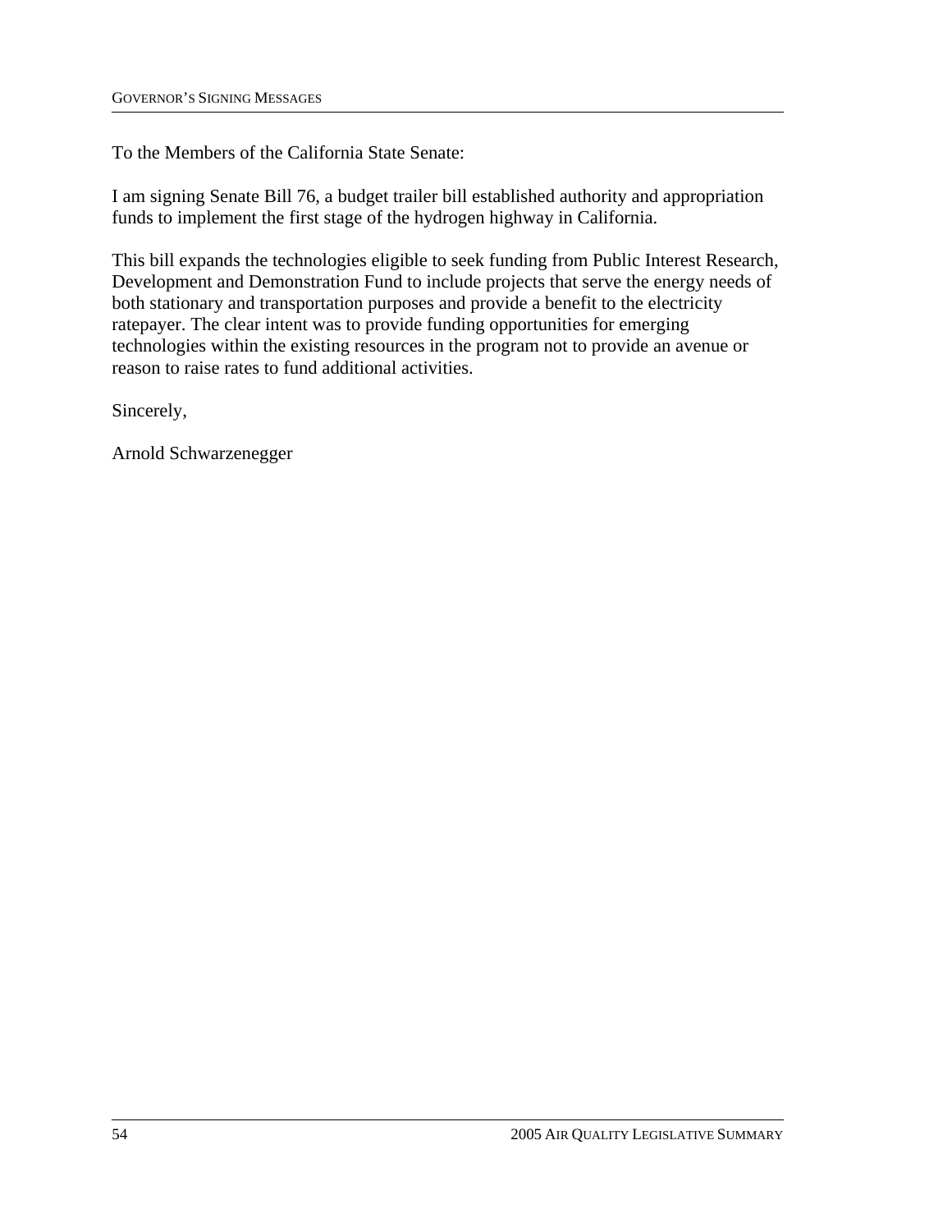To the Members of the California State Senate:

I am signing Senate Bill 76, a budget trailer bill established authority and appropriation funds to implement the first stage of the hydrogen highway in California.

This bill expands the technologies eligible to seek funding from Public Interest Research, Development and Demonstration Fund to include projects that serve the energy needs of both stationary and transportation purposes and provide a benefit to the electricity ratepayer. The clear intent was to provide funding opportunities for emerging technologies within the existing resources in the program not to provide an avenue or reason to raise rates to fund additional activities.

Sincerely,

Arnold Schwarzenegger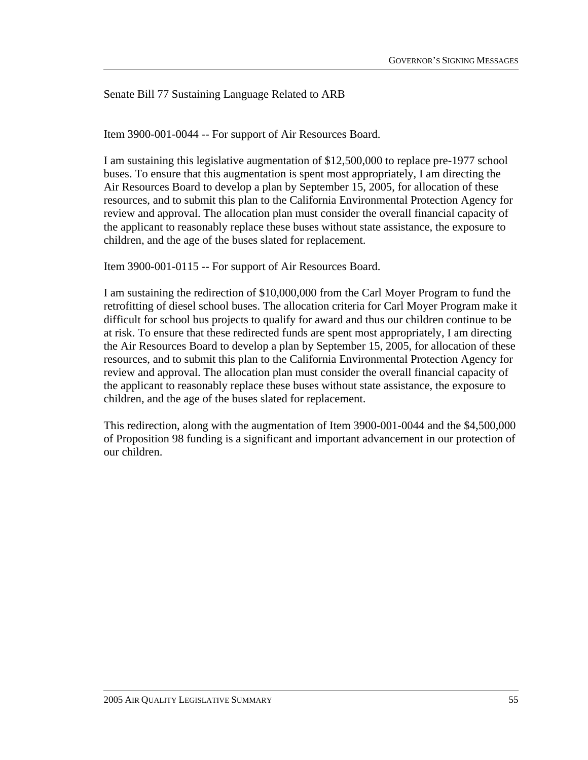Senate Bill 77 Sustaining Language Related to ARB

Item 3900-001-0044 -- For support of Air Resources Board.

I am sustaining this legislative augmentation of $12,500,000 to replace pre-1977 school buses. To ensure that this augmentation is spent most appropriately, I am directing the Air Resources Board to develop a plan by September 15, 2005, for allocation of these resources, and to submit this plan to the California Environmental Protection Agency for review and approval. The allocation plan must consider the overall financial capacity of the applicant to reasonably replace these buses without state assistance, the exposure to children, and the age of the buses slated for replacement.

Item 3900-001-0115 -- For support of Air Resources Board.

I am sustaining the redirection of $10,000,000 from the Carl Moyer Program to fund the retrofitting of diesel school buses. The allocation criteria for Carl Moyer Program make it difficult for school bus projects to qualify for award and thus our children continue to be at risk. To ensure that these redirected funds are spent most appropriately, I am directing the Air Resources Board to develop a plan by September 15, 2005, for allocation of these resources, and to submit this plan to the California Environmental Protection Agency for review and approval. The allocation plan must consider the overall financial capacity of the applicant to reasonably replace these buses without state assistance, the exposure to children, and the age of the buses slated for replacement.

This redirection, along with the augmentation of Item 3900-001-0044 and the $4,500,000 of Proposition 98 funding is a significant and important advancement in our protection of our children.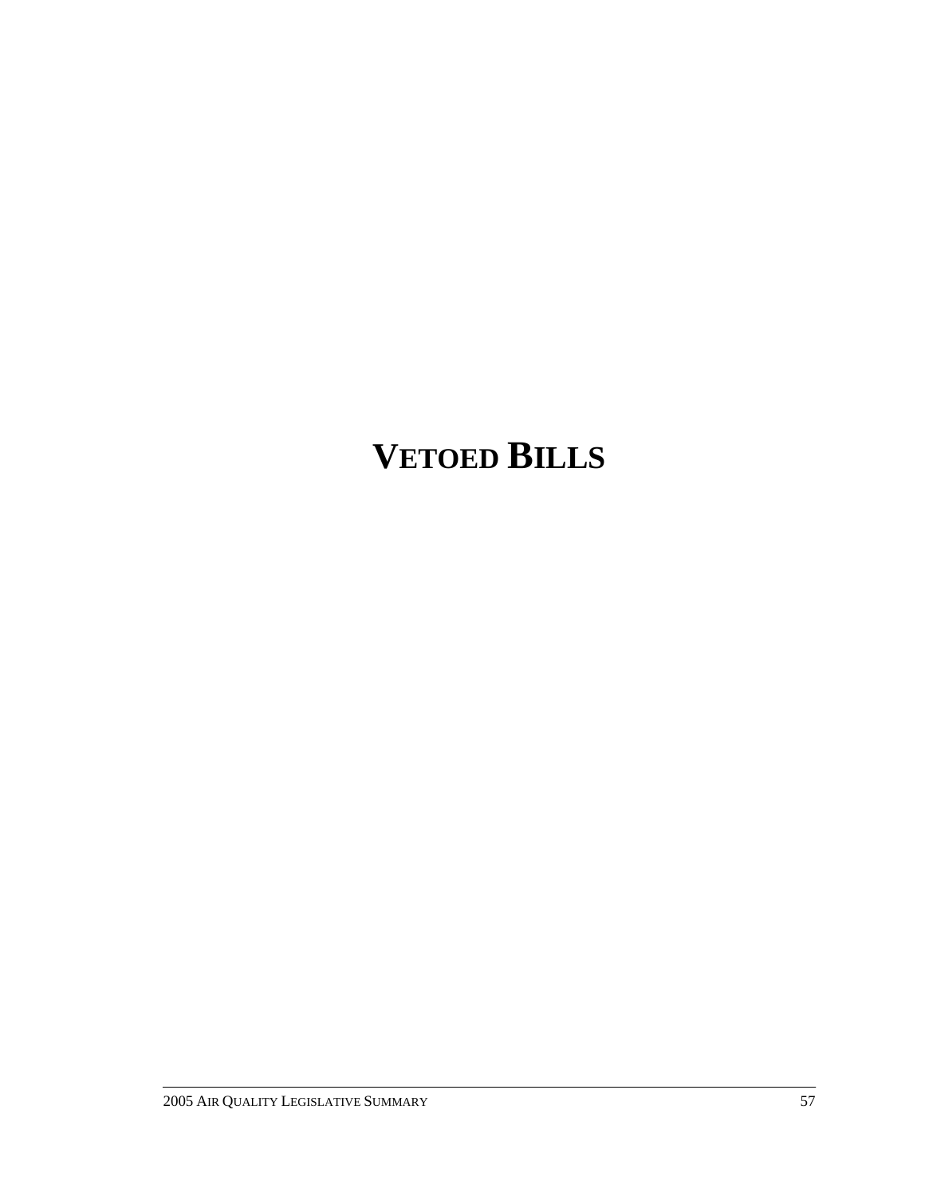# VETOED BILLS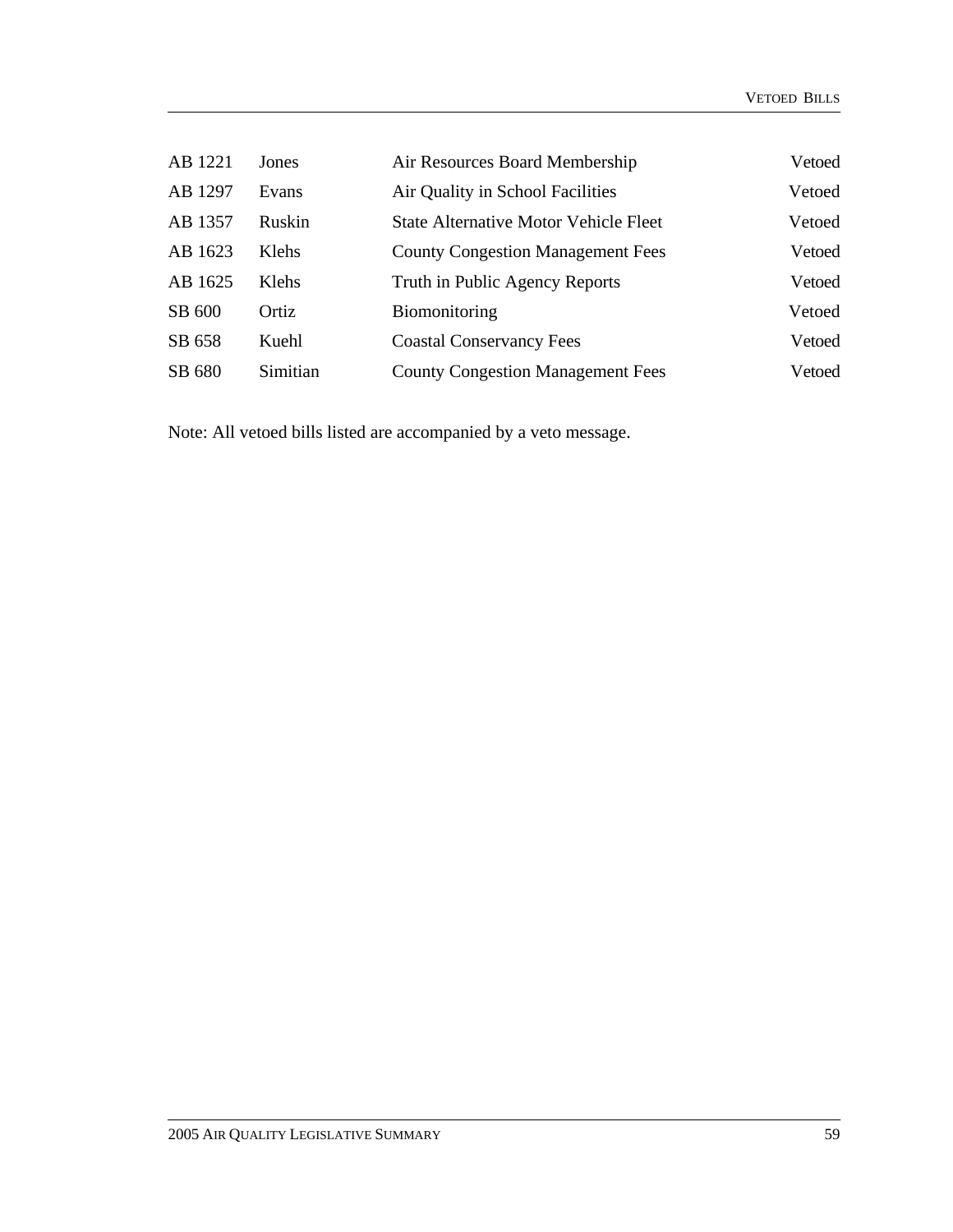| | | | |
|---|---|---|---|
| AB 1221 | Jones | Air Resources Board Membership | Vetoed |
| AB 1297 | Evans | Air Quality in School Facilities | Vetoed |
| AB 1357 | Ruskin | State Alternative Motor Vehicle Fleet | Vetoed |
| AB 1623 | Klehs | County Congestion Management Fees | Vetoed |
| AB 1625 | Klehs | Truth in Public Agency Reports | Vetoed |
| SB 600 | Ortiz | Biomonitoring | Vetoed |
| SB 658 | Kuehl | Coastal Conservancy Fees | Vetoed |
| SB 680 | Simitian | County Congestion Management Fees | Vetoed |

Note: All vetoed bills listed are accompanied by a veto message.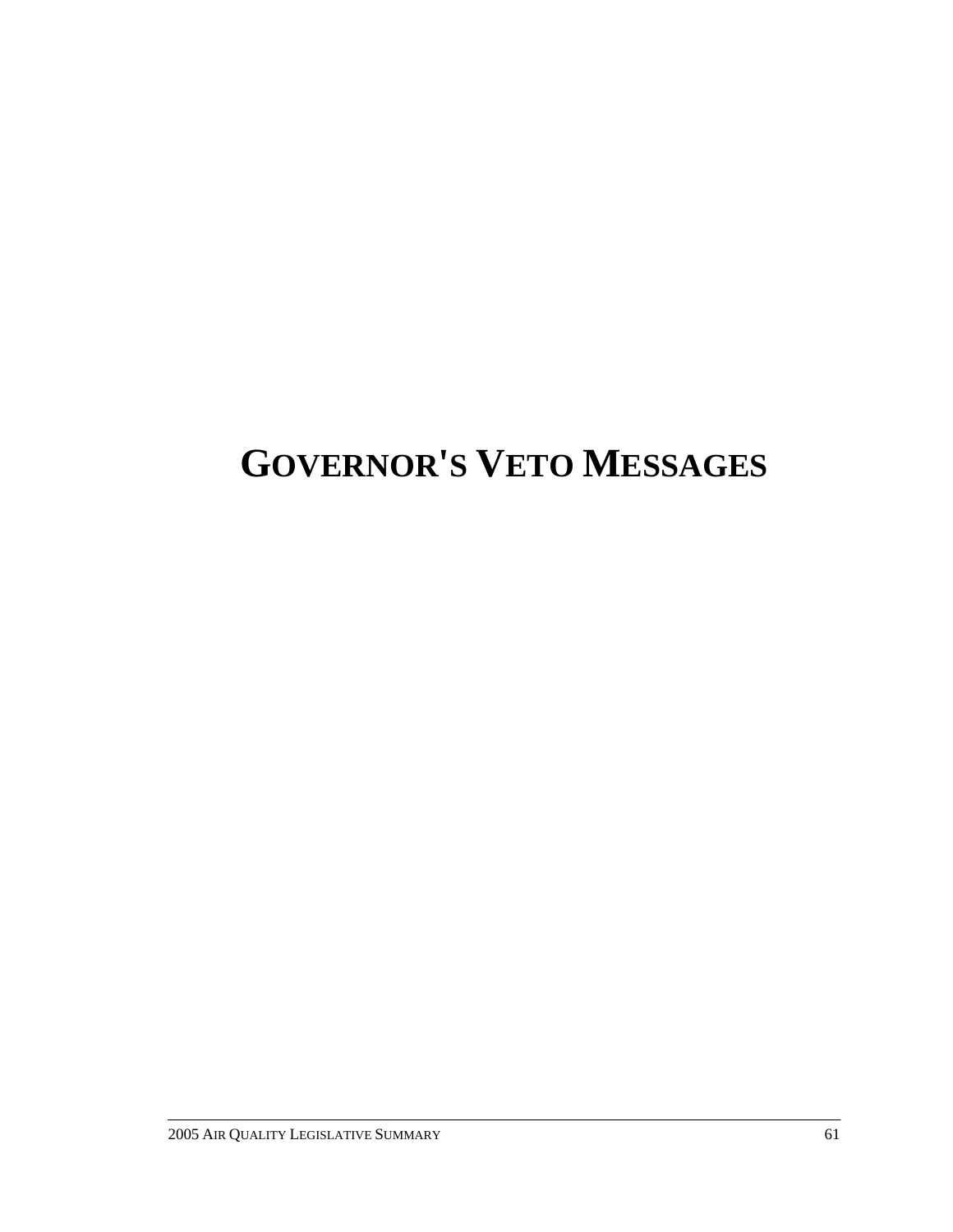# GOVERNOR'S VETO MESSAGES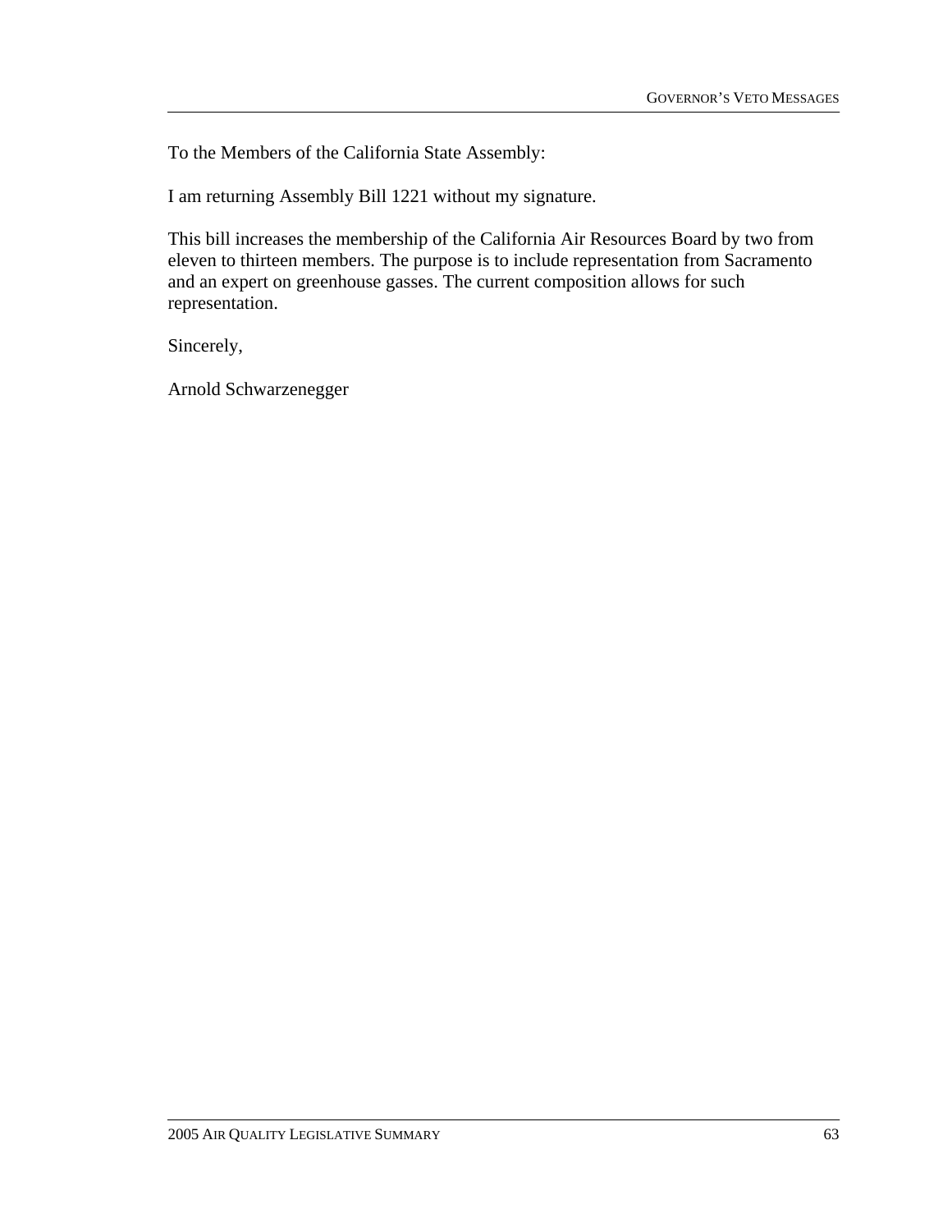To the Members of the California State Assembly:

I am returning Assembly Bill 1221 without my signature.

This bill increases the membership of the California Air Resources Board by two from eleven to thirteen members. The purpose is to include representation from Sacramento and an expert on greenhouse gasses. The current composition allows for such representation.

Sincerely,

Arnold Schwarzenegger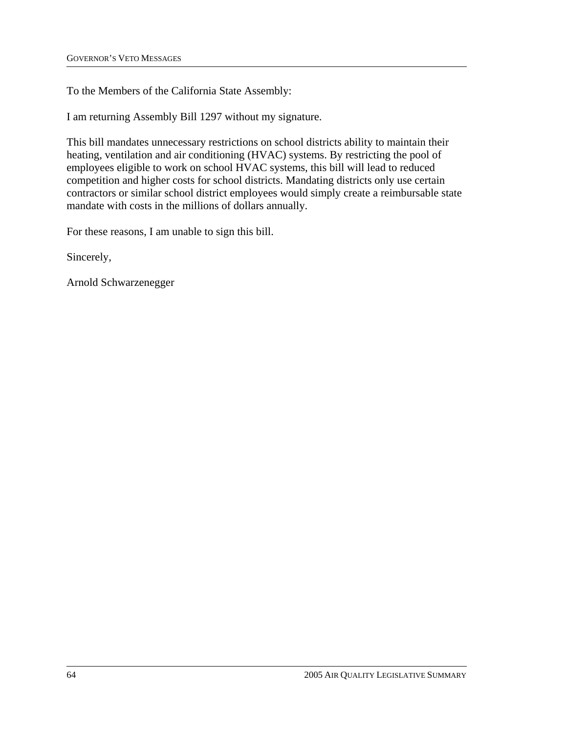To the Members of the California State Assembly:

I am returning Assembly Bill 1297 without my signature.

This bill mandates unnecessary restrictions on school districts ability to maintain their heating, ventilation and air conditioning (HVAC) systems. By restricting the pool of employees eligible to work on school HVAC systems, this bill will lead to reduced competition and higher costs for school districts. Mandating districts only use certain contractors or similar school district employees would simply create a reimbursable state mandate with costs in the millions of dollars annually.

For these reasons, I am unable to sign this bill.

Sincerely,

Arnold Schwarzenegger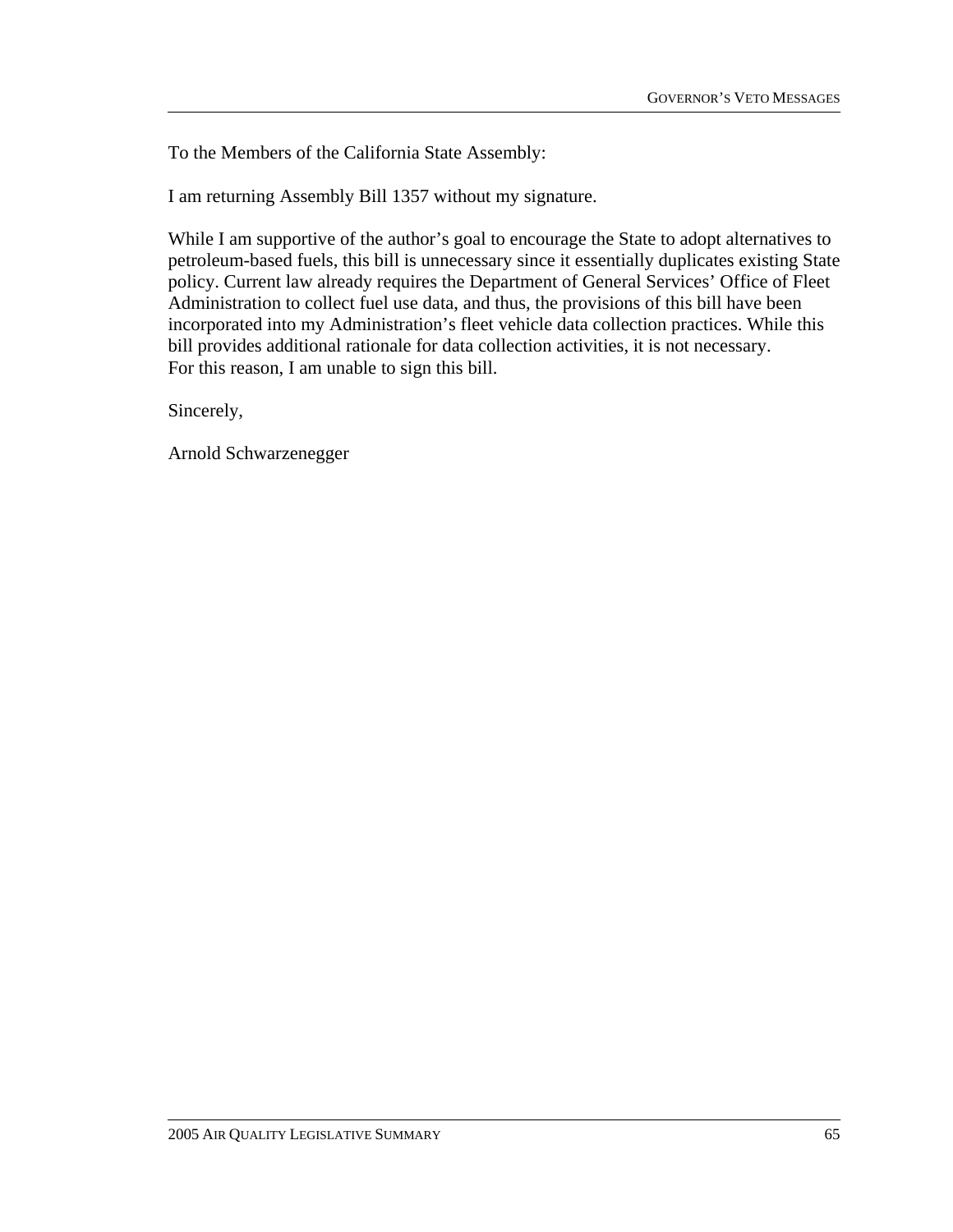To the Members of the California State Assembly:

I am returning Assembly Bill 1357 without my signature.

While I am supportive of the author's goal to encourage the State to adopt alternatives to petroleum-based fuels, this bill is unnecessary since it essentially duplicates existing State policy. Current law already requires the Department of General Services' Office of Fleet Administration to collect fuel use data, and thus, the provisions of this bill have been incorporated into my Administration's fleet vehicle data collection practices. While this bill provides additional rationale for data collection activities, it is not necessary.
For this reason, I am unable to sign this bill.

Sincerely,

Arnold Schwarzenegger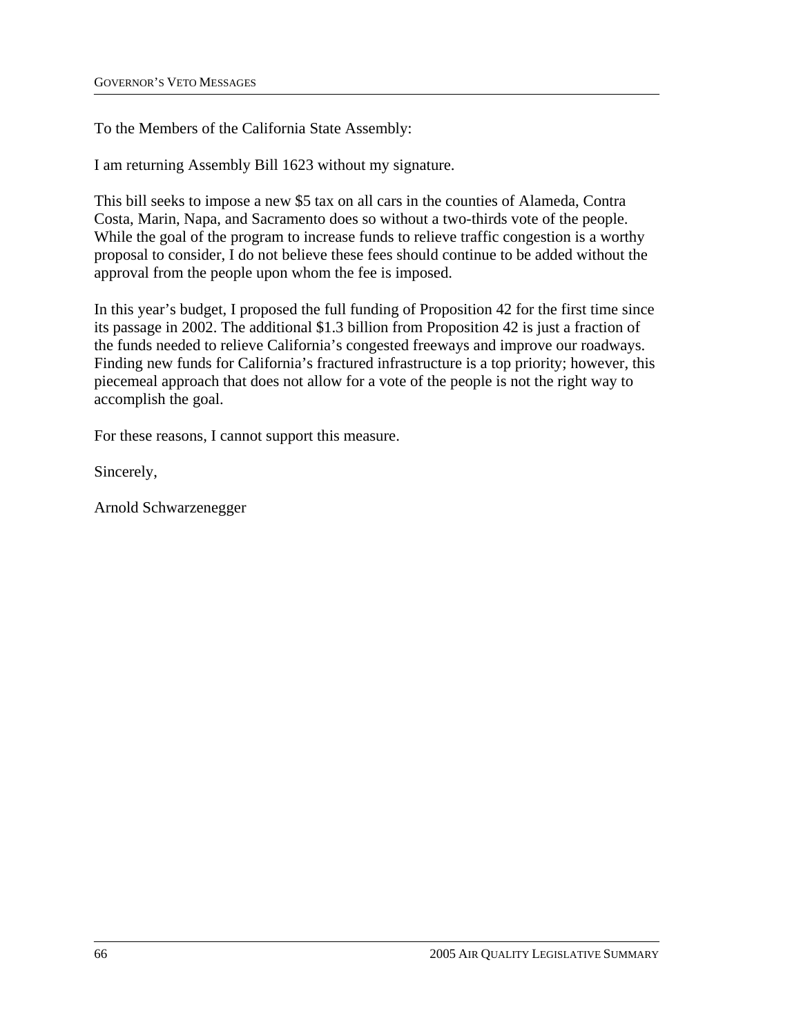To the Members of the California State Assembly:

I am returning Assembly Bill 1623 without my signature.

This bill seeks to impose a new $5 tax on all cars in the counties of Alameda, Contra Costa, Marin, Napa, and Sacramento does so without a two-thirds vote of the people. While the goal of the program to increase funds to relieve traffic congestion is a worthy proposal to consider, I do not believe these fees should continue to be added without the approval from the people upon whom the fee is imposed.

In this year's budget, I proposed the full funding of Proposition 42 for the first time since its passage in 2002. The additional $1.3 billion from Proposition 42 is just a fraction of the funds needed to relieve California's congested freeways and improve our roadways. Finding new funds for California's fractured infrastructure is a top priority; however, this piecemeal approach that does not allow for a vote of the people is not the right way to accomplish the goal.

For these reasons, I cannot support this measure.

Sincerely,

Arnold Schwarzenegger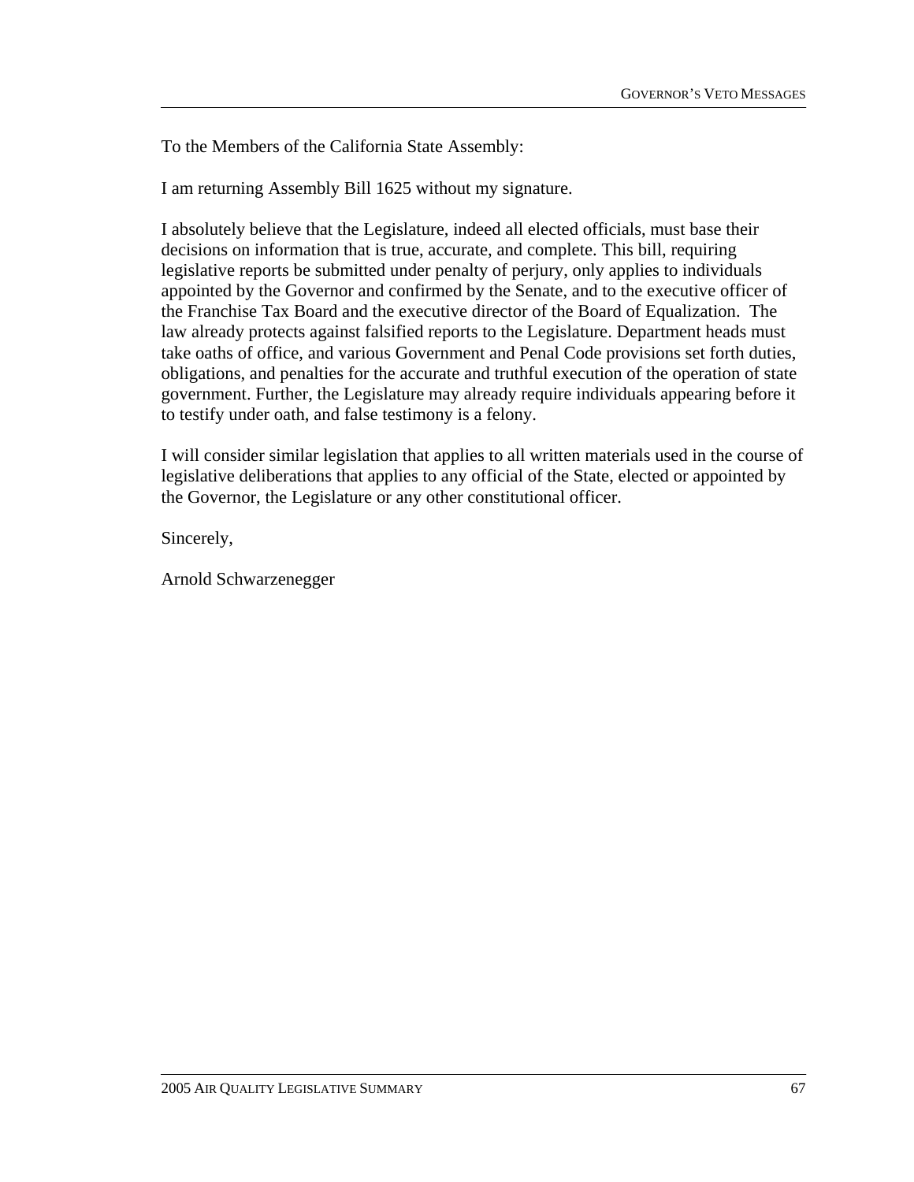To the Members of the California State Assembly:

I am returning Assembly Bill 1625 without my signature.

I absolutely believe that the Legislature, indeed all elected officials, must base their decisions on information that is true, accurate, and complete. This bill, requiring legislative reports be submitted under penalty of perjury, only applies to individuals appointed by the Governor and confirmed by the Senate, and to the executive officer of the Franchise Tax Board and the executive director of the Board of Equalization. The law already protects against falsified reports to the Legislature. Department heads must take oaths of office, and various Government and Penal Code provisions set forth duties, obligations, and penalties for the accurate and truthful execution of the operation of state government. Further, the Legislature may already require individuals appearing before it to testify under oath, and false testimony is a felony.

I will consider similar legislation that applies to all written materials used in the course of legislative deliberations that applies to any official of the State, elected or appointed by the Governor, the Legislature or any other constitutional officer.

Sincerely,

Arnold Schwarzenegger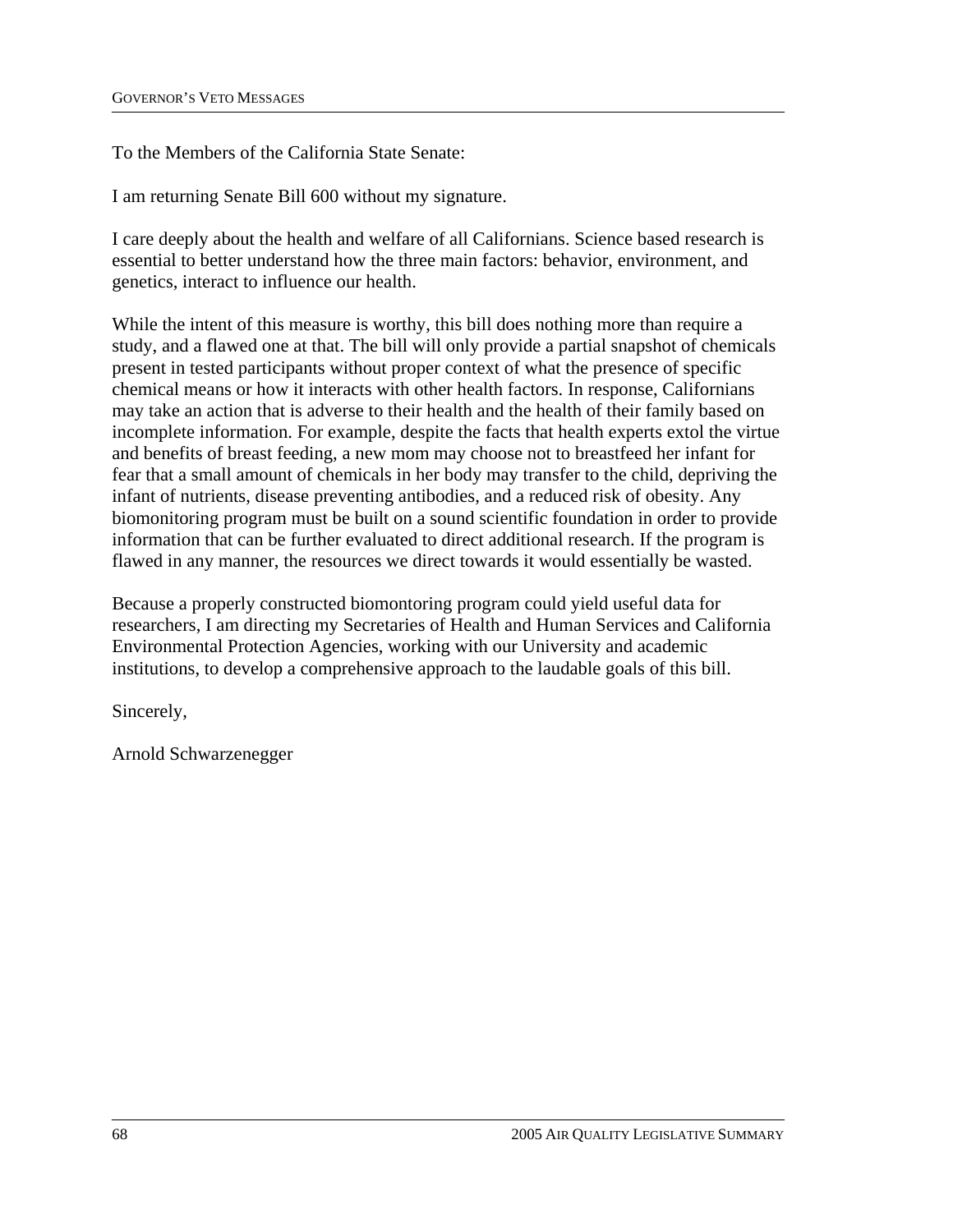To the Members of the California State Senate:

I am returning Senate Bill 600 without my signature.

I care deeply about the health and welfare of all Californians. Science based research is essential to better understand how the three main factors: behavior, environment, and genetics, interact to influence our health.

While the intent of this measure is worthy, this bill does nothing more than require a study, and a flawed one at that. The bill will only provide a partial snapshot of chemicals present in tested participants without proper context of what the presence of specific chemical means or how it interacts with other health factors. In response, Californians may take an action that is adverse to their health and the health of their family based on incomplete information. For example, despite the facts that health experts extol the virtue and benefits of breast feeding, a new mom may choose not to breastfeed her infant for fear that a small amount of chemicals in her body may transfer to the child, depriving the infant of nutrients, disease preventing antibodies, and a reduced risk of obesity. Any biomonitoring program must be built on a sound scientific foundation in order to provide information that can be further evaluated to direct additional research. If the program is flawed in any manner, the resources we direct towards it would essentially be wasted.

Because a properly constructed biomontoring program could yield useful data for researchers, I am directing my Secretaries of Health and Human Services and California Environmental Protection Agencies, working with our University and academic institutions, to develop a comprehensive approach to the laudable goals of this bill.

Sincerely,

Arnold Schwarzenegger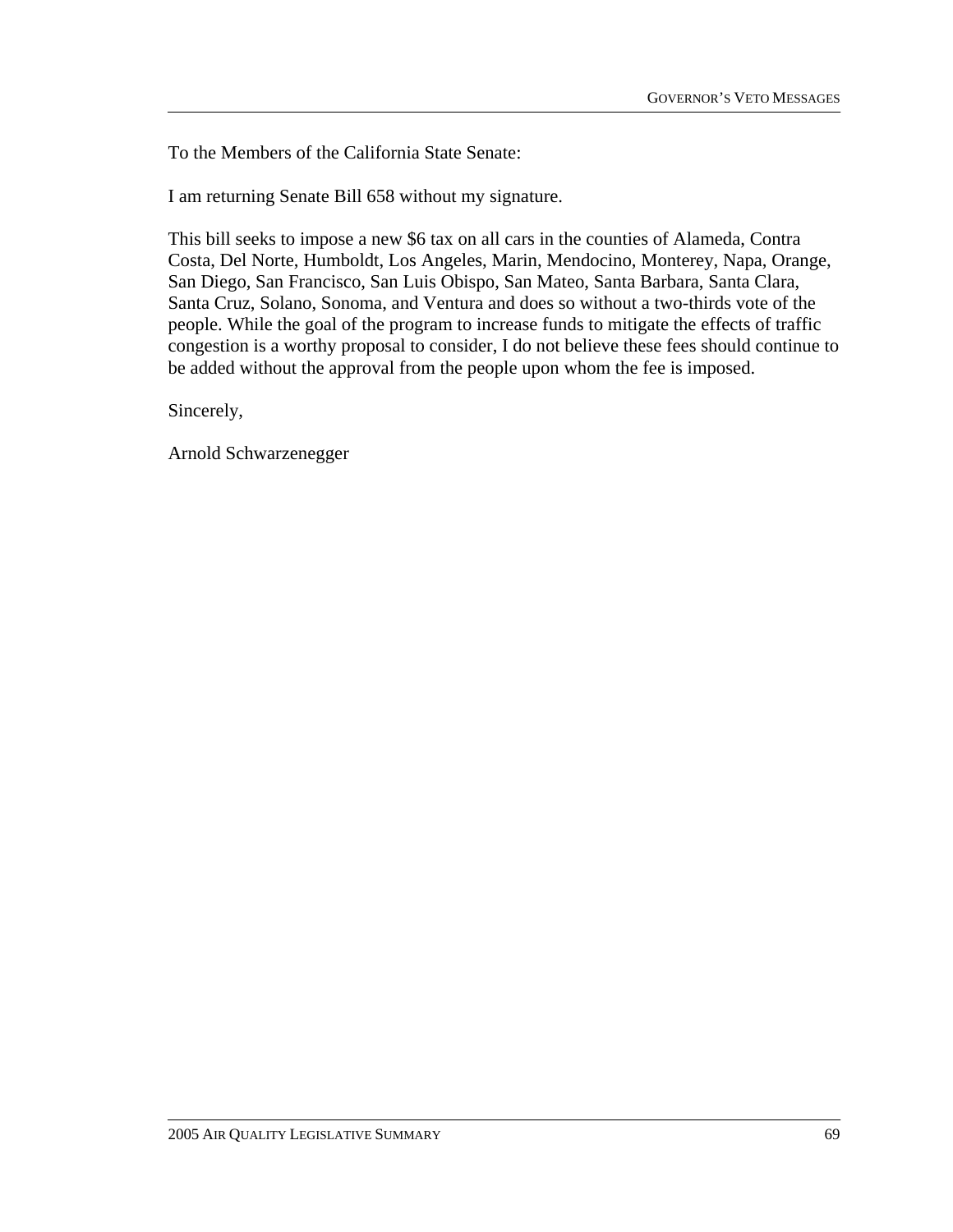To the Members of the California State Senate:

I am returning Senate Bill 658 without my signature.

This bill seeks to impose a new $6 tax on all cars in the counties of Alameda, Contra Costa, Del Norte, Humboldt, Los Angeles, Marin, Mendocino, Monterey, Napa, Orange, San Diego, San Francisco, San Luis Obispo, San Mateo, Santa Barbara, Santa Clara, Santa Cruz, Solano, Sonoma, and Ventura and does so without a two-thirds vote of the people. While the goal of the program to increase funds to mitigate the effects of traffic congestion is a worthy proposal to consider, I do not believe these fees should continue to be added without the approval from the people upon whom the fee is imposed.

Sincerely,

Arnold Schwarzenegger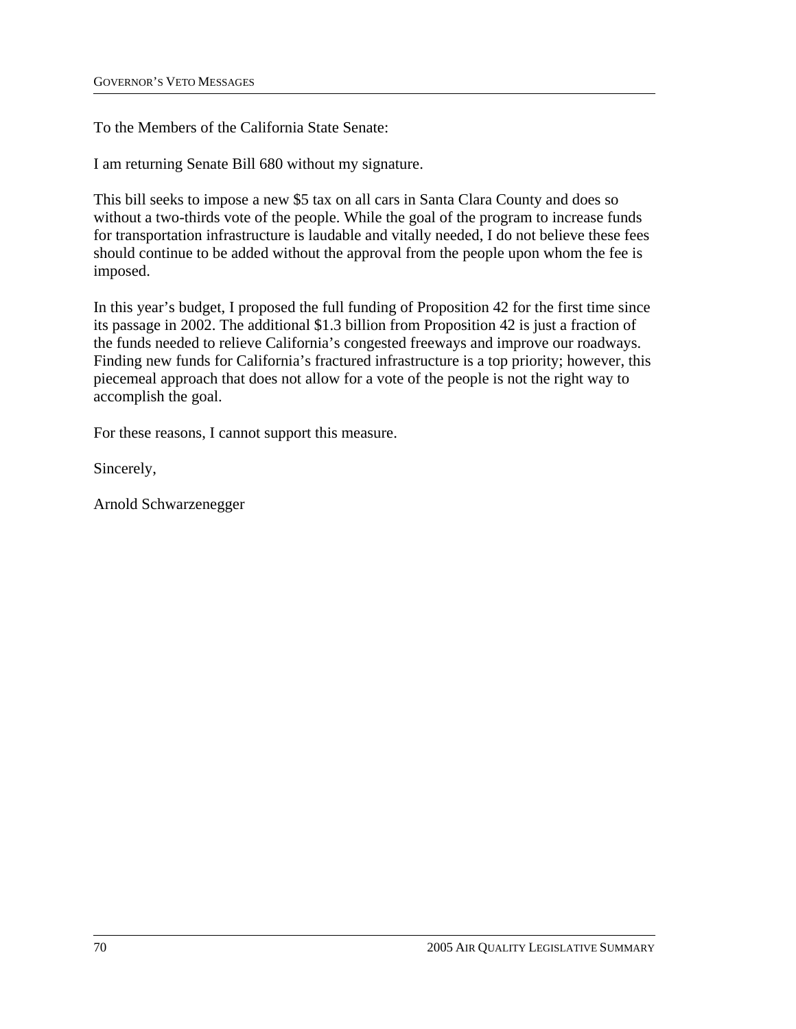To the Members of the California State Senate:

I am returning Senate Bill 680 without my signature.

This bill seeks to impose a new $5 tax on all cars in Santa Clara County and does so without a two-thirds vote of the people. While the goal of the program to increase funds for transportation infrastructure is laudable and vitally needed, I do not believe these fees should continue to be added without the approval from the people upon whom the fee is imposed.

In this year's budget, I proposed the full funding of Proposition 42 for the first time since its passage in 2002. The additional $1.3 billion from Proposition 42 is just a fraction of the funds needed to relieve California's congested freeways and improve our roadways. Finding new funds for California's fractured infrastructure is a top priority; however, this piecemeal approach that does not allow for a vote of the people is not the right way to accomplish the goal.

For these reasons, I cannot support this measure.

Sincerely,

Arnold Schwarzenegger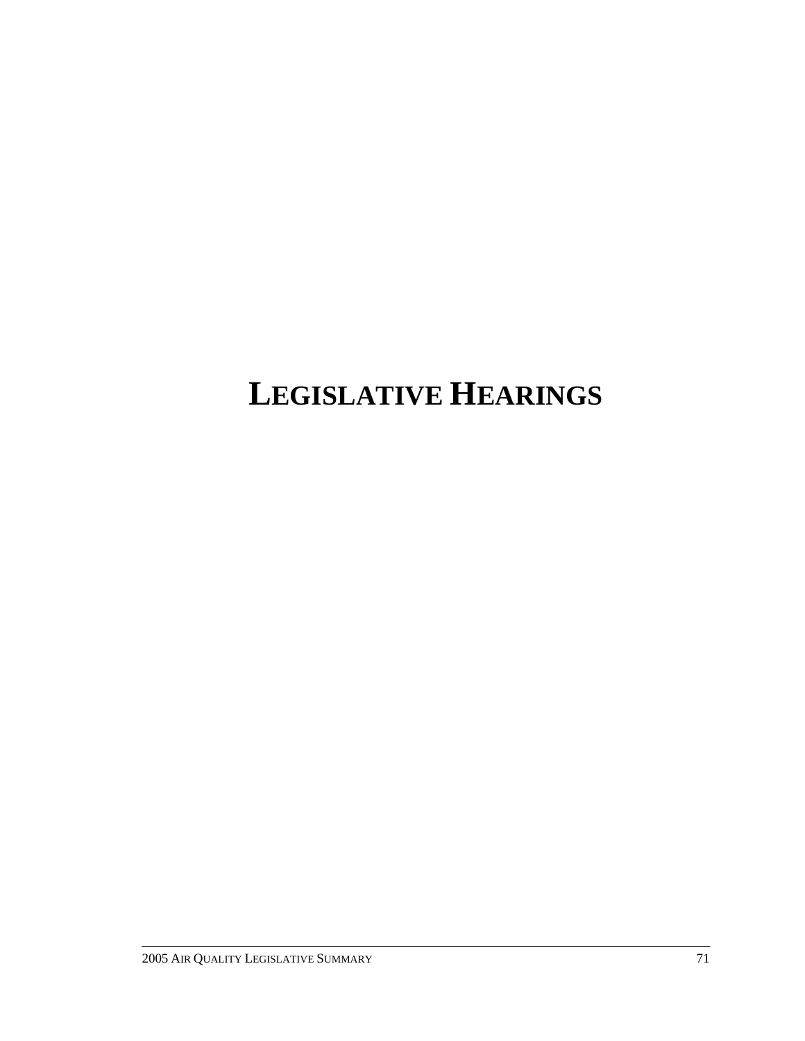# LEGISLATIVE HEARINGS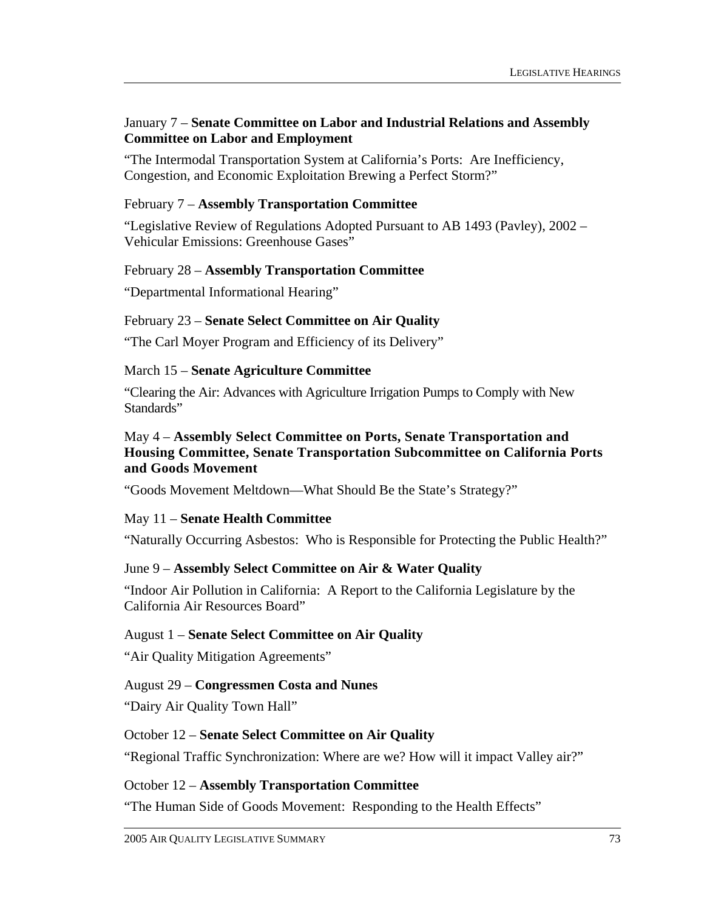January 7 – **Senate Committee on Labor and Industrial Relations and Assembly Committee on Labor and Employment**

"The Intermodal Transportation System at California's Ports: Are Inefficiency, Congestion, and Economic Exploitation Brewing a Perfect Storm?"

February 7 – **Assembly Transportation Committee**

"Legislative Review of Regulations Adopted Pursuant to AB 1493 (Pavley), 2002 – Vehicular Emissions: Greenhouse Gases"

February 28 – **Assembly Transportation Committee**

"Departmental Informational Hearing"

February 23 – **Senate Select Committee on Air Quality**

"The Carl Moyer Program and Efficiency of its Delivery"

March 15 – **Senate Agriculture Committee**

"Clearing the Air: Advances with Agriculture Irrigation Pumps to Comply with New Standards"

May 4 – **Assembly Select Committee on Ports, Senate Transportation and Housing Committee, Senate Transportation Subcommittee on California Ports and Goods Movement**

"Goods Movement Meltdown—What Should Be the State's Strategy?"

May 11 – **Senate Health Committee**

"Naturally Occurring Asbestos: Who is Responsible for Protecting the Public Health?"

June 9 – **Assembly Select Committee on Air & Water Quality**

"Indoor Air Pollution in California: A Report to the California Legislature by the California Air Resources Board"

August 1 – **Senate Select Committee on Air Quality**

"Air Quality Mitigation Agreements"

August 29 – **Congressmen Costa and Nunes**

"Dairy Air Quality Town Hall"

October 12 – **Senate Select Committee on Air Quality**

"Regional Traffic Synchronization: Where are we? How will it impact Valley air?"

October 12 – **Assembly Transportation Committee**

"The Human Side of Goods Movement: Responding to the Health Effects"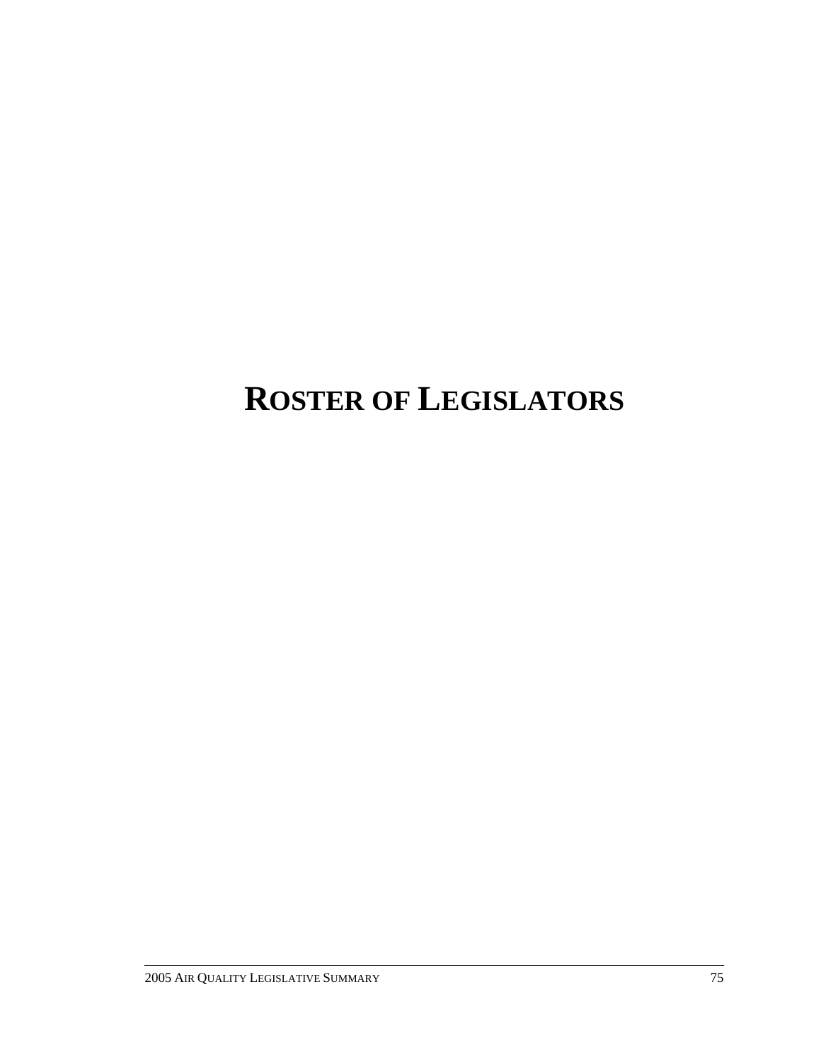# ROSTER OF LEGISLATORS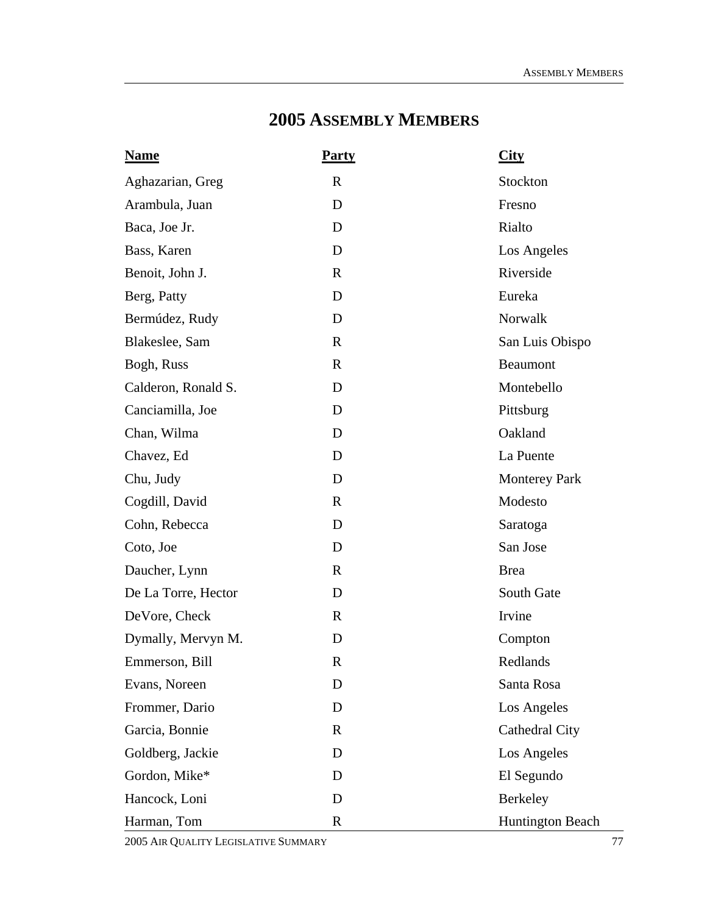# 2005 Assembly Members

| Name | Party | City |
|---|---|---|
| Aghazarian, Greg | R | Stockton |
| Arambula, Juan | D | Fresno |
| Baca, Joe Jr. | D | Rialto |
| Bass, Karen | D | Los Angeles |
| Benoit, John J. | R | Riverside |
| Berg, Patty | D | Eureka |
| Bermúdez, Rudy | D | Norwalk |
| Blakeslee, Sam | R | San Luis Obispo |
| Bogh, Russ | R | Beaumont |
| Calderon, Ronald S. | D | Montebello |
| Canciamilla, Joe | D | Pittsburg |
| Chan, Wilma | D | Oakland |
| Chavez, Ed | D | La Puente |
| Chu, Judy | D | Monterey Park |
| Cogdill, David | R | Modesto |
| Cohn, Rebecca | D | Saratoga |
| Coto, Joe | D | San Jose |
| Daucher, Lynn | R | Brea |
| De La Torre, Hector | D | South Gate |
| DeVore, Check | R | Irvine |
| Dymally, Mervyn M. | D | Compton |
| Emmerson, Bill | R | Redlands |
| Evans, Noreen | D | Santa Rosa |
| Frommer, Dario | D | Los Angeles |
| Garcia, Bonnie | R | Cathedral City |
| Goldberg, Jackie | D | Los Angeles |
| Gordon, Mike* | D | El Segundo |
| Hancock, Loni | D | Berkeley |
| Harman, Tom | R | Huntington Beach |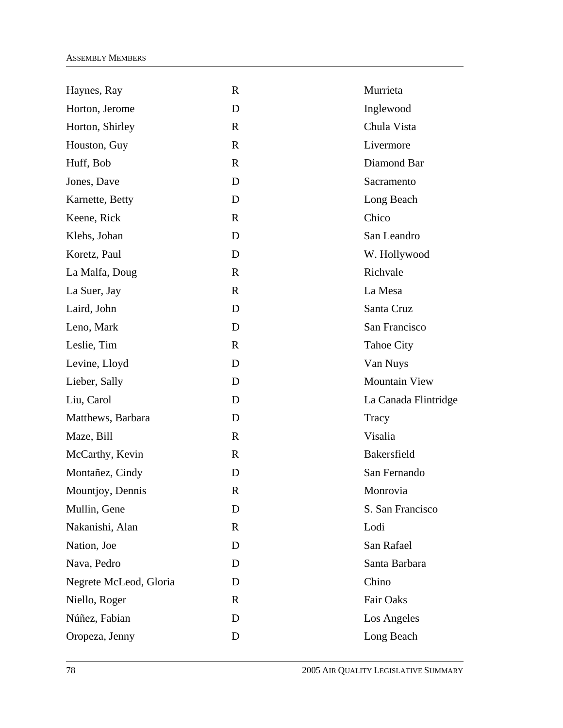| | | |
|---|---|---|
| Haynes, Ray | R | Murrieta |
| Horton, Jerome | D | Inglewood |
| Horton, Shirley | R | Chula Vista |
| Houston, Guy | R | Livermore |
| Huff, Bob | R | Diamond Bar |
| Jones, Dave | D | Sacramento |
| Karnette, Betty | D | Long Beach |
| Keene, Rick | R | Chico |
| Klehs, Johan | D | San Leandro |
| Koretz, Paul | D | W. Hollywood |
| La Malfa, Doug | R | Richvale |
| La Suer, Jay | R | La Mesa |
| Laird, John | D | Santa Cruz |
| Leno, Mark | D | San Francisco |
| Leslie, Tim | R | Tahoe City |
| Levine, Lloyd | D | Van Nuys |
| Lieber, Sally | D | Mountain View |
| Liu, Carol | D | La Canada Flintridge |
| Matthews, Barbara | D | Tracy |
| Maze, Bill | R | Visalia |
| McCarthy, Kevin | R | Bakersfield |
| Montañez, Cindy | D | San Fernando |
| Mountjoy, Dennis | R | Monrovia |
| Mullin, Gene | D | S. San Francisco |
| Nakanishi, Alan | R | Lodi |
| Nation, Joe | D | San Rafael |
| Nava, Pedro | D | Santa Barbara |
| Negrete McLeod, Gloria | D | Chino |
| Niello, Roger | R | Fair Oaks |
| Núñez, Fabian | D | Los Angeles |
| Oropeza, Jenny | D | Long Beach |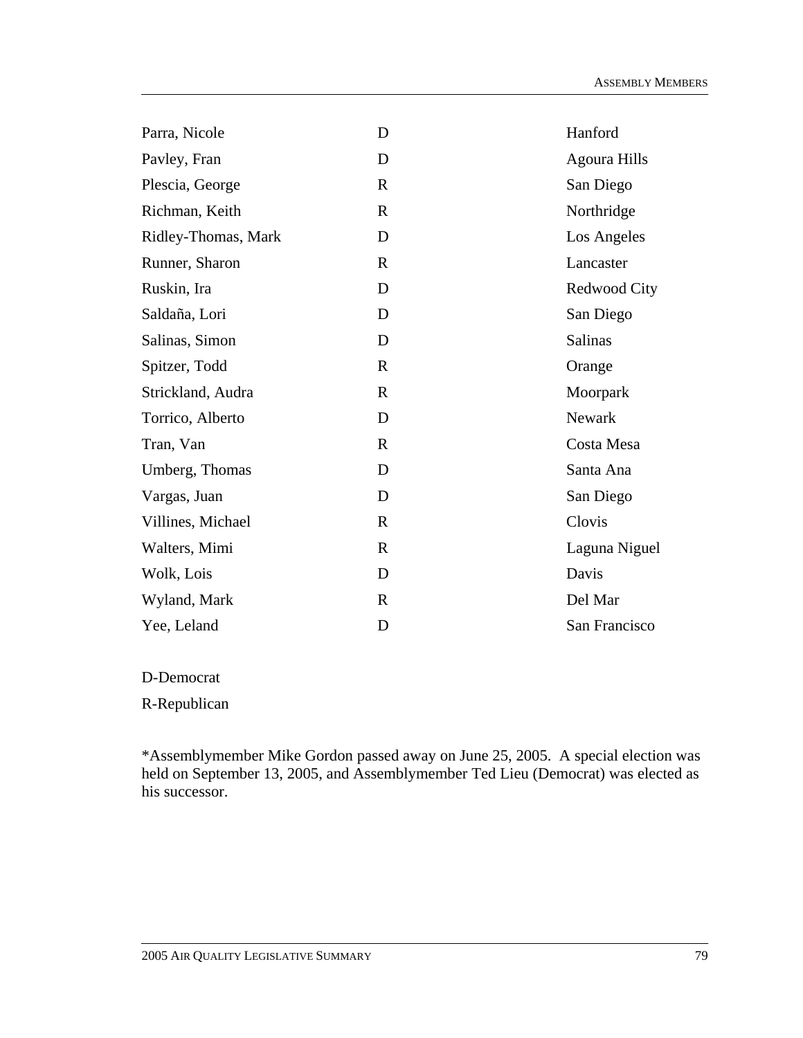| | | |
|---|---|---|
| Parra, Nicole | D | Hanford |
| Pavley, Fran | D | Agoura Hills |
| Plescia, George | R | San Diego |
| Richman, Keith | R | Northridge |
| Ridley-Thomas, Mark | D | Los Angeles |
| Runner, Sharon | R | Lancaster |
| Ruskin, Ira | D | Redwood City |
| Saldaña, Lori | D | San Diego |
| Salinas, Simon | D | Salinas |
| Spitzer, Todd | R | Orange |
| Strickland, Audra | R | Moorpark |
| Torrico, Alberto | D | Newark |
| Tran, Van | R | Costa Mesa |
| Umberg, Thomas | D | Santa Ana |
| Vargas, Juan | D | San Diego |
| Villines, Michael | R | Clovis |
| Walters, Mimi | R | Laguna Niguel |
| Wolk, Lois | D | Davis |
| Wyland, Mark | R | Del Mar |
| Yee, Leland | D | San Francisco |

D-Democrat

R-Republican

*Assemblymember Mike Gordon passed away on June 25, 2005. A special election was held on September 13, 2005, and Assemblymember Ted Lieu (Democrat) was elected as his successor.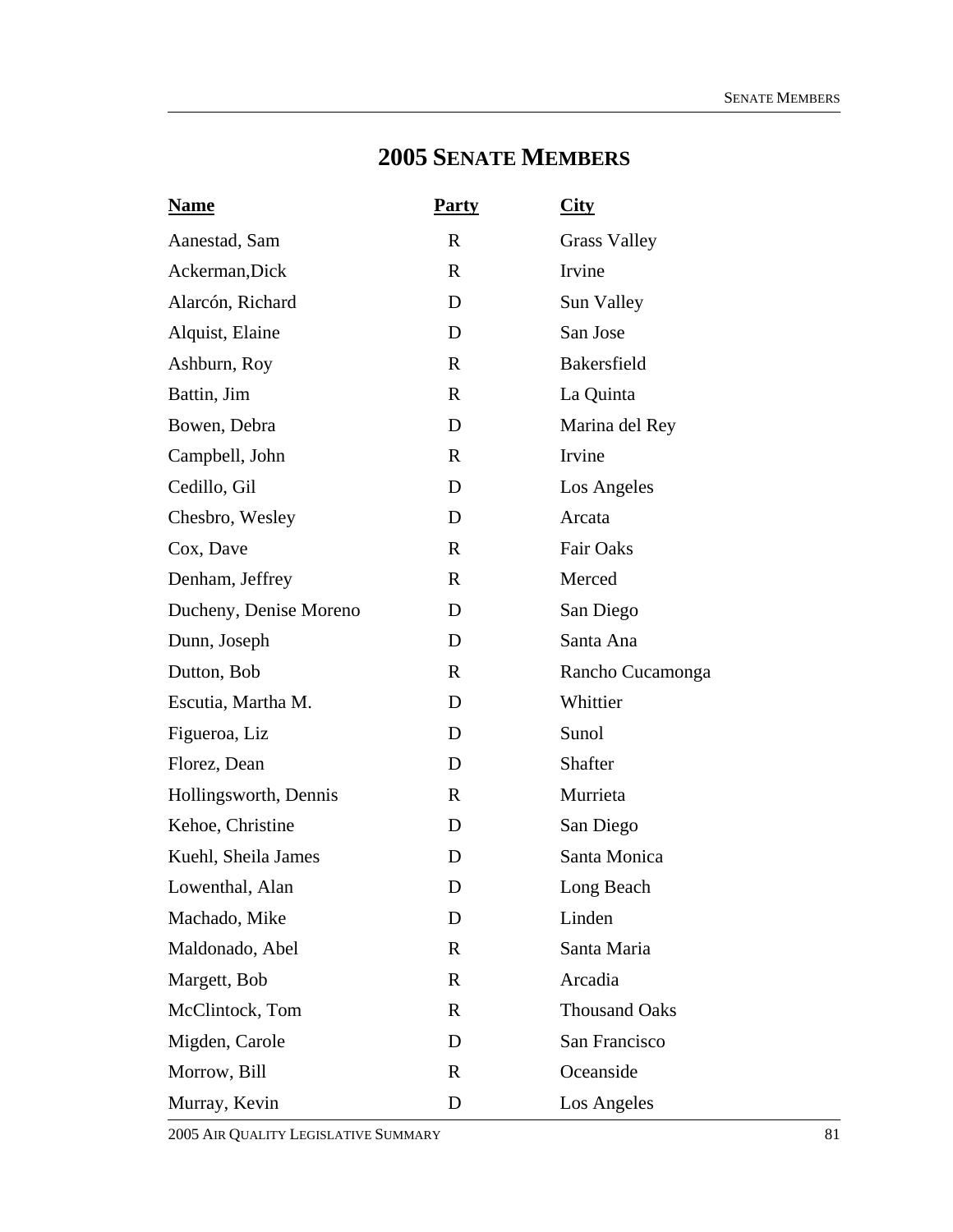# 2005 Senate Members

| Name | Party | City |
|---|---|---|
| Aanestad, Sam | R | Grass Valley |
| Ackerman,Dick | R | Irvine |
| Alarcón, Richard | D | Sun Valley |
| Alquist, Elaine | D | San Jose |
| Ashburn, Roy | R | Bakersfield |
| Battin, Jim | R | La Quinta |
| Bowen, Debra | D | Marina del Rey |
| Campbell, John | R | Irvine |
| Cedillo, Gil | D | Los Angeles |
| Chesbro, Wesley | D | Arcata |
| Cox, Dave | R | Fair Oaks |
| Denham, Jeffrey | R | Merced |
| Ducheny, Denise Moreno | D | San Diego |
| Dunn, Joseph | D | Santa Ana |
| Dutton, Bob | R | Rancho Cucamonga |
| Escutia, Martha M. | D | Whittier |
| Figueroa, Liz | D | Sunol |
| Florez, Dean | D | Shafter |
| Hollingsworth, Dennis | R | Murrieta |
| Kehoe, Christine | D | San Diego |
| Kuehl, Sheila James | D | Santa Monica |
| Lowenthal, Alan | D | Long Beach |
| Machado, Mike | D | Linden |
| Maldonado, Abel | R | Santa Maria |
| Margett, Bob | R | Arcadia |
| McClintock, Tom | R | Thousand Oaks |
| Migden, Carole | D | San Francisco |
| Morrow, Bill | R | Oceanside |
| Murray, Kevin | D | Los Angeles |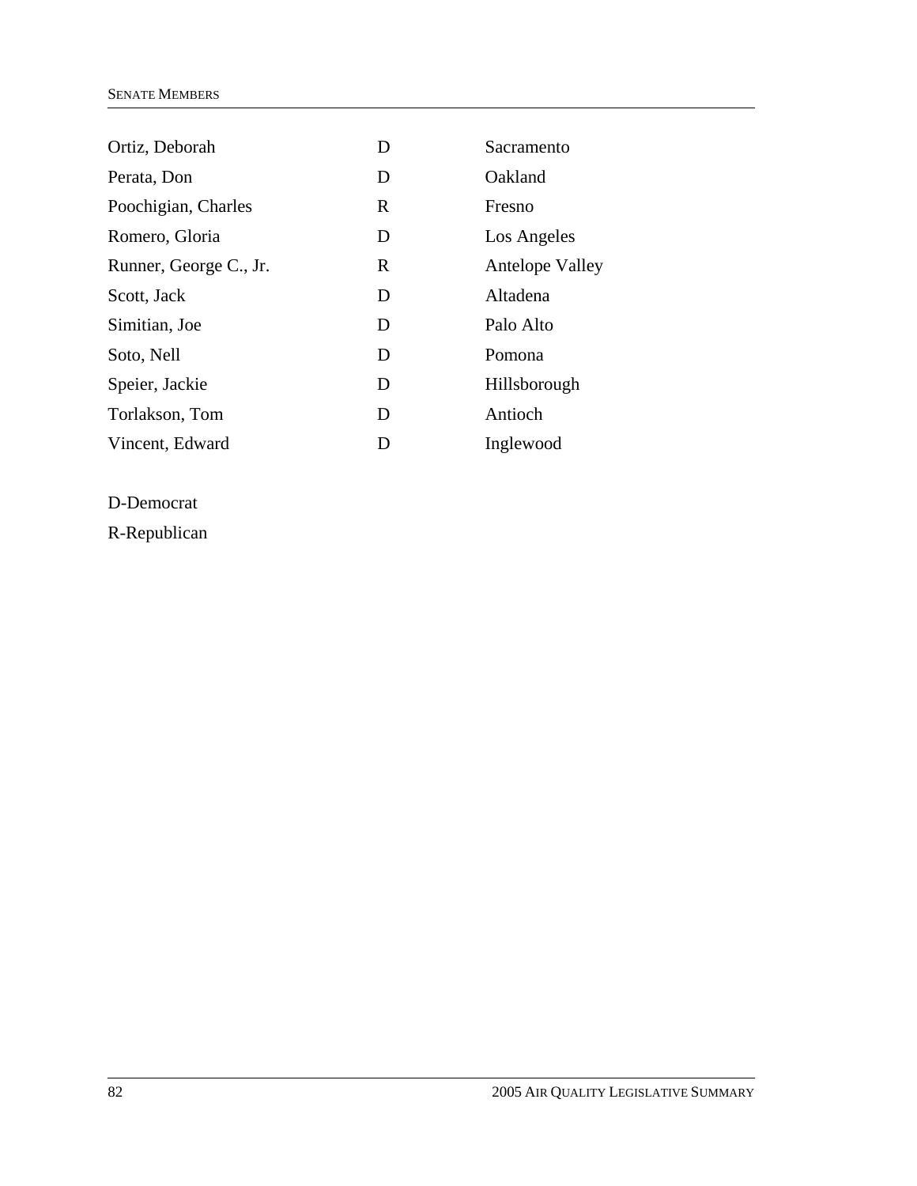| | | |
|---|---|---|
| Ortiz, Deborah | D | Sacramento |
| Perata, Don | D | Oakland |
| Poochigian, Charles | R | Fresno |
| Romero, Gloria | D | Los Angeles |
| Runner, George C., Jr. | R | Antelope Valley |
| Scott, Jack | D | Altadena |
| Simitian, Joe | D | Palo Alto |
| Soto, Nell | D | Pomona |
| Speier, Jackie | D | Hillsborough |
| Torlakson, Tom | D | Antioch |
| Vincent, Edward | D | Inglewood |

D-Democrat

R-Republican